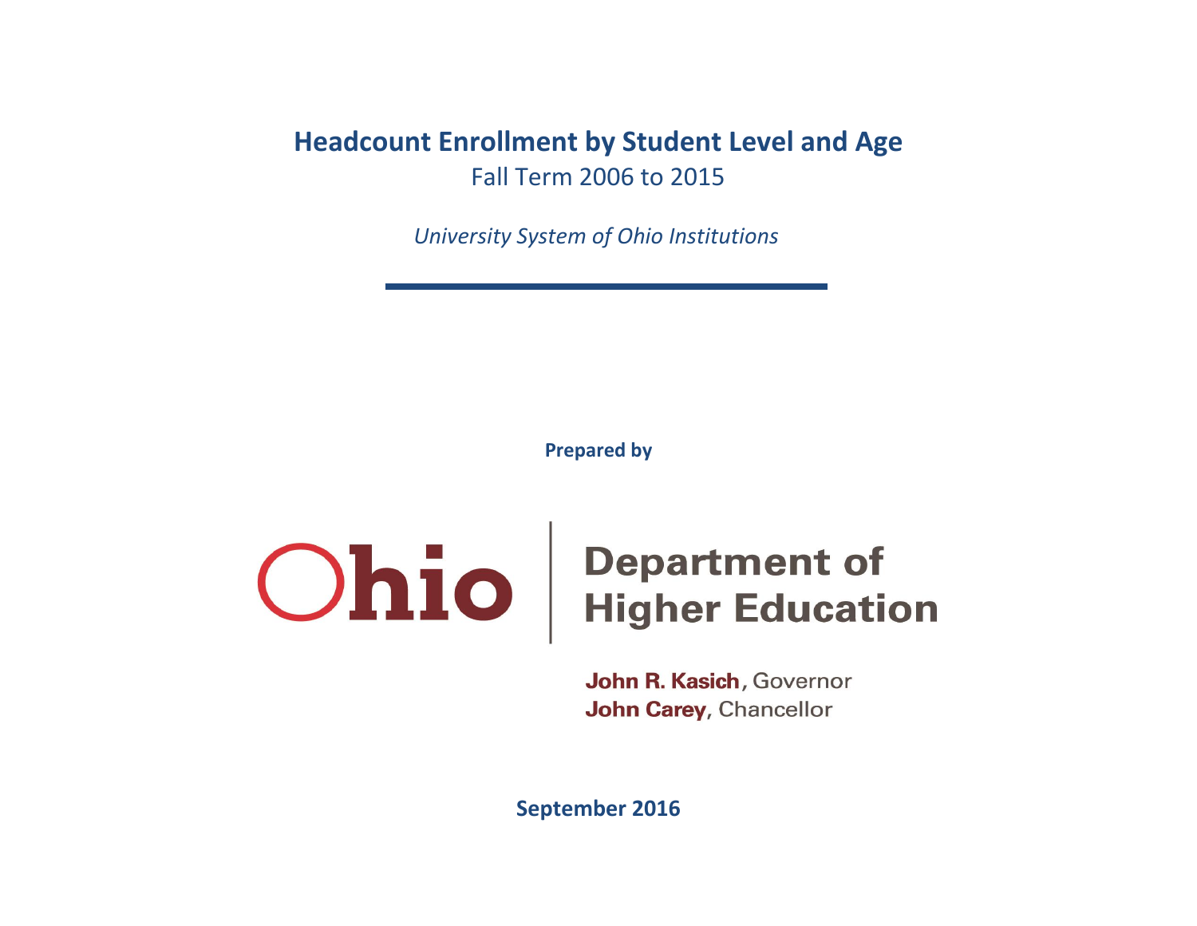# Headcount Enrollment by Student Level and Age

Fall Term 2006 to 2015

*University System of Ohio Institutions*

**Prepared by**

Ohio | Department of Higher Education

**John R. Kasich**, Governor
**John Carey**, Chancellor

**September 2016**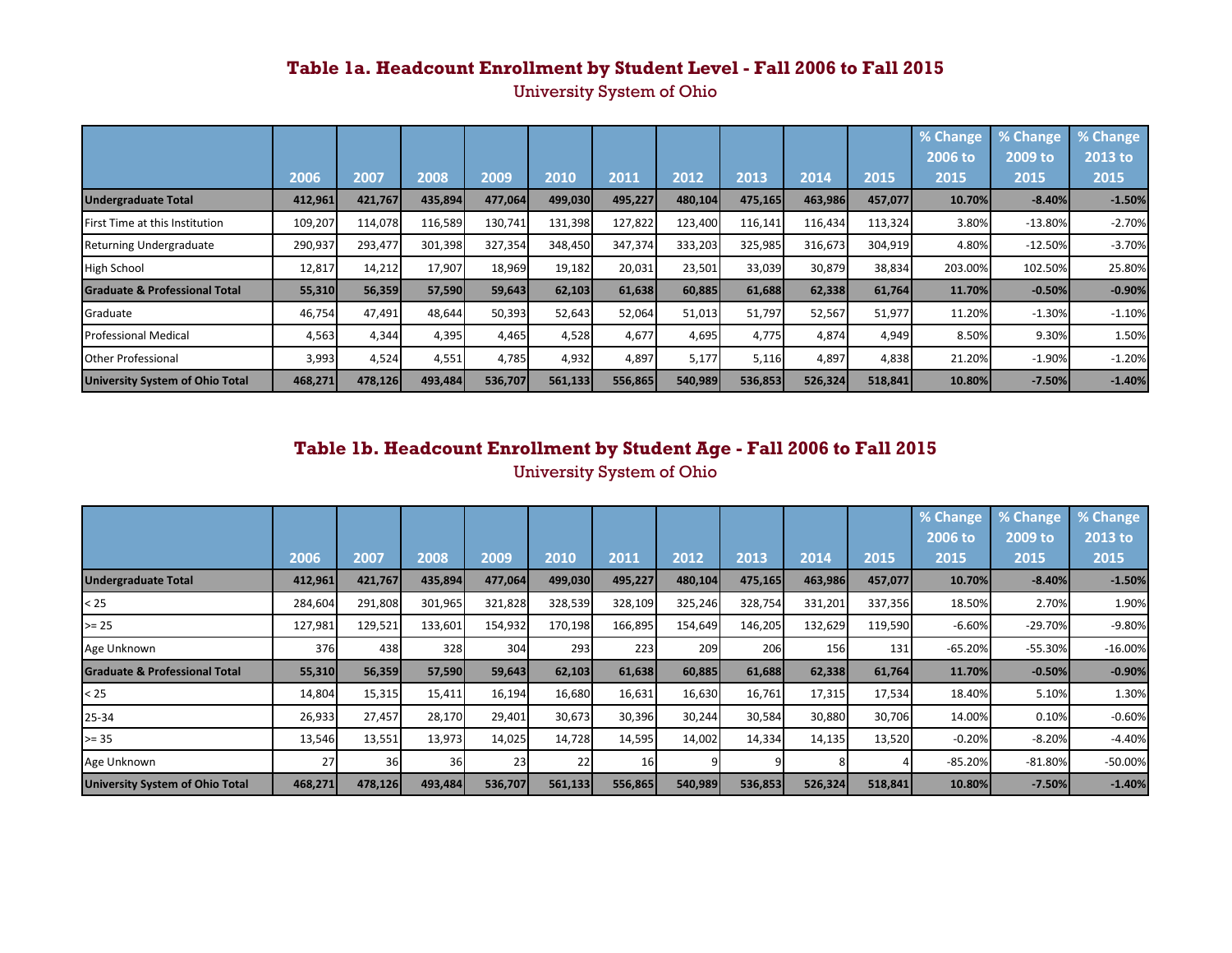## Table 1a. Headcount Enrollment by Student Level - Fall 2006 to Fall 2015

University System of Ohio

| | 2006 | 2007 | 2008 | 2009 | 2010 | 2011 | 2012 | 2013 | 2014 | 2015 | % Change 2006 to 2015 | % Change 2009 to 2015 | % Change 2013 to 2015 |
|---|---|---|---|---|---|---|---|---|---|---|---|---|---|
| **Undergraduate Total** | **412,961** | **421,767** | **435,894** | **477,064** | **499,030** | **495,227** | **480,104** | **475,165** | **463,986** | **457,077** | **10.70%** | **-8.40%** | **-1.50%** |
| First Time at this Institution | 109,207 | 114,078 | 116,589 | 130,741 | 131,398 | 127,822 | 123,400 | 116,141 | 116,434 | 113,324 | 3.80% | -13.80% | -2.70% |
| Returning Undergraduate | 290,937 | 293,477 | 301,398 | 327,354 | 348,450 | 347,374 | 333,203 | 325,985 | 316,673 | 304,919 | 4.80% | -12.50% | -3.70% |
| High School | 12,817 | 14,212 | 17,907 | 18,969 | 19,182 | 20,031 | 23,501 | 33,039 | 30,879 | 38,834 | 203.00% | 102.50% | 25.80% |
| **Graduate & Professional Total** | **55,310** | **56,359** | **57,590** | **59,643** | **62,103** | **61,638** | **60,885** | **61,688** | **62,338** | **61,764** | **11.70%** | **-0.50%** | **-0.90%** |
| Graduate | 46,754 | 47,491 | 48,644 | 50,393 | 52,643 | 52,064 | 51,013 | 51,797 | 52,567 | 51,977 | 11.20% | -1.30% | -1.10% |
| Professional Medical | 4,563 | 4,344 | 4,395 | 4,465 | 4,528 | 4,677 | 4,695 | 4,775 | 4,874 | 4,949 | 8.50% | 9.30% | 1.50% |
| Other Professional | 3,993 | 4,524 | 4,551 | 4,785 | 4,932 | 4,897 | 5,177 | 5,116 | 4,897 | 4,838 | 21.20% | -1.90% | -1.20% |
| **University System of Ohio Total** | **468,271** | **478,126** | **493,484** | **536,707** | **561,133** | **556,865** | **540,989** | **536,853** | **526,324** | **518,841** | **10.80%** | **-7.50%** | **-1.40%** |

## Table 1b. Headcount Enrollment by Student Age - Fall 2006 to Fall 2015

University System of Ohio

| | 2006 | 2007 | 2008 | 2009 | 2010 | 2011 | 2012 | 2013 | 2014 | 2015 | % Change 2006 to 2015 | % Change 2009 to 2015 | % Change 2013 to 2015 |
|---|---|---|---|---|---|---|---|---|---|---|---|---|---|
| **Undergraduate Total** | **412,961** | **421,767** | **435,894** | **477,064** | **499,030** | **495,227** | **480,104** | **475,165** | **463,986** | **457,077** | **10.70%** | **-8.40%** | **-1.50%** |
| < 25 | 284,604 | 291,808 | 301,965 | 321,828 | 328,539 | 328,109 | 325,246 | 328,754 | 331,201 | 337,356 | 18.50% | 2.70% | 1.90% |
| >= 25 | 127,981 | 129,521 | 133,601 | 154,932 | 170,198 | 166,895 | 154,649 | 146,205 | 132,629 | 119,590 | -6.60% | -29.70% | -9.80% |
| Age Unknown | 376 | 438 | 328 | 304 | 293 | 223 | 209 | 206 | 156 | 131 | -65.20% | -55.30% | -16.00% |
| **Graduate & Professional Total** | **55,310** | **56,359** | **57,590** | **59,643** | **62,103** | **61,638** | **60,885** | **61,688** | **62,338** | **61,764** | **11.70%** | **-0.50%** | **-0.90%** |
| < 25 | 14,804 | 15,315 | 15,411 | 16,194 | 16,680 | 16,631 | 16,630 | 16,761 | 17,315 | 17,534 | 18.40% | 5.10% | 1.30% |
| 25-34 | 26,933 | 27,457 | 28,170 | 29,401 | 30,673 | 30,396 | 30,244 | 30,584 | 30,880 | 30,706 | 14.00% | 0.10% | -0.60% |
| >= 35 | 13,546 | 13,551 | 13,973 | 14,025 | 14,728 | 14,595 | 14,002 | 14,334 | 14,135 | 13,520 | -0.20% | -8.20% | -4.40% |
| Age Unknown | 27 | 36 | 36 | 23 | 22 | 16 | 9 | 9 | 8 | 4 | -85.20% | -81.80% | -50.00% |
| **University System of Ohio Total** | **468,271** | **478,126** | **493,484** | **536,707** | **561,133** | **556,865** | **540,989** | **536,853** | **526,324** | **518,841** | **10.80%** | **-7.50%** | **-1.40%** |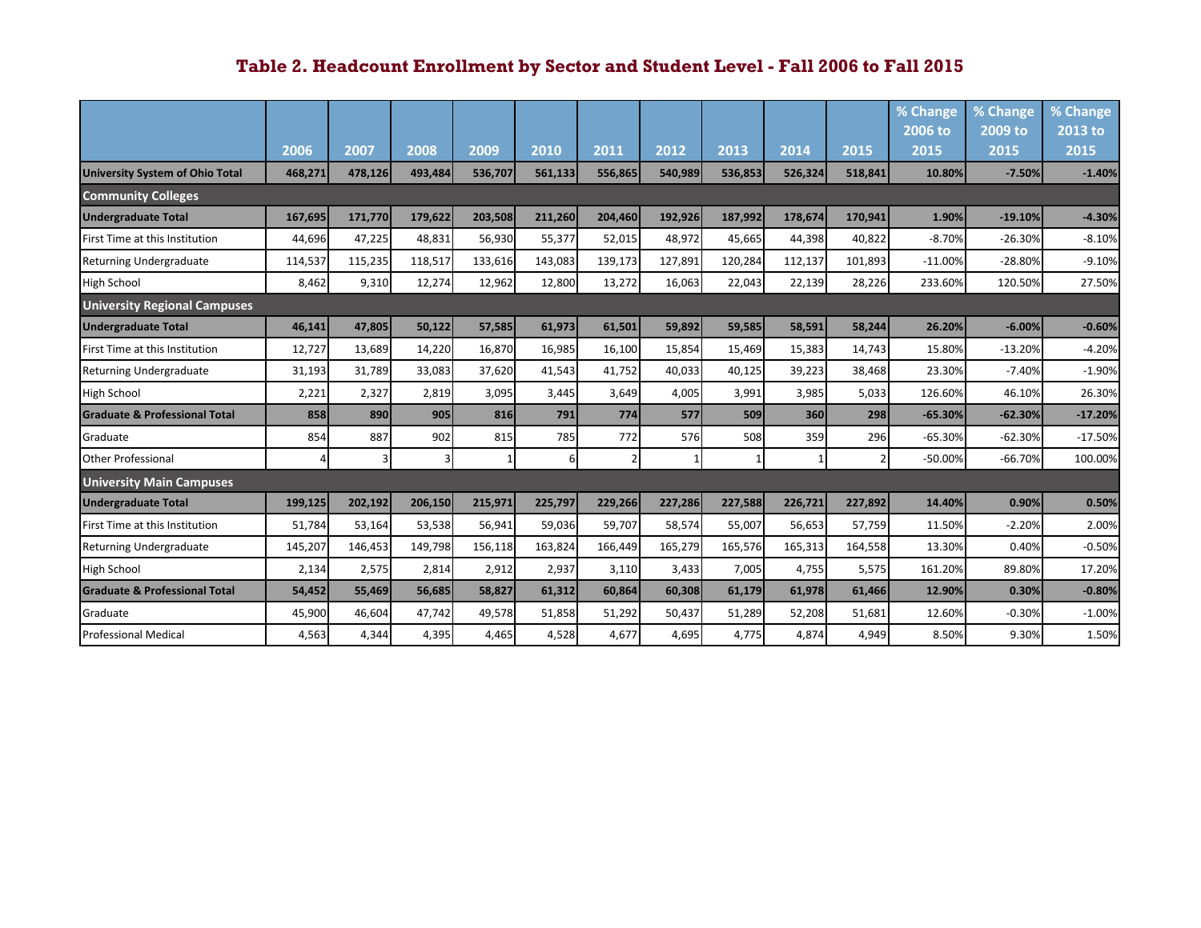## Table 2. Headcount Enrollment by Sector and Student Level - Fall 2006 to Fall 2015

| | 2006 | 2007 | 2008 | 2009 | 2010 | 2011 | 2012 | 2013 | 2014 | 2015 | % Change 2006 to 2015 | % Change 2009 to 2015 | % Change 2013 to 2015 |
|---|---|---|---|---|---|---|---|---|---|---|---|---|---|
| **University System of Ohio Total** | **468,271** | **478,126** | **493,484** | **536,707** | **561,133** | **556,865** | **540,989** | **536,853** | **526,324** | **518,841** | **10.80%** | **-7.50%** | **-1.40%** |
| **Community Colleges** | | | | | | | | | | | | | |
| **Undergraduate Total** | **167,695** | **171,770** | **179,622** | **203,508** | **211,260** | **204,460** | **192,926** | **187,992** | **178,674** | **170,941** | **1.90%** | **-19.10%** | **-4.30%** |
| First Time at this Institution | 44,696 | 47,225 | 48,831 | 56,930 | 55,377 | 52,015 | 48,972 | 45,665 | 44,398 | 40,822 | -8.70% | -26.30% | -8.10% |
| Returning Undergraduate | 114,537 | 115,235 | 118,517 | 133,616 | 143,083 | 139,173 | 127,891 | 120,284 | 112,137 | 101,893 | -11.00% | -28.80% | -9.10% |
| High School | 8,462 | 9,310 | 12,274 | 12,962 | 12,800 | 13,272 | 16,063 | 22,043 | 22,139 | 28,226 | 233.60% | 120.50% | 27.50% |
| **University Regional Campuses** | | | | | | | | | | | | | |
| **Undergraduate Total** | **46,141** | **47,805** | **50,122** | **57,585** | **61,973** | **61,501** | **59,892** | **59,585** | **58,591** | **58,244** | **26.20%** | **-6.00%** | **-0.60%** |
| First Time at this Institution | 12,727 | 13,689 | 14,220 | 16,870 | 16,985 | 16,100 | 15,854 | 15,469 | 15,383 | 14,743 | 15.80% | -13.20% | -4.20% |
| Returning Undergraduate | 31,193 | 31,789 | 33,083 | 37,620 | 41,543 | 41,752 | 40,033 | 40,125 | 39,223 | 38,468 | 23.30% | -7.40% | -1.90% |
| High School | 2,221 | 2,327 | 2,819 | 3,095 | 3,445 | 3,649 | 4,005 | 3,991 | 3,985 | 5,033 | 126.60% | 46.10% | 26.30% |
| **Graduate & Professional Total** | **858** | **890** | **905** | **816** | **791** | **774** | **577** | **509** | **360** | **298** | **-65.30%** | **-62.30%** | **-17.20%** |
| Graduate | 854 | 887 | 902 | 815 | 785 | 772 | 576 | 508 | 359 | 296 | -65.30% | -62.30% | -17.50% |
| Other Professional | 4 | 3 | 3 | 1 | 6 | 2 | 1 | 1 | 1 | 2 | -50.00% | -66.70% | 100.00% |
| **University Main Campuses** | | | | | | | | | | | | | |
| **Undergraduate Total** | **199,125** | **202,192** | **206,150** | **215,971** | **225,797** | **229,266** | **227,286** | **227,588** | **226,721** | **227,892** | **14.40%** | **0.90%** | **0.50%** |
| First Time at this Institution | 51,784 | 53,164 | 53,538 | 56,941 | 59,036 | 59,707 | 58,574 | 55,007 | 56,653 | 57,759 | 11.50% | -2.20% | 2.00% |
| Returning Undergraduate | 145,207 | 146,453 | 149,798 | 156,118 | 163,824 | 166,449 | 165,279 | 165,576 | 165,313 | 164,558 | 13.30% | 0.40% | -0.50% |
| High School | 2,134 | 2,575 | 2,814 | 2,912 | 2,937 | 3,110 | 3,433 | 7,005 | 4,755 | 5,575 | 161.20% | 89.80% | 17.20% |
| **Graduate & Professional Total** | **54,452** | **55,469** | **56,685** | **58,827** | **61,312** | **60,864** | **60,308** | **61,179** | **61,978** | **61,466** | **12.90%** | **0.30%** | **-0.80%** |
| Graduate | 45,900 | 46,604 | 47,742 | 49,578 | 51,858 | 51,292 | 50,437 | 51,289 | 52,208 | 51,681 | 12.60% | -0.30% | -1.00% |
| Professional Medical | 4,563 | 4,344 | 4,395 | 4,465 | 4,528 | 4,677 | 4,695 | 4,775 | 4,874 | 4,949 | 8.50% | 9.30% | 1.50% |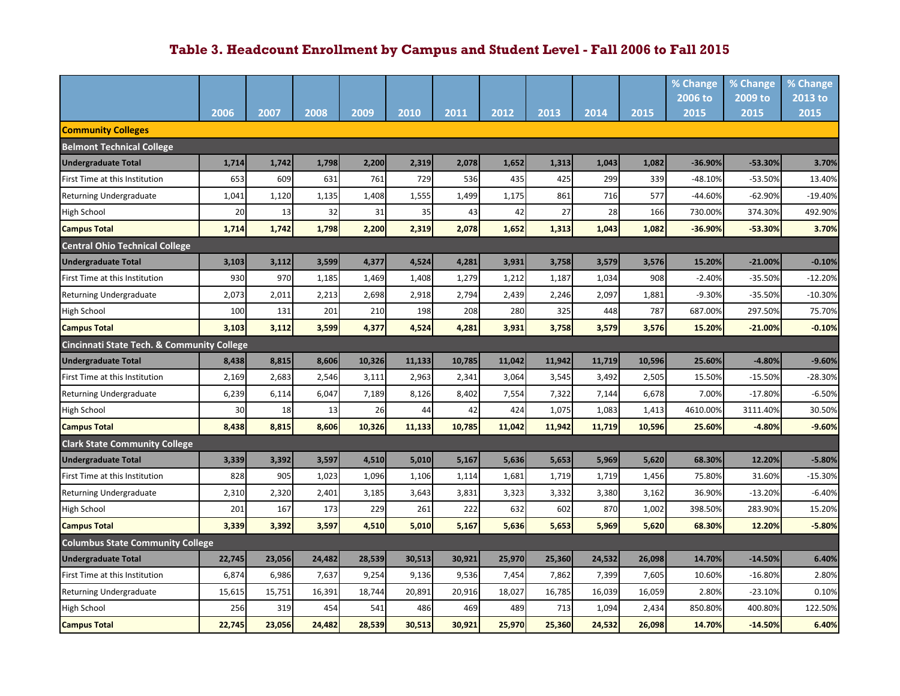# Table 3. Headcount Enrollment by Campus and Student Level - Fall 2006 to Fall 2015

| | 2006 | 2007 | 2008 | 2009 | 2010 | 2011 | 2012 | 2013 | 2014 | 2015 | % Change 2006 to 2015 | % Change 2009 to 2015 | % Change 2013 to 2015 |
|---|---|---|---|---|---|---|---|---|---|---|---|---|---|
| **Community Colleges** | | | | | | | | | | | | | |
| **Belmont Technical College** | | | | | | | | | | | | | |
| **Undergraduate Total** | **1,714** | **1,742** | **1,798** | **2,200** | **2,319** | **2,078** | **1,652** | **1,313** | **1,043** | **1,082** | **-36.90%** | **-53.30%** | **3.70%** |
| First Time at this Institution | 653 | 609 | 631 | 761 | 729 | 536 | 435 | 425 | 299 | 339 | -48.10% | -53.50% | 13.40% |
| Returning Undergraduate | 1,041 | 1,120 | 1,135 | 1,408 | 1,555 | 1,499 | 1,175 | 861 | 716 | 577 | -44.60% | -62.90% | -19.40% |
| High School | 20 | 13 | 32 | 31 | 35 | 43 | 42 | 27 | 28 | 166 | 730.00% | 374.30% | 492.90% |
| **Campus Total** | **1,714** | **1,742** | **1,798** | **2,200** | **2,319** | **2,078** | **1,652** | **1,313** | **1,043** | **1,082** | **-36.90%** | **-53.30%** | **3.70%** |
| **Central Ohio Technical College** | | | | | | | | | | | | | |
| **Undergraduate Total** | **3,103** | **3,112** | **3,599** | **4,377** | **4,524** | **4,281** | **3,931** | **3,758** | **3,579** | **3,576** | **15.20%** | **-21.00%** | **-0.10%** |
| First Time at this Institution | 930 | 970 | 1,185 | 1,469 | 1,408 | 1,279 | 1,212 | 1,187 | 1,034 | 908 | -2.40% | -35.50% | -12.20% |
| Returning Undergraduate | 2,073 | 2,011 | 2,213 | 2,698 | 2,918 | 2,794 | 2,439 | 2,246 | 2,097 | 1,881 | -9.30% | -35.50% | -10.30% |
| High School | 100 | 131 | 201 | 210 | 198 | 208 | 280 | 325 | 448 | 787 | 687.00% | 297.50% | 75.70% |
| **Campus Total** | **3,103** | **3,112** | **3,599** | **4,377** | **4,524** | **4,281** | **3,931** | **3,758** | **3,579** | **3,576** | **15.20%** | **-21.00%** | **-0.10%** |
| **Cincinnati State Tech. & Community College** | | | | | | | | | | | | | |
| **Undergraduate Total** | **8,438** | **8,815** | **8,606** | **10,326** | **11,133** | **10,785** | **11,042** | **11,942** | **11,719** | **10,596** | **25.60%** | **-4.80%** | **-9.60%** |
| First Time at this Institution | 2,169 | 2,683 | 2,546 | 3,111 | 2,963 | 2,341 | 3,064 | 3,545 | 3,492 | 2,505 | 15.50% | -15.50% | -28.30% |
| Returning Undergraduate | 6,239 | 6,114 | 6,047 | 7,189 | 8,126 | 8,402 | 7,554 | 7,322 | 7,144 | 6,678 | 7.00% | -17.80% | -6.50% |
| High School | 30 | 18 | 13 | 26 | 44 | 42 | 424 | 1,075 | 1,083 | 1,413 | 4610.00% | 3111.40% | 30.50% |
| **Campus Total** | **8,438** | **8,815** | **8,606** | **10,326** | **11,133** | **10,785** | **11,042** | **11,942** | **11,719** | **10,596** | **25.60%** | **-4.80%** | **-9.60%** |
| **Clark State Community College** | | | | | | | | | | | | | |
| **Undergraduate Total** | **3,339** | **3,392** | **3,597** | **4,510** | **5,010** | **5,167** | **5,636** | **5,653** | **5,969** | **5,620** | **68.30%** | **12.20%** | **-5.80%** |
| First Time at this Institution | 828 | 905 | 1,023 | 1,096 | 1,106 | 1,114 | 1,681 | 1,719 | 1,719 | 1,456 | 75.80% | 31.60% | -15.30% |
| Returning Undergraduate | 2,310 | 2,320 | 2,401 | 3,185 | 3,643 | 3,831 | 3,323 | 3,332 | 3,380 | 3,162 | 36.90% | -13.20% | -6.40% |
| High School | 201 | 167 | 173 | 229 | 261 | 222 | 632 | 602 | 870 | 1,002 | 398.50% | 283.90% | 15.20% |
| **Campus Total** | **3,339** | **3,392** | **3,597** | **4,510** | **5,010** | **5,167** | **5,636** | **5,653** | **5,969** | **5,620** | **68.30%** | **12.20%** | **-5.80%** |
| **Columbus State Community College** | | | | | | | | | | | | | |
| **Undergraduate Total** | **22,745** | **23,056** | **24,482** | **28,539** | **30,513** | **30,921** | **25,970** | **25,360** | **24,532** | **26,098** | **14.70%** | **-14.50%** | **6.40%** |
| First Time at this Institution | 6,874 | 6,986 | 7,637 | 9,254 | 9,136 | 9,536 | 7,454 | 7,862 | 7,399 | 7,605 | 10.60% | -16.80% | 2.80% |
| Returning Undergraduate | 15,615 | 15,751 | 16,391 | 18,744 | 20,891 | 20,916 | 18,027 | 16,785 | 16,039 | 16,059 | 2.80% | -23.10% | 0.10% |
| High School | 256 | 319 | 454 | 541 | 486 | 469 | 489 | 713 | 1,094 | 2,434 | 850.80% | 400.80% | 122.50% |
| **Campus Total** | **22,745** | **23,056** | **24,482** | **28,539** | **30,513** | **30,921** | **25,970** | **25,360** | **24,532** | **26,098** | **14.70%** | **-14.50%** | **6.40%** |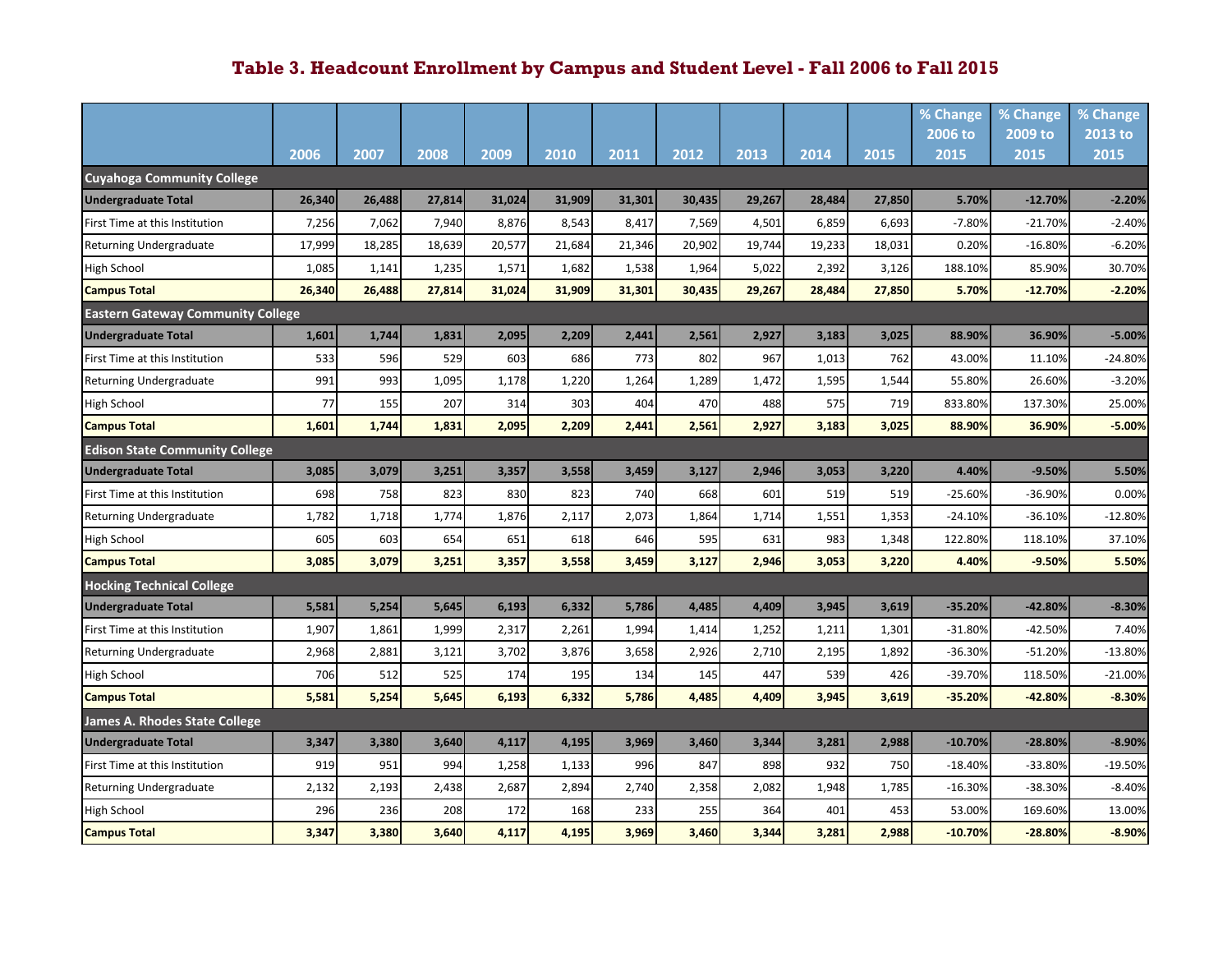# Table 3. Headcount Enrollment by Campus and Student Level - Fall 2006 to Fall 2015

| | 2006 | 2007 | 2008 | 2009 | 2010 | 2011 | 2012 | 2013 | 2014 | 2015 | % Change 2006 to 2015 | % Change 2009 to 2015 | % Change 2013 to 2015 |
|---|---|---|---|---|---|---|---|---|---|---|---|---|---|
| **Cuyahoga Community College** | | | | | | | | | | | | | |
| **Undergraduate Total** | **26,340** | **26,488** | **27,814** | **31,024** | **31,909** | **31,301** | **30,435** | **29,267** | **28,484** | **27,850** | **5.70%** | **-12.70%** | **-2.20%** |
| First Time at this Institution | 7,256 | 7,062 | 7,940 | 8,876 | 8,543 | 8,417 | 7,569 | 4,501 | 6,859 | 6,693 | -7.80% | -21.70% | -2.40% |
| Returning Undergraduate | 17,999 | 18,285 | 18,639 | 20,577 | 21,684 | 21,346 | 20,902 | 19,744 | 19,233 | 18,031 | 0.20% | -16.80% | -6.20% |
| High School | 1,085 | 1,141 | 1,235 | 1,571 | 1,682 | 1,538 | 1,964 | 5,022 | 2,392 | 3,126 | 188.10% | 85.90% | 30.70% |
| **Campus Total** | **26,340** | **26,488** | **27,814** | **31,024** | **31,909** | **31,301** | **30,435** | **29,267** | **28,484** | **27,850** | **5.70%** | **-12.70%** | **-2.20%** |
| **Eastern Gateway Community College** | | | | | | | | | | | | | |
| **Undergraduate Total** | **1,601** | **1,744** | **1,831** | **2,095** | **2,209** | **2,441** | **2,561** | **2,927** | **3,183** | **3,025** | **88.90%** | **36.90%** | **-5.00%** |
| First Time at this Institution | 533 | 596 | 529 | 603 | 686 | 773 | 802 | 967 | 1,013 | 762 | 43.00% | 11.10% | -24.80% |
| Returning Undergraduate | 991 | 993 | 1,095 | 1,178 | 1,220 | 1,264 | 1,289 | 1,472 | 1,595 | 1,544 | 55.80% | 26.60% | -3.20% |
| High School | 77 | 155 | 207 | 314 | 303 | 404 | 470 | 488 | 575 | 719 | 833.80% | 137.30% | 25.00% |
| **Campus Total** | **1,601** | **1,744** | **1,831** | **2,095** | **2,209** | **2,441** | **2,561** | **2,927** | **3,183** | **3,025** | **88.90%** | **36.90%** | **-5.00%** |
| **Edison State Community College** | | | | | | | | | | | | | |
| **Undergraduate Total** | **3,085** | **3,079** | **3,251** | **3,357** | **3,558** | **3,459** | **3,127** | **2,946** | **3,053** | **3,220** | **4.40%** | **-9.50%** | **5.50%** |
| First Time at this Institution | 698 | 758 | 823 | 830 | 823 | 740 | 668 | 601 | 519 | 519 | -25.60% | -36.90% | 0.00% |
| Returning Undergraduate | 1,782 | 1,718 | 1,774 | 1,876 | 2,117 | 2,073 | 1,864 | 1,714 | 1,551 | 1,353 | -24.10% | -36.10% | -12.80% |
| High School | 605 | 603 | 654 | 651 | 618 | 646 | 595 | 631 | 983 | 1,348 | 122.80% | 118.10% | 37.10% |
| **Campus Total** | **3,085** | **3,079** | **3,251** | **3,357** | **3,558** | **3,459** | **3,127** | **2,946** | **3,053** | **3,220** | **4.40%** | **-9.50%** | **5.50%** |
| **Hocking Technical College** | | | | | | | | | | | | | |
| **Undergraduate Total** | **5,581** | **5,254** | **5,645** | **6,193** | **6,332** | **5,786** | **4,485** | **4,409** | **3,945** | **3,619** | **-35.20%** | **-42.80%** | **-8.30%** |
| First Time at this Institution | 1,907 | 1,861 | 1,999 | 2,317 | 2,261 | 1,994 | 1,414 | 1,252 | 1,211 | 1,301 | -31.80% | -42.50% | 7.40% |
| Returning Undergraduate | 2,968 | 2,881 | 3,121 | 3,702 | 3,876 | 3,658 | 2,926 | 2,710 | 2,195 | 1,892 | -36.30% | -51.20% | -13.80% |
| High School | 706 | 512 | 525 | 174 | 195 | 134 | 145 | 447 | 539 | 426 | -39.70% | 118.50% | -21.00% |
| **Campus Total** | **5,581** | **5,254** | **5,645** | **6,193** | **6,332** | **5,786** | **4,485** | **4,409** | **3,945** | **3,619** | **-35.20%** | **-42.80%** | **-8.30%** |
| **James A. Rhodes State College** | | | | | | | | | | | | | |
| **Undergraduate Total** | **3,347** | **3,380** | **3,640** | **4,117** | **4,195** | **3,969** | **3,460** | **3,344** | **3,281** | **2,988** | **-10.70%** | **-28.80%** | **-8.90%** |
| First Time at this Institution | 919 | 951 | 994 | 1,258 | 1,133 | 996 | 847 | 898 | 932 | 750 | -18.40% | -33.80% | -19.50% |
| Returning Undergraduate | 2,132 | 2,193 | 2,438 | 2,687 | 2,894 | 2,740 | 2,358 | 2,082 | 1,948 | 1,785 | -16.30% | -38.30% | -8.40% |
| High School | 296 | 236 | 208 | 172 | 168 | 233 | 255 | 364 | 401 | 453 | 53.00% | 169.60% | 13.00% |
| **Campus Total** | **3,347** | **3,380** | **3,640** | **4,117** | **4,195** | **3,969** | **3,460** | **3,344** | **3,281** | **2,988** | **-10.70%** | **-28.80%** | **-8.90%** |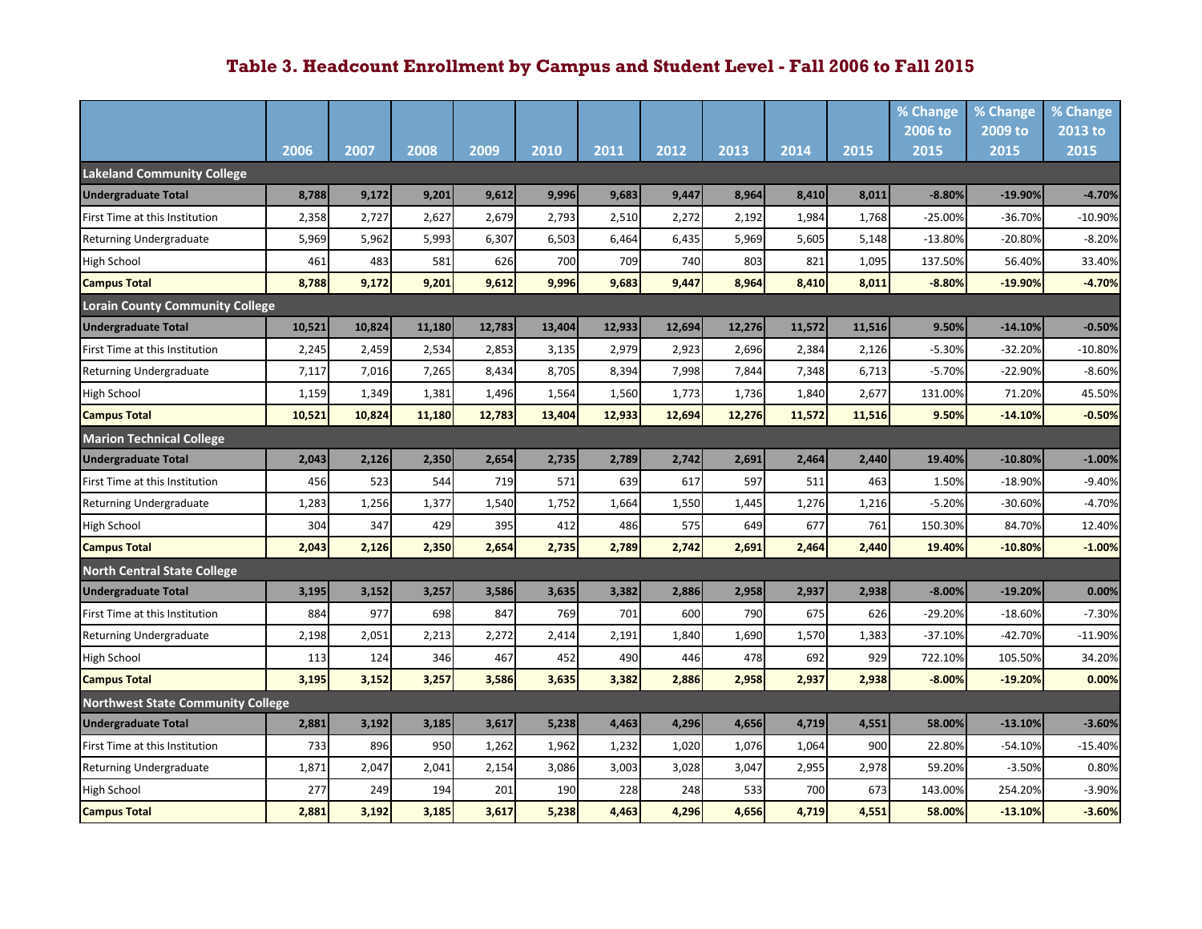# Table 3. Headcount Enrollment by Campus and Student Level - Fall 2006 to Fall 2015

| | 2006 | 2007 | 2008 | 2009 | 2010 | 2011 | 2012 | 2013 | 2014 | 2015 | % Change 2006 to 2015 | % Change 2009 to 2015 | % Change 2013 to 2015 |
|---|---|---|---|---|---|---|---|---|---|---|---|---|---|
| **Lakeland Community College** | | | | | | | | | | | | | |
| **Undergraduate Total** | **8,788** | **9,172** | **9,201** | **9,612** | **9,996** | **9,683** | **9,447** | **8,964** | **8,410** | **8,011** | **-8.80%** | **-19.90%** | **-4.70%** |
| First Time at this Institution | 2,358 | 2,727 | 2,627 | 2,679 | 2,793 | 2,510 | 2,272 | 2,192 | 1,984 | 1,768 | -25.00% | -36.70% | -10.90% |
| Returning Undergraduate | 5,969 | 5,962 | 5,993 | 6,307 | 6,503 | 6,464 | 6,435 | 5,969 | 5,605 | 5,148 | -13.80% | -20.80% | -8.20% |
| High School | 461 | 483 | 581 | 626 | 700 | 709 | 740 | 803 | 821 | 1,095 | 137.50% | 56.40% | 33.40% |
| **Campus Total** | **8,788** | **9,172** | **9,201** | **9,612** | **9,996** | **9,683** | **9,447** | **8,964** | **8,410** | **8,011** | **-8.80%** | **-19.90%** | **-4.70%** |
| **Lorain County Community College** | | | | | | | | | | | | | |
| **Undergraduate Total** | **10,521** | **10,824** | **11,180** | **12,783** | **13,404** | **12,933** | **12,694** | **12,276** | **11,572** | **11,516** | **9.50%** | **-14.10%** | **-0.50%** |
| First Time at this Institution | 2,245 | 2,459 | 2,534 | 2,853 | 3,135 | 2,979 | 2,923 | 2,696 | 2,384 | 2,126 | -5.30% | -32.20% | -10.80% |
| Returning Undergraduate | 7,117 | 7,016 | 7,265 | 8,434 | 8,705 | 8,394 | 7,998 | 7,844 | 7,348 | 6,713 | -5.70% | -22.90% | -8.60% |
| High School | 1,159 | 1,349 | 1,381 | 1,496 | 1,564 | 1,560 | 1,773 | 1,736 | 1,840 | 2,677 | 131.00% | 71.20% | 45.50% |
| **Campus Total** | **10,521** | **10,824** | **11,180** | **12,783** | **13,404** | **12,933** | **12,694** | **12,276** | **11,572** | **11,516** | **9.50%** | **-14.10%** | **-0.50%** |
| **Marion Technical College** | | | | | | | | | | | | | |
| **Undergraduate Total** | **2,043** | **2,126** | **2,350** | **2,654** | **2,735** | **2,789** | **2,742** | **2,691** | **2,464** | **2,440** | **19.40%** | **-10.80%** | **-1.00%** |
| First Time at this Institution | 456 | 523 | 544 | 719 | 571 | 639 | 617 | 597 | 511 | 463 | 1.50% | -18.90% | -9.40% |
| Returning Undergraduate | 1,283 | 1,256 | 1,377 | 1,540 | 1,752 | 1,664 | 1,550 | 1,445 | 1,276 | 1,216 | -5.20% | -30.60% | -4.70% |
| High School | 304 | 347 | 429 | 395 | 412 | 486 | 575 | 649 | 677 | 761 | 150.30% | 84.70% | 12.40% |
| **Campus Total** | **2,043** | **2,126** | **2,350** | **2,654** | **2,735** | **2,789** | **2,742** | **2,691** | **2,464** | **2,440** | **19.40%** | **-10.80%** | **-1.00%** |
| **North Central State College** | | | | | | | | | | | | | |
| **Undergraduate Total** | **3,195** | **3,152** | **3,257** | **3,586** | **3,635** | **3,382** | **2,886** | **2,958** | **2,937** | **2,938** | **-8.00%** | **-19.20%** | **0.00%** |
| First Time at this Institution | 884 | 977 | 698 | 847 | 769 | 701 | 600 | 790 | 675 | 626 | -29.20% | -18.60% | -7.30% |
| Returning Undergraduate | 2,198 | 2,051 | 2,213 | 2,272 | 2,414 | 2,191 | 1,840 | 1,690 | 1,570 | 1,383 | -37.10% | -42.70% | -11.90% |
| High School | 113 | 124 | 346 | 467 | 452 | 490 | 446 | 478 | 692 | 929 | 722.10% | 105.50% | 34.20% |
| **Campus Total** | **3,195** | **3,152** | **3,257** | **3,586** | **3,635** | **3,382** | **2,886** | **2,958** | **2,937** | **2,938** | **-8.00%** | **-19.20%** | **0.00%** |
| **Northwest State Community College** | | | | | | | | | | | | | |
| **Undergraduate Total** | **2,881** | **3,192** | **3,185** | **3,617** | **5,238** | **4,463** | **4,296** | **4,656** | **4,719** | **4,551** | **58.00%** | **-13.10%** | **-3.60%** |
| First Time at this Institution | 733 | 896 | 950 | 1,262 | 1,962 | 1,232 | 1,020 | 1,076 | 1,064 | 900 | 22.80% | -54.10% | -15.40% |
| Returning Undergraduate | 1,871 | 2,047 | 2,041 | 2,154 | 3,086 | 3,003 | 3,028 | 3,047 | 2,955 | 2,978 | 59.20% | -3.50% | 0.80% |
| High School | 277 | 249 | 194 | 201 | 190 | 228 | 248 | 533 | 700 | 673 | 143.00% | 254.20% | -3.90% |
| **Campus Total** | **2,881** | **3,192** | **3,185** | **3,617** | **5,238** | **4,463** | **4,296** | **4,656** | **4,719** | **4,551** | **58.00%** | **-13.10%** | **-3.60%** |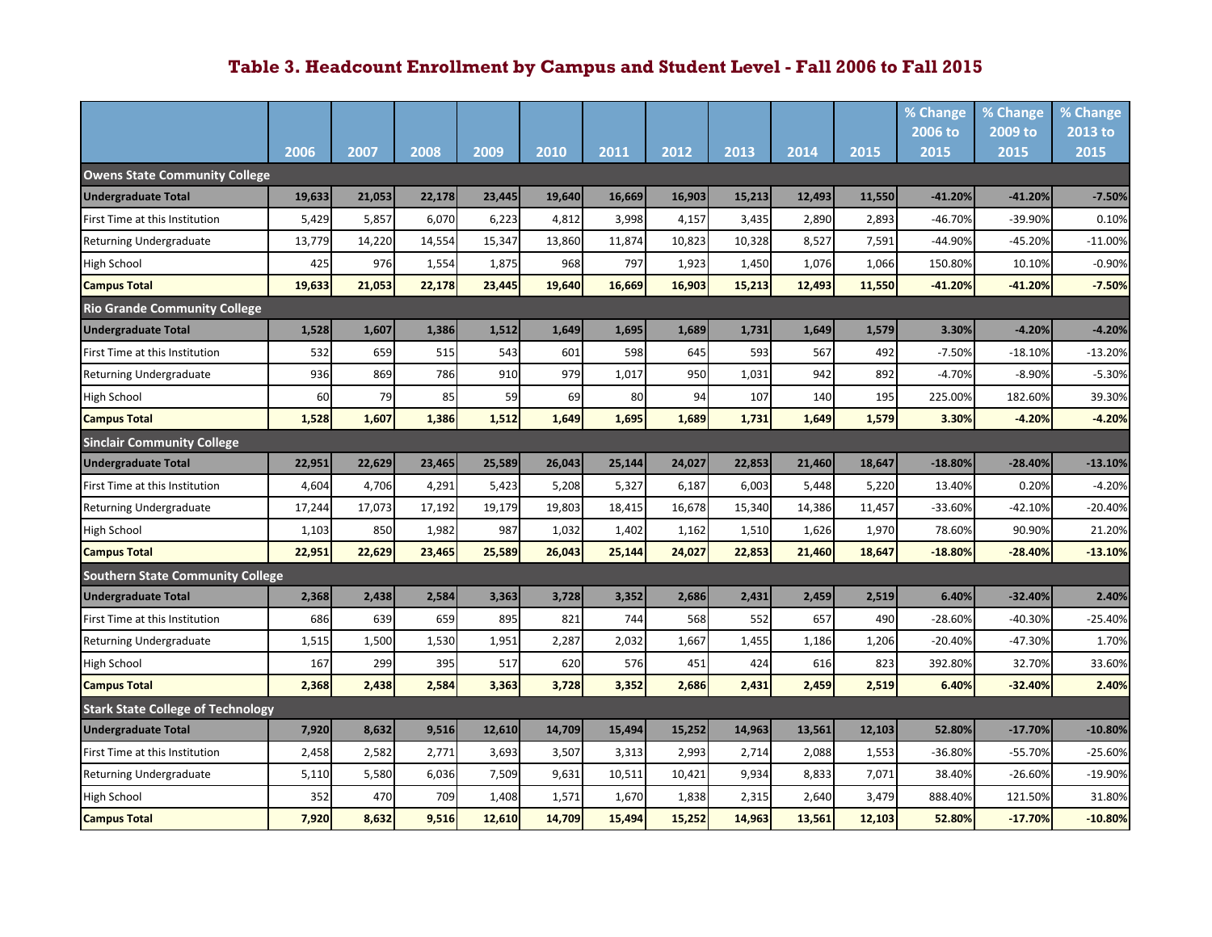# Table 3. Headcount Enrollment by Campus and Student Level - Fall 2006 to Fall 2015

| | 2006 | 2007 | 2008 | 2009 | 2010 | 2011 | 2012 | 2013 | 2014 | 2015 | % Change 2006 to 2015 | % Change 2009 to 2015 | % Change 2013 to 2015 |
|---|---|---|---|---|---|---|---|---|---|---|---|---|---|
| **Owens State Community College** | | | | | | | | | | | | | |
| **Undergraduate Total** | **19,633** | **21,053** | **22,178** | **23,445** | **19,640** | **16,669** | **16,903** | **15,213** | **12,493** | **11,550** | **-41.20%** | **-41.20%** | **-7.50%** |
| First Time at this Institution | 5,429 | 5,857 | 6,070 | 6,223 | 4,812 | 3,998 | 4,157 | 3,435 | 2,890 | 2,893 | -46.70% | -39.90% | 0.10% |
| Returning Undergraduate | 13,779 | 14,220 | 14,554 | 15,347 | 13,860 | 11,874 | 10,823 | 10,328 | 8,527 | 7,591 | -44.90% | -45.20% | -11.00% |
| High School | 425 | 976 | 1,554 | 1,875 | 968 | 797 | 1,923 | 1,450 | 1,076 | 1,066 | 150.80% | 10.10% | -0.90% |
| **Campus Total** | **19,633** | **21,053** | **22,178** | **23,445** | **19,640** | **16,669** | **16,903** | **15,213** | **12,493** | **11,550** | **-41.20%** | **-41.20%** | **-7.50%** |
| **Rio Grande Community College** | | | | | | | | | | | | | |
| **Undergraduate Total** | **1,528** | **1,607** | **1,386** | **1,512** | **1,649** | **1,695** | **1,689** | **1,731** | **1,649** | **1,579** | **3.30%** | **-4.20%** | **-4.20%** |
| First Time at this Institution | 532 | 659 | 515 | 543 | 601 | 598 | 645 | 593 | 567 | 492 | -7.50% | -18.10% | -13.20% |
| Returning Undergraduate | 936 | 869 | 786 | 910 | 979 | 1,017 | 950 | 1,031 | 942 | 892 | -4.70% | -8.90% | -5.30% |
| High School | 60 | 79 | 85 | 59 | 69 | 80 | 94 | 107 | 140 | 195 | 225.00% | 182.60% | 39.30% |
| **Campus Total** | **1,528** | **1,607** | **1,386** | **1,512** | **1,649** | **1,695** | **1,689** | **1,731** | **1,649** | **1,579** | **3.30%** | **-4.20%** | **-4.20%** |
| **Sinclair Community College** | | | | | | | | | | | | | |
| **Undergraduate Total** | **22,951** | **22,629** | **23,465** | **25,589** | **26,043** | **25,144** | **24,027** | **22,853** | **21,460** | **18,647** | **-18.80%** | **-28.40%** | **-13.10%** |
| First Time at this Institution | 4,604 | 4,706 | 4,291 | 5,423 | 5,208 | 5,327 | 6,187 | 6,003 | 5,448 | 5,220 | 13.40% | 0.20% | -4.20% |
| Returning Undergraduate | 17,244 | 17,073 | 17,192 | 19,179 | 19,803 | 18,415 | 16,678 | 15,340 | 14,386 | 11,457 | -33.60% | -42.10% | -20.40% |
| High School | 1,103 | 850 | 1,982 | 987 | 1,032 | 1,402 | 1,162 | 1,510 | 1,626 | 1,970 | 78.60% | 90.90% | 21.20% |
| **Campus Total** | **22,951** | **22,629** | **23,465** | **25,589** | **26,043** | **25,144** | **24,027** | **22,853** | **21,460** | **18,647** | **-18.80%** | **-28.40%** | **-13.10%** |
| **Southern State Community College** | | | | | | | | | | | | | |
| **Undergraduate Total** | **2,368** | **2,438** | **2,584** | **3,363** | **3,728** | **3,352** | **2,686** | **2,431** | **2,459** | **2,519** | **6.40%** | **-32.40%** | **2.40%** |
| First Time at this Institution | 686 | 639 | 659 | 895 | 821 | 744 | 568 | 552 | 657 | 490 | -28.60% | -40.30% | -25.40% |
| Returning Undergraduate | 1,515 | 1,500 | 1,530 | 1,951 | 2,287 | 2,032 | 1,667 | 1,455 | 1,186 | 1,206 | -20.40% | -47.30% | 1.70% |
| High School | 167 | 299 | 395 | 517 | 620 | 576 | 451 | 424 | 616 | 823 | 392.80% | 32.70% | 33.60% |
| **Campus Total** | **2,368** | **2,438** | **2,584** | **3,363** | **3,728** | **3,352** | **2,686** | **2,431** | **2,459** | **2,519** | **6.40%** | **-32.40%** | **2.40%** |
| **Stark State College of Technology** | | | | | | | | | | | | | |
| **Undergraduate Total** | **7,920** | **8,632** | **9,516** | **12,610** | **14,709** | **15,494** | **15,252** | **14,963** | **13,561** | **12,103** | **52.80%** | **-17.70%** | **-10.80%** |
| First Time at this Institution | 2,458 | 2,582 | 2,771 | 3,693 | 3,507 | 3,313 | 2,993 | 2,714 | 2,088 | 1,553 | -36.80% | -55.70% | -25.60% |
| Returning Undergraduate | 5,110 | 5,580 | 6,036 | 7,509 | 9,631 | 10,511 | 10,421 | 9,934 | 8,833 | 7,071 | 38.40% | -26.60% | -19.90% |
| High School | 352 | 470 | 709 | 1,408 | 1,571 | 1,670 | 1,838 | 2,315 | 2,640 | 3,479 | 888.40% | 121.50% | 31.80% |
| **Campus Total** | **7,920** | **8,632** | **9,516** | **12,610** | **14,709** | **15,494** | **15,252** | **14,963** | **13,561** | **12,103** | **52.80%** | **-17.70%** | **-10.80%** |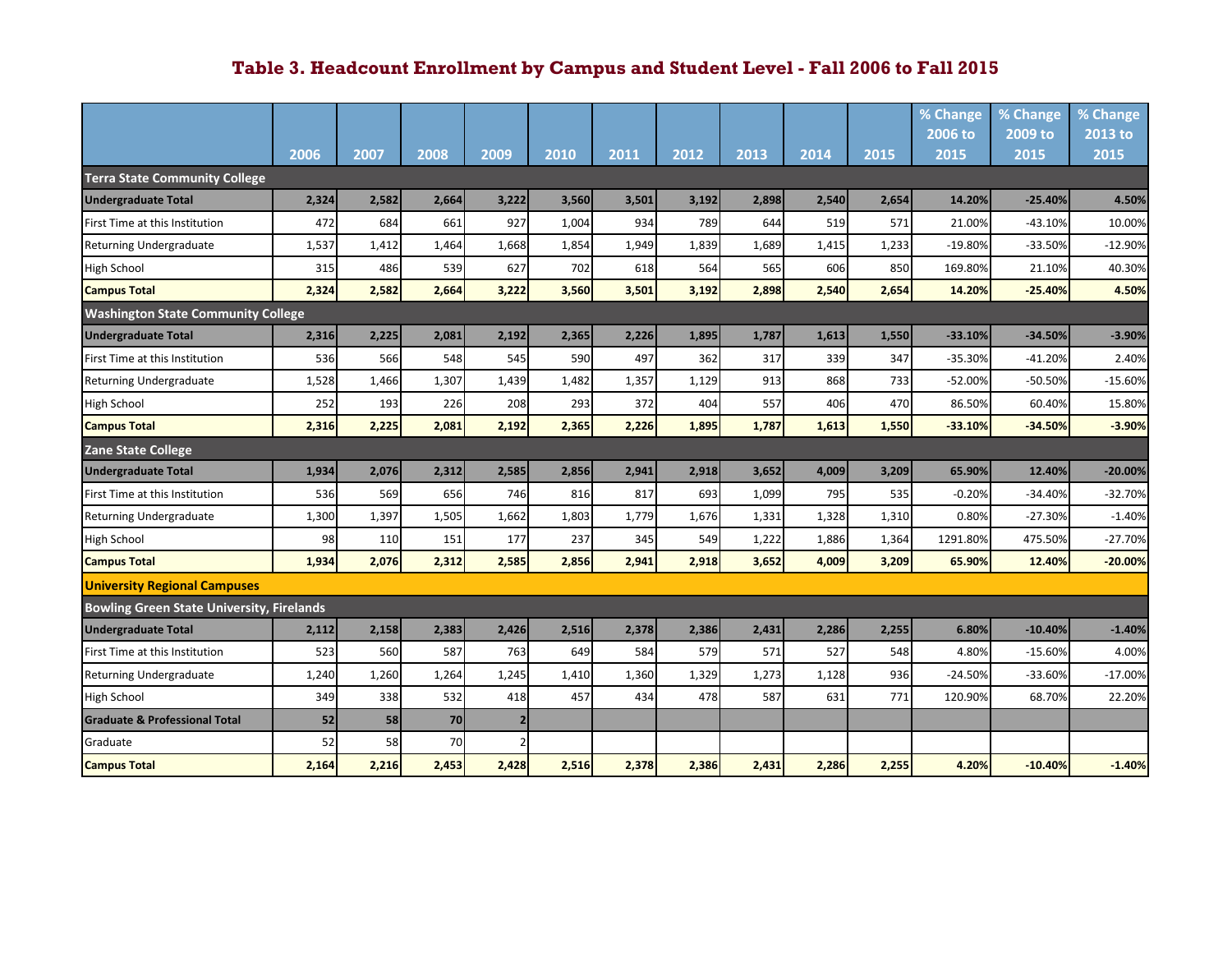## Table 3. Headcount Enrollment by Campus and Student Level - Fall 2006 to Fall 2015

| | 2006 | 2007 | 2008 | 2009 | 2010 | 2011 | 2012 | 2013 | 2014 | 2015 | % Change 2006 to 2015 | % Change 2009 to 2015 | % Change 2013 to 2015 |
|---|---|---|---|---|---|---|---|---|---|---|---|---|---|
| **Terra State Community College** | | | | | | | | | | | | | |
| **Undergraduate Total** | **2,324** | **2,582** | **2,664** | **3,222** | **3,560** | **3,501** | **3,192** | **2,898** | **2,540** | **2,654** | **14.20%** | **-25.40%** | **4.50%** |
| First Time at this Institution | 472 | 684 | 661 | 927 | 1,004 | 934 | 789 | 644 | 519 | 571 | 21.00% | -43.10% | 10.00% |
| Returning Undergraduate | 1,537 | 1,412 | 1,464 | 1,668 | 1,854 | 1,949 | 1,839 | 1,689 | 1,415 | 1,233 | -19.80% | -33.50% | -12.90% |
| High School | 315 | 486 | 539 | 627 | 702 | 618 | 564 | 565 | 606 | 850 | 169.80% | 21.10% | 40.30% |
| **Campus Total** | **2,324** | **2,582** | **2,664** | **3,222** | **3,560** | **3,501** | **3,192** | **2,898** | **2,540** | **2,654** | **14.20%** | **-25.40%** | **4.50%** |
| **Washington State Community College** | | | | | | | | | | | | | |
| **Undergraduate Total** | **2,316** | **2,225** | **2,081** | **2,192** | **2,365** | **2,226** | **1,895** | **1,787** | **1,613** | **1,550** | **-33.10%** | **-34.50%** | **-3.90%** |
| First Time at this Institution | 536 | 566 | 548 | 545 | 590 | 497 | 362 | 317 | 339 | 347 | -35.30% | -41.20% | 2.40% |
| Returning Undergraduate | 1,528 | 1,466 | 1,307 | 1,439 | 1,482 | 1,357 | 1,129 | 913 | 868 | 733 | -52.00% | -50.50% | -15.60% |
| High School | 252 | 193 | 226 | 208 | 293 | 372 | 404 | 557 | 406 | 470 | 86.50% | 60.40% | 15.80% |
| **Campus Total** | **2,316** | **2,225** | **2,081** | **2,192** | **2,365** | **2,226** | **1,895** | **1,787** | **1,613** | **1,550** | **-33.10%** | **-34.50%** | **-3.90%** |
| **Zane State College** | | | | | | | | | | | | | |
| **Undergraduate Total** | **1,934** | **2,076** | **2,312** | **2,585** | **2,856** | **2,941** | **2,918** | **3,652** | **4,009** | **3,209** | **65.90%** | **12.40%** | **-20.00%** |
| First Time at this Institution | 536 | 569 | 656 | 746 | 816 | 817 | 693 | 1,099 | 795 | 535 | -0.20% | -34.40% | -32.70% |
| Returning Undergraduate | 1,300 | 1,397 | 1,505 | 1,662 | 1,803 | 1,779 | 1,676 | 1,331 | 1,328 | 1,310 | 0.80% | -27.30% | -1.40% |
| High School | 98 | 110 | 151 | 177 | 237 | 345 | 549 | 1,222 | 1,886 | 1,364 | 1291.80% | 475.50% | -27.70% |
| **Campus Total** | **1,934** | **2,076** | **2,312** | **2,585** | **2,856** | **2,941** | **2,918** | **3,652** | **4,009** | **3,209** | **65.90%** | **12.40%** | **-20.00%** |
| **University Regional Campuses** | | | | | | | | | | | | | |
| **Bowling Green State University, Firelands** | | | | | | | | | | | | | |
| **Undergraduate Total** | **2,112** | **2,158** | **2,383** | **2,426** | **2,516** | **2,378** | **2,386** | **2,431** | **2,286** | **2,255** | **6.80%** | **-10.40%** | **-1.40%** |
| First Time at this Institution | 523 | 560 | 587 | 763 | 649 | 584 | 579 | 571 | 527 | 548 | 4.80% | -15.60% | 4.00% |
| Returning Undergraduate | 1,240 | 1,260 | 1,264 | 1,245 | 1,410 | 1,360 | 1,329 | 1,273 | 1,128 | 936 | -24.50% | -33.60% | -17.00% |
| High School | 349 | 338 | 532 | 418 | 457 | 434 | 478 | 587 | 631 | 771 | 120.90% | 68.70% | 22.20% |
| **Graduate & Professional Total** | **52** | **58** | **70** | **2** | | | | | | | | | |
| Graduate | 52 | 58 | 70 | 2 | | | | | | | | | |
| **Campus Total** | **2,164** | **2,216** | **2,453** | **2,428** | **2,516** | **2,378** | **2,386** | **2,431** | **2,286** | **2,255** | **4.20%** | **-10.40%** | **-1.40%** |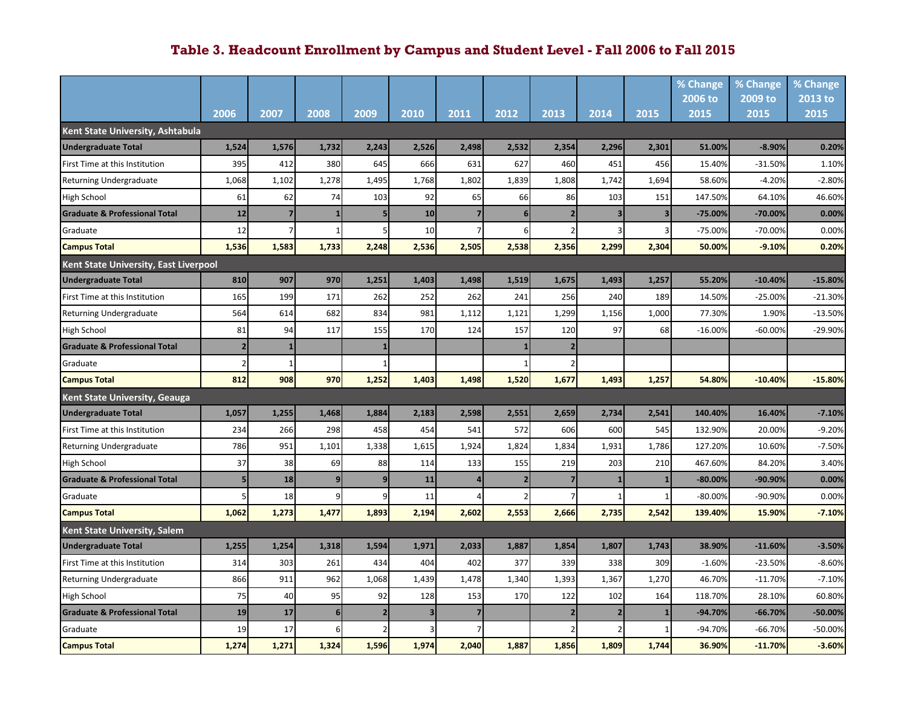# Table 3. Headcount Enrollment by Campus and Student Level - Fall 2006 to Fall 2015

| | 2006 | 2007 | 2008 | 2009 | 2010 | 2011 | 2012 | 2013 | 2014 | 2015 | % Change 2006 to 2015 | % Change 2009 to 2015 | % Change 2013 to 2015 |
|---|---|---|---|---|---|---|---|---|---|---|---|---|---|
| **Kent State University, Ashtabula** | | | | | | | | | | | | | |
| **Undergraduate Total** | **1,524** | **1,576** | **1,732** | **2,243** | **2,526** | **2,498** | **2,532** | **2,354** | **2,296** | **2,301** | **51.00%** | **-8.90%** | **0.20%** |
| First Time at this Institution | 395 | 412 | 380 | 645 | 666 | 631 | 627 | 460 | 451 | 456 | 15.40% | -31.50% | 1.10% |
| Returning Undergraduate | 1,068 | 1,102 | 1,278 | 1,495 | 1,768 | 1,802 | 1,839 | 1,808 | 1,742 | 1,694 | 58.60% | -4.20% | -2.80% |
| High School | 61 | 62 | 74 | 103 | 92 | 65 | 66 | 86 | 103 | 151 | 147.50% | 64.10% | 46.60% |
| **Graduate & Professional Total** | **12** | **7** | **1** | **5** | **10** | **7** | **6** | **2** | **3** | **3** | **-75.00%** | **-70.00%** | **0.00%** |
| Graduate | 12 | 7 | 1 | 5 | 10 | 7 | 6 | 2 | 3 | 3 | -75.00% | -70.00% | 0.00% |
| **Campus Total** | **1,536** | **1,583** | **1,733** | **2,248** | **2,536** | **2,505** | **2,538** | **2,356** | **2,299** | **2,304** | **50.00%** | **-9.10%** | **0.20%** |
| **Kent State University, East Liverpool** | | | | | | | | | | | | | |
| **Undergraduate Total** | **810** | **907** | **970** | **1,251** | **1,403** | **1,498** | **1,519** | **1,675** | **1,493** | **1,257** | **55.20%** | **-10.40%** | **-15.80%** |
| First Time at this Institution | 165 | 199 | 171 | 262 | 252 | 262 | 241 | 256 | 240 | 189 | 14.50% | -25.00% | -21.30% |
| Returning Undergraduate | 564 | 614 | 682 | 834 | 981 | 1,112 | 1,121 | 1,299 | 1,156 | 1,000 | 77.30% | 1.90% | -13.50% |
| High School | 81 | 94 | 117 | 155 | 170 | 124 | 157 | 120 | 97 | 68 | -16.00% | -60.00% | -29.90% |
| **Graduate & Professional Total** | **2** | **1** | | **1** | | | **1** | **2** | | | | | |
| Graduate | 2 | 1 | | 1 | | | 1 | 2 | | | | | |
| **Campus Total** | **812** | **908** | **970** | **1,252** | **1,403** | **1,498** | **1,520** | **1,677** | **1,493** | **1,257** | **54.80%** | **-10.40%** | **-15.80%** |
| **Kent State University, Geauga** | | | | | | | | | | | | | |
| **Undergraduate Total** | **1,057** | **1,255** | **1,468** | **1,884** | **2,183** | **2,598** | **2,551** | **2,659** | **2,734** | **2,541** | **140.40%** | **16.40%** | **-7.10%** |
| First Time at this Institution | 234 | 266 | 298 | 458 | 454 | 541 | 572 | 606 | 600 | 545 | 132.90% | 20.00% | -9.20% |
| Returning Undergraduate | 786 | 951 | 1,101 | 1,338 | 1,615 | 1,924 | 1,824 | 1,834 | 1,931 | 1,786 | 127.20% | 10.60% | -7.50% |
| High School | 37 | 38 | 69 | 88 | 114 | 133 | 155 | 219 | 203 | 210 | 467.60% | 84.20% | 3.40% |
| **Graduate & Professional Total** | **5** | **18** | **9** | **9** | **11** | **4** | **2** | **7** | **1** | **1** | **-80.00%** | **-90.90%** | **0.00%** |
| Graduate | 5 | 18 | 9 | 9 | 11 | 4 | 2 | 7 | 1 | 1 | -80.00% | -90.90% | 0.00% |
| **Campus Total** | **1,062** | **1,273** | **1,477** | **1,893** | **2,194** | **2,602** | **2,553** | **2,666** | **2,735** | **2,542** | **139.40%** | **15.90%** | **-7.10%** |
| **Kent State University, Salem** | | | | | | | | | | | | | |
| **Undergraduate Total** | **1,255** | **1,254** | **1,318** | **1,594** | **1,971** | **2,033** | **1,887** | **1,854** | **1,807** | **1,743** | **38.90%** | **-11.60%** | **-3.50%** |
| First Time at this Institution | 314 | 303 | 261 | 434 | 404 | 402 | 377 | 339 | 338 | 309 | -1.60% | -23.50% | -8.60% |
| Returning Undergraduate | 866 | 911 | 962 | 1,068 | 1,439 | 1,478 | 1,340 | 1,393 | 1,367 | 1,270 | 46.70% | -11.70% | -7.10% |
| High School | 75 | 40 | 95 | 92 | 128 | 153 | 170 | 122 | 102 | 164 | 118.70% | 28.10% | 60.80% |
| **Graduate & Professional Total** | **19** | **17** | **6** | **2** | **3** | **7** | | **2** | **2** | **1** | **-94.70%** | **-66.70%** | **-50.00%** |
| Graduate | 19 | 17 | 6 | 2 | 3 | 7 | | 2 | 2 | 1 | -94.70% | -66.70% | -50.00% |
| **Campus Total** | **1,274** | **1,271** | **1,324** | **1,596** | **1,974** | **2,040** | **1,887** | **1,856** | **1,809** | **1,744** | **36.90%** | **-11.70%** | **-3.60%** |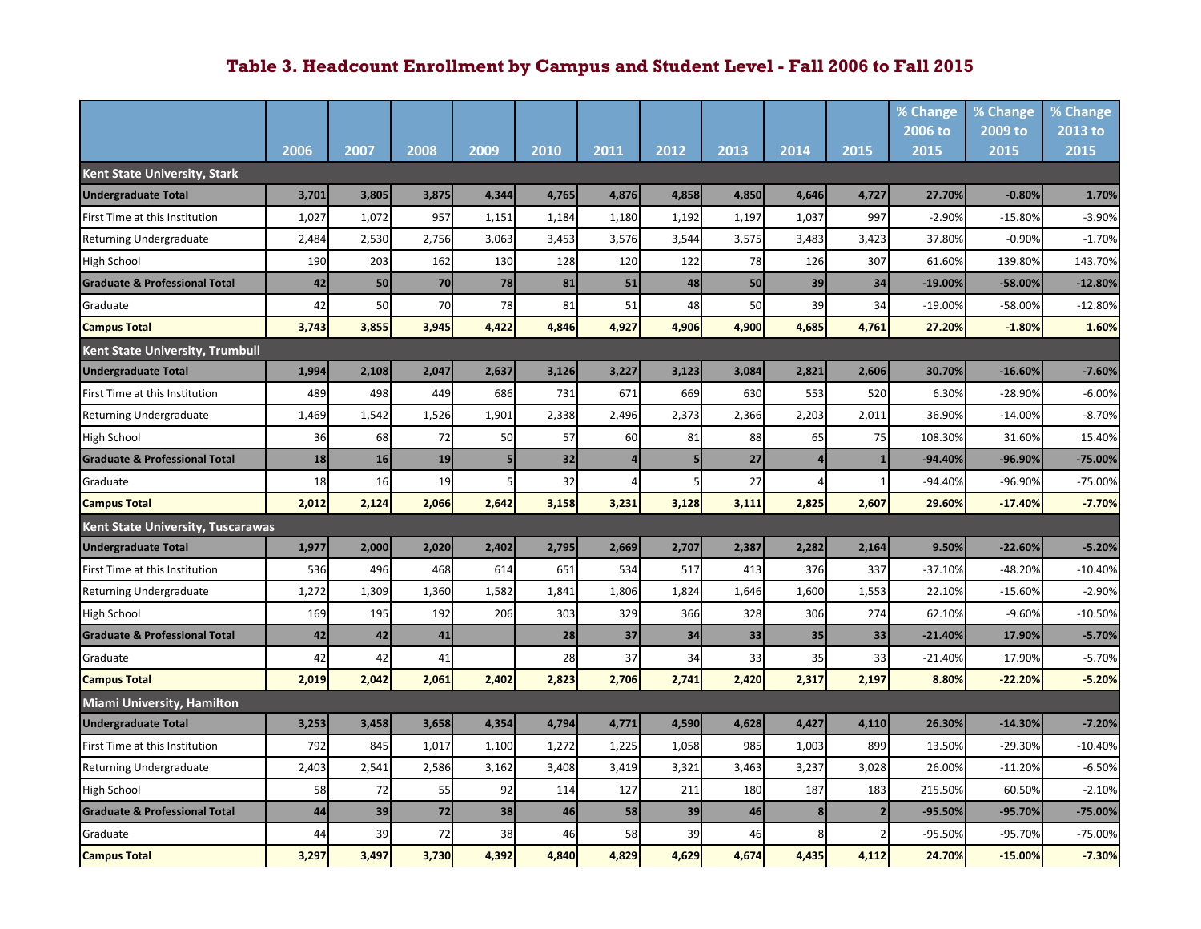# Table 3. Headcount Enrollment by Campus and Student Level - Fall 2006 to Fall 2015

| | 2006 | 2007 | 2008 | 2009 | 2010 | 2011 | 2012 | 2013 | 2014 | 2015 | % Change 2006 to 2015 | % Change 2009 to 2015 | % Change 2013 to 2015 |
|---|---|---|---|---|---|---|---|---|---|---|---|---|---|
| **Kent State University, Stark** | | | | | | | | | | | | | |
| **Undergraduate Total** | **3,701** | **3,805** | **3,875** | **4,344** | **4,765** | **4,876** | **4,858** | **4,850** | **4,646** | **4,727** | **27.70%** | **-0.80%** | **1.70%** |
| First Time at this Institution | 1,027 | 1,072 | 957 | 1,151 | 1,184 | 1,180 | 1,192 | 1,197 | 1,037 | 997 | -2.90% | -15.80% | -3.90% |
| Returning Undergraduate | 2,484 | 2,530 | 2,756 | 3,063 | 3,453 | 3,576 | 3,544 | 3,575 | 3,483 | 3,423 | 37.80% | -0.90% | -1.70% |
| High School | 190 | 203 | 162 | 130 | 128 | 120 | 122 | 78 | 126 | 307 | 61.60% | 139.80% | 143.70% |
| **Graduate & Professional Total** | **42** | **50** | **70** | **78** | **81** | **51** | **48** | **50** | **39** | **34** | **-19.00%** | **-58.00%** | **-12.80%** |
| Graduate | 42 | 50 | 70 | 78 | 81 | 51 | 48 | 50 | 39 | 34 | -19.00% | -58.00% | -12.80% |
| **Campus Total** | **3,743** | **3,855** | **3,945** | **4,422** | **4,846** | **4,927** | **4,906** | **4,900** | **4,685** | **4,761** | **27.20%** | **-1.80%** | **1.60%** |
| **Kent State University, Trumbull** | | | | | | | | | | | | | |
| **Undergraduate Total** | **1,994** | **2,108** | **2,047** | **2,637** | **3,126** | **3,227** | **3,123** | **3,084** | **2,821** | **2,606** | **30.70%** | **-16.60%** | **-7.60%** |
| First Time at this Institution | 489 | 498 | 449 | 686 | 731 | 671 | 669 | 630 | 553 | 520 | 6.30% | -28.90% | -6.00% |
| Returning Undergraduate | 1,469 | 1,542 | 1,526 | 1,901 | 2,338 | 2,496 | 2,373 | 2,366 | 2,203 | 2,011 | 36.90% | -14.00% | -8.70% |
| High School | 36 | 68 | 72 | 50 | 57 | 60 | 81 | 88 | 65 | 75 | 108.30% | 31.60% | 15.40% |
| **Graduate & Professional Total** | **18** | **16** | **19** | **5** | **32** | **4** | **5** | **27** | **4** | **1** | **-94.40%** | **-96.90%** | **-75.00%** |
| Graduate | 18 | 16 | 19 | 5 | 32 | 4 | 5 | 27 | 4 | 1 | -94.40% | -96.90% | -75.00% |
| **Campus Total** | **2,012** | **2,124** | **2,066** | **2,642** | **3,158** | **3,231** | **3,128** | **3,111** | **2,825** | **2,607** | **29.60%** | **-17.40%** | **-7.70%** |
| **Kent State University, Tuscarawas** | | | | | | | | | | | | | |
| **Undergraduate Total** | **1,977** | **2,000** | **2,020** | **2,402** | **2,795** | **2,669** | **2,707** | **2,387** | **2,282** | **2,164** | **9.50%** | **-22.60%** | **-5.20%** |
| First Time at this Institution | 536 | 496 | 468 | 614 | 651 | 534 | 517 | 413 | 376 | 337 | -37.10% | -48.20% | -10.40% |
| Returning Undergraduate | 1,272 | 1,309 | 1,360 | 1,582 | 1,841 | 1,806 | 1,824 | 1,646 | 1,600 | 1,553 | 22.10% | -15.60% | -2.90% |
| High School | 169 | 195 | 192 | 206 | 303 | 329 | 366 | 328 | 306 | 274 | 62.10% | -9.60% | -10.50% |
| **Graduate & Professional Total** | **42** | **42** | **41** | | **28** | **37** | **34** | **33** | **35** | **33** | **-21.40%** | **17.90%** | **-5.70%** |
| Graduate | 42 | 42 | 41 | | 28 | 37 | 34 | 33 | 35 | 33 | -21.40% | 17.90% | -5.70% |
| **Campus Total** | **2,019** | **2,042** | **2,061** | **2,402** | **2,823** | **2,706** | **2,741** | **2,420** | **2,317** | **2,197** | **8.80%** | **-22.20%** | **-5.20%** |
| **Miami University, Hamilton** | | | | | | | | | | | | | |
| **Undergraduate Total** | **3,253** | **3,458** | **3,658** | **4,354** | **4,794** | **4,771** | **4,590** | **4,628** | **4,427** | **4,110** | **26.30%** | **-14.30%** | **-7.20%** |
| First Time at this Institution | 792 | 845 | 1,017 | 1,100 | 1,272 | 1,225 | 1,058 | 985 | 1,003 | 899 | 13.50% | -29.30% | -10.40% |
| Returning Undergraduate | 2,403 | 2,541 | 2,586 | 3,162 | 3,408 | 3,419 | 3,321 | 3,463 | 3,237 | 3,028 | 26.00% | -11.20% | -6.50% |
| High School | 58 | 72 | 55 | 92 | 114 | 127 | 211 | 180 | 187 | 183 | 215.50% | 60.50% | -2.10% |
| **Graduate & Professional Total** | **44** | **39** | **72** | **38** | **46** | **58** | **39** | **46** | **8** | **2** | **-95.50%** | **-95.70%** | **-75.00%** |
| Graduate | 44 | 39 | 72 | 38 | 46 | 58 | 39 | 46 | 8 | 2 | -95.50% | -95.70% | -75.00% |
| **Campus Total** | **3,297** | **3,497** | **3,730** | **4,392** | **4,840** | **4,829** | **4,629** | **4,674** | **4,435** | **4,112** | **24.70%** | **-15.00%** | **-7.30%** |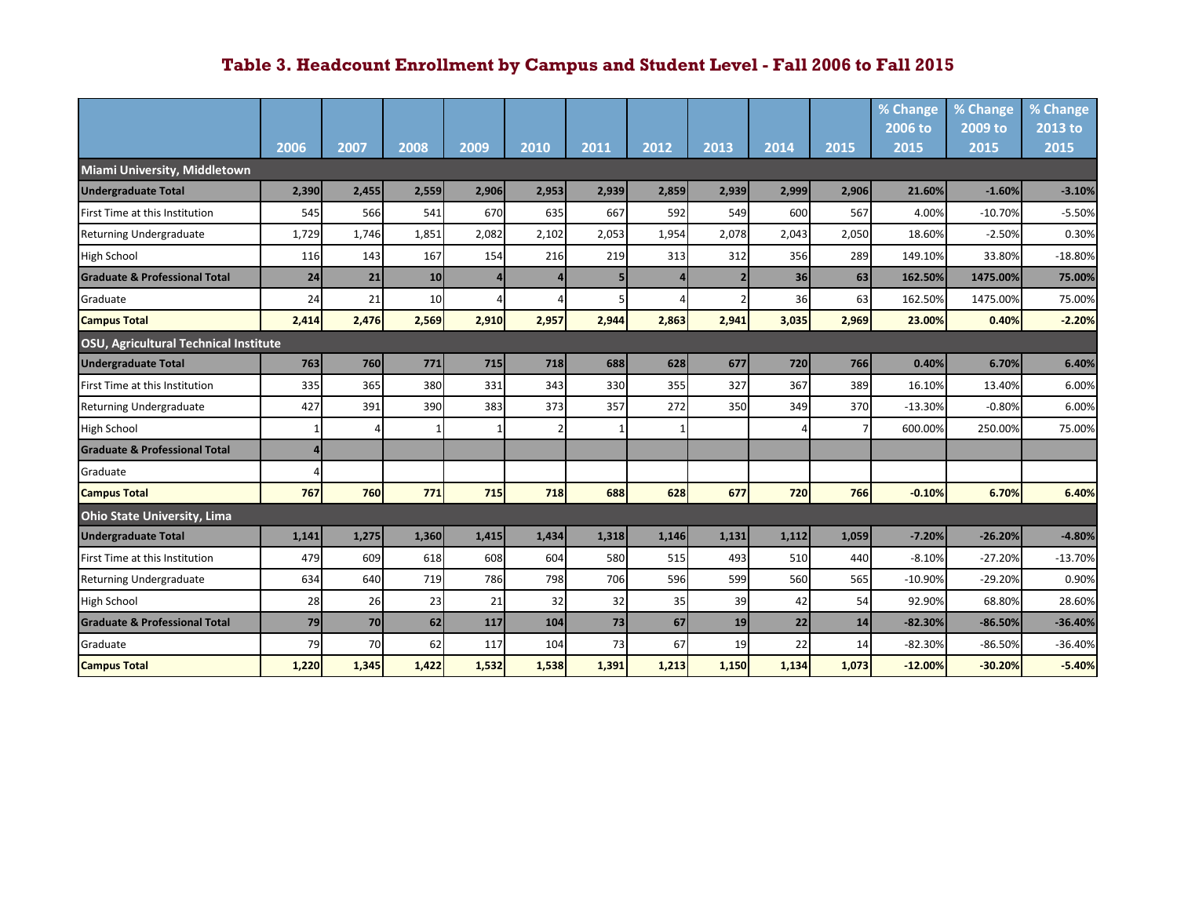# Table 3. Headcount Enrollment by Campus and Student Level - Fall 2006 to Fall 2015

| | 2006 | 2007 | 2008 | 2009 | 2010 | 2011 | 2012 | 2013 | 2014 | 2015 | % Change 2006 to 2015 | % Change 2009 to 2015 | % Change 2013 to 2015 |
|---|---|---|---|---|---|---|---|---|---|---|---|---|---|
| **Miami University, Middletown** | | | | | | | | | | | | | |
| **Undergraduate Total** | **2,390** | **2,455** | **2,559** | **2,906** | **2,953** | **2,939** | **2,859** | **2,939** | **2,999** | **2,906** | **21.60%** | **-1.60%** | **-3.10%** |
| First Time at this Institution | 545 | 566 | 541 | 670 | 635 | 667 | 592 | 549 | 600 | 567 | 4.00% | -10.70% | -5.50% |
| Returning Undergraduate | 1,729 | 1,746 | 1,851 | 2,082 | 2,102 | 2,053 | 1,954 | 2,078 | 2,043 | 2,050 | 18.60% | -2.50% | 0.30% |
| High School | 116 | 143 | 167 | 154 | 216 | 219 | 313 | 312 | 356 | 289 | 149.10% | 33.80% | -18.80% |
| **Graduate & Professional Total** | **24** | **21** | **10** | **4** | **4** | **5** | **4** | **2** | **36** | **63** | **162.50%** | **1475.00%** | **75.00%** |
| Graduate | 24 | 21 | 10 | 4 | 4 | 5 | 4 | 2 | 36 | 63 | 162.50% | 1475.00% | 75.00% |
| **Campus Total** | **2,414** | **2,476** | **2,569** | **2,910** | **2,957** | **2,944** | **2,863** | **2,941** | **3,035** | **2,969** | **23.00%** | **0.40%** | **-2.20%** |
| **OSU, Agricultural Technical Institute** | | | | | | | | | | | | | |
| **Undergraduate Total** | **763** | **760** | **771** | **715** | **718** | **688** | **628** | **677** | **720** | **766** | **0.40%** | **6.70%** | **6.40%** |
| First Time at this Institution | 335 | 365 | 380 | 331 | 343 | 330 | 355 | 327 | 367 | 389 | 16.10% | 13.40% | 6.00% |
| Returning Undergraduate | 427 | 391 | 390 | 383 | 373 | 357 | 272 | 350 | 349 | 370 | -13.30% | -0.80% | 6.00% |
| High School | 1 | 4 | 1 | 1 | 2 | 1 | 1 | | 4 | 7 | 600.00% | 250.00% | 75.00% |
| **Graduate & Professional Total** | **4** | | | | | | | | | | | | |
| Graduate | 4 | | | | | | | | | | | | |
| **Campus Total** | **767** | **760** | **771** | **715** | **718** | **688** | **628** | **677** | **720** | **766** | **-0.10%** | **6.70%** | **6.40%** |
| **Ohio State University, Lima** | | | | | | | | | | | | | |
| **Undergraduate Total** | **1,141** | **1,275** | **1,360** | **1,415** | **1,434** | **1,318** | **1,146** | **1,131** | **1,112** | **1,059** | **-7.20%** | **-26.20%** | **-4.80%** |
| First Time at this Institution | 479 | 609 | 618 | 608 | 604 | 580 | 515 | 493 | 510 | 440 | -8.10% | -27.20% | -13.70% |
| Returning Undergraduate | 634 | 640 | 719 | 786 | 798 | 706 | 596 | 599 | 560 | 565 | -10.90% | -29.20% | 0.90% |
| High School | 28 | 26 | 23 | 21 | 32 | 32 | 35 | 39 | 42 | 54 | 92.90% | 68.80% | 28.60% |
| **Graduate & Professional Total** | **79** | **70** | **62** | **117** | **104** | **73** | **67** | **19** | **22** | **14** | **-82.30%** | **-86.50%** | **-36.40%** |
| Graduate | 79 | 70 | 62 | 117 | 104 | 73 | 67 | 19 | 22 | 14 | -82.30% | -86.50% | -36.40% |
| **Campus Total** | **1,220** | **1,345** | **1,422** | **1,532** | **1,538** | **1,391** | **1,213** | **1,150** | **1,134** | **1,073** | **-12.00%** | **-30.20%** | **-5.40%** |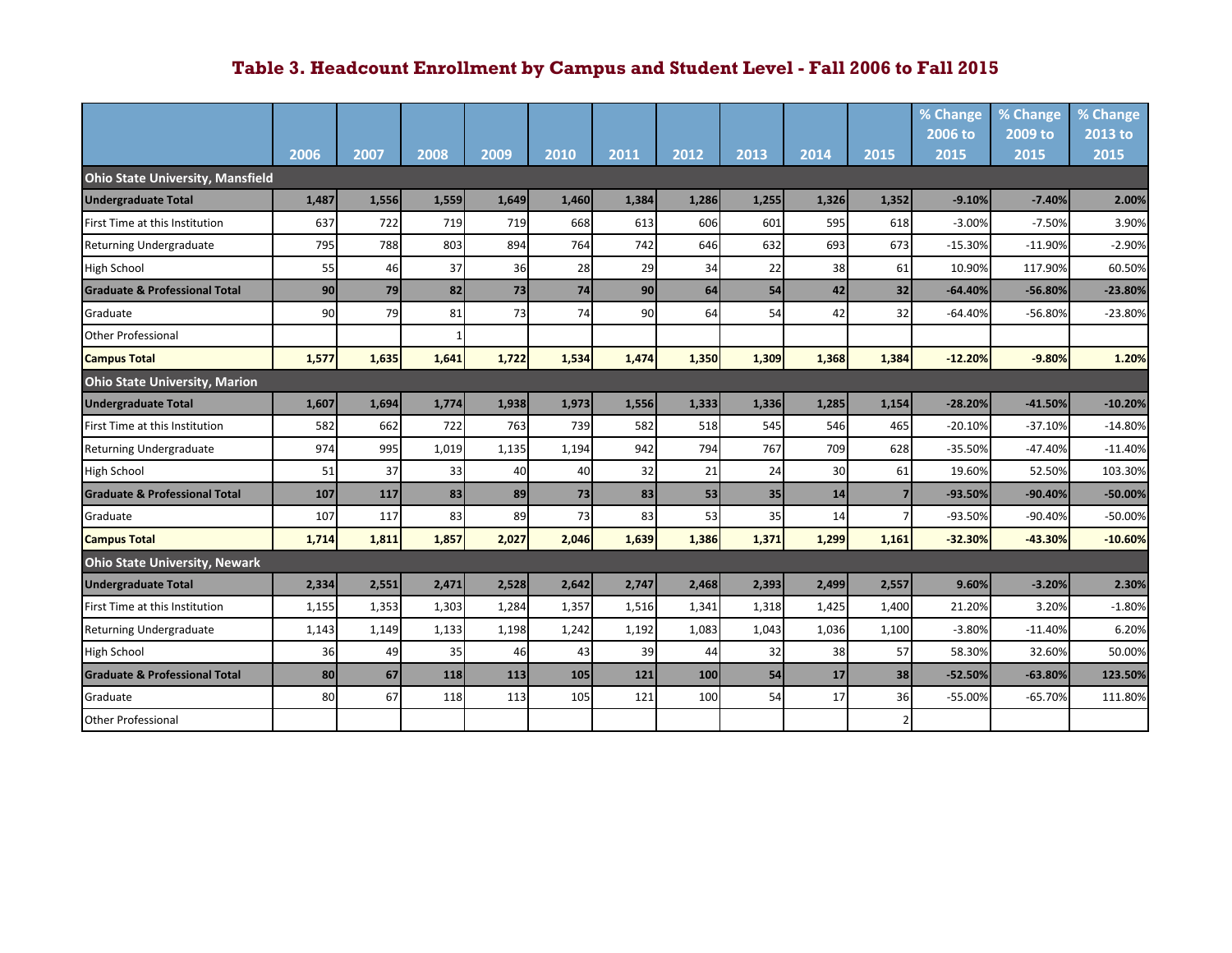## Table 3. Headcount Enrollment by Campus and Student Level - Fall 2006 to Fall 2015

| | 2006 | 2007 | 2008 | 2009 | 2010 | 2011 | 2012 | 2013 | 2014 | 2015 | % Change 2006 to 2015 | % Change 2009 to 2015 | % Change 2013 to 2015 |
|---|---|---|---|---|---|---|---|---|---|---|---|---|---|
| **Ohio State University, Mansfield** | | | | | | | | | | | | | |
| **Undergraduate Total** | **1,487** | **1,556** | **1,559** | **1,649** | **1,460** | **1,384** | **1,286** | **1,255** | **1,326** | **1,352** | **-9.10%** | **-7.40%** | **2.00%** |
| First Time at this Institution | 637 | 722 | 719 | 719 | 668 | 613 | 606 | 601 | 595 | 618 | -3.00% | -7.50% | 3.90% |
| Returning Undergraduate | 795 | 788 | 803 | 894 | 764 | 742 | 646 | 632 | 693 | 673 | -15.30% | -11.90% | -2.90% |
| High School | 55 | 46 | 37 | 36 | 28 | 29 | 34 | 22 | 38 | 61 | 10.90% | 117.90% | 60.50% |
| **Graduate & Professional Total** | **90** | **79** | **82** | **73** | **74** | **90** | **64** | **54** | **42** | **32** | **-64.40%** | **-56.80%** | **-23.80%** |
| Graduate | 90 | 79 | 81 | 73 | 74 | 90 | 64 | 54 | 42 | 32 | -64.40% | -56.80% | -23.80% |
| Other Professional | | | 1 | | | | | | | | | | |
| **Campus Total** | **1,577** | **1,635** | **1,641** | **1,722** | **1,534** | **1,474** | **1,350** | **1,309** | **1,368** | **1,384** | **-12.20%** | **-9.80%** | **1.20%** |
| **Ohio State University, Marion** | | | | | | | | | | | | | |
| **Undergraduate Total** | **1,607** | **1,694** | **1,774** | **1,938** | **1,973** | **1,556** | **1,333** | **1,336** | **1,285** | **1,154** | **-28.20%** | **-41.50%** | **-10.20%** |
| First Time at this Institution | 582 | 662 | 722 | 763 | 739 | 582 | 518 | 545 | 546 | 465 | -20.10% | -37.10% | -14.80% |
| Returning Undergraduate | 974 | 995 | 1,019 | 1,135 | 1,194 | 942 | 794 | 767 | 709 | 628 | -35.50% | -47.40% | -11.40% |
| High School | 51 | 37 | 33 | 40 | 40 | 32 | 21 | 24 | 30 | 61 | 19.60% | 52.50% | 103.30% |
| **Graduate & Professional Total** | **107** | **117** | **83** | **89** | **73** | **83** | **53** | **35** | **14** | **7** | **-93.50%** | **-90.40%** | **-50.00%** |
| Graduate | 107 | 117 | 83 | 89 | 73 | 83 | 53 | 35 | 14 | 7 | -93.50% | -90.40% | -50.00% |
| **Campus Total** | **1,714** | **1,811** | **1,857** | **2,027** | **2,046** | **1,639** | **1,386** | **1,371** | **1,299** | **1,161** | **-32.30%** | **-43.30%** | **-10.60%** |
| **Ohio State University, Newark** | | | | | | | | | | | | | |
| **Undergraduate Total** | **2,334** | **2,551** | **2,471** | **2,528** | **2,642** | **2,747** | **2,468** | **2,393** | **2,499** | **2,557** | **9.60%** | **-3.20%** | **2.30%** |
| First Time at this Institution | 1,155 | 1,353 | 1,303 | 1,284 | 1,357 | 1,516 | 1,341 | 1,318 | 1,425 | 1,400 | 21.20% | 3.20% | -1.80% |
| Returning Undergraduate | 1,143 | 1,149 | 1,133 | 1,198 | 1,242 | 1,192 | 1,083 | 1,043 | 1,036 | 1,100 | -3.80% | -11.40% | 6.20% |
| High School | 36 | 49 | 35 | 46 | 43 | 39 | 44 | 32 | 38 | 57 | 58.30% | 32.60% | 50.00% |
| **Graduate & Professional Total** | **80** | **67** | **118** | **113** | **105** | **121** | **100** | **54** | **17** | **38** | **-52.50%** | **-63.80%** | **123.50%** |
| Graduate | 80 | 67 | 118 | 113 | 105 | 121 | 100 | 54 | 17 | 36 | -55.00% | -65.70% | 111.80% |
| Other Professional | | | | | | | | | | 2 | | | |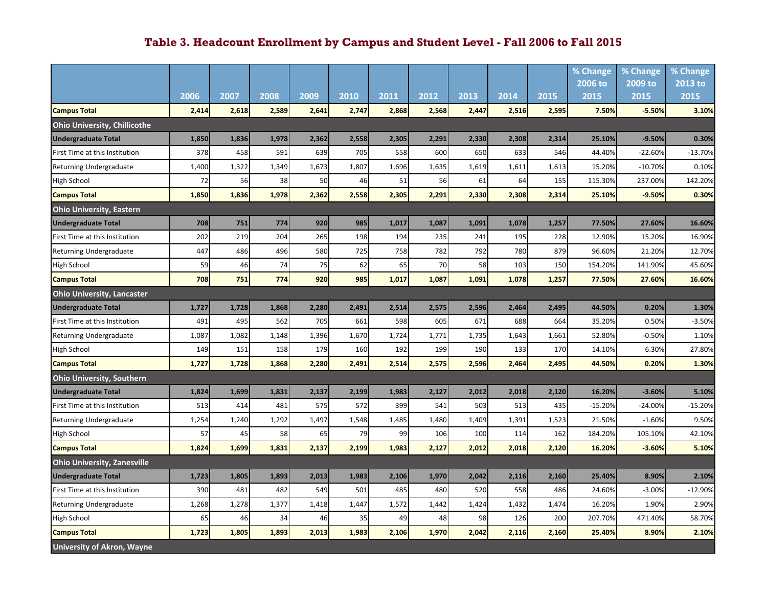## Table 3. Headcount Enrollment by Campus and Student Level - Fall 2006 to Fall 2015

| | 2006 | 2007 | 2008 | 2009 | 2010 | 2011 | 2012 | 2013 | 2014 | 2015 | % Change 2006 to 2015 | % Change 2009 to 2015 | % Change 2013 to 2015 |
|---|---|---|---|---|---|---|---|---|---|---|---|---|---|
| **Campus Total** | **2,414** | **2,618** | **2,589** | **2,641** | **2,747** | **2,868** | **2,568** | **2,447** | **2,516** | **2,595** | **7.50%** | **-5.50%** | **3.10%** |
| **Ohio University, Chillicothe** | | | | | | | | | | | | | |
| **Undergraduate Total** | **1,850** | **1,836** | **1,978** | **2,362** | **2,558** | **2,305** | **2,291** | **2,330** | **2,308** | **2,314** | **25.10%** | **-9.50%** | **0.30%** |
| First Time at this Institution | 378 | 458 | 591 | 639 | 705 | 558 | 600 | 650 | 633 | 546 | 44.40% | -22.60% | -13.70% |
| Returning Undergraduate | 1,400 | 1,322 | 1,349 | 1,673 | 1,807 | 1,696 | 1,635 | 1,619 | 1,611 | 1,613 | 15.20% | -10.70% | 0.10% |
| High School | 72 | 56 | 38 | 50 | 46 | 51 | 56 | 61 | 64 | 155 | 115.30% | 237.00% | 142.20% |
| **Campus Total** | **1,850** | **1,836** | **1,978** | **2,362** | **2,558** | **2,305** | **2,291** | **2,330** | **2,308** | **2,314** | **25.10%** | **-9.50%** | **0.30%** |
| **Ohio University, Eastern** | | | | | | | | | | | | | |
| **Undergraduate Total** | **708** | **751** | **774** | **920** | **985** | **1,017** | **1,087** | **1,091** | **1,078** | **1,257** | **77.50%** | **27.60%** | **16.60%** |
| First Time at this Institution | 202 | 219 | 204 | 265 | 198 | 194 | 235 | 241 | 195 | 228 | 12.90% | 15.20% | 16.90% |
| Returning Undergraduate | 447 | 486 | 496 | 580 | 725 | 758 | 782 | 792 | 780 | 879 | 96.60% | 21.20% | 12.70% |
| High School | 59 | 46 | 74 | 75 | 62 | 65 | 70 | 58 | 103 | 150 | 154.20% | 141.90% | 45.60% |
| **Campus Total** | **708** | **751** | **774** | **920** | **985** | **1,017** | **1,087** | **1,091** | **1,078** | **1,257** | **77.50%** | **27.60%** | **16.60%** |
| **Ohio University, Lancaster** | | | | | | | | | | | | | |
| **Undergraduate Total** | **1,727** | **1,728** | **1,868** | **2,280** | **2,491** | **2,514** | **2,575** | **2,596** | **2,464** | **2,495** | **44.50%** | **0.20%** | **1.30%** |
| First Time at this Institution | 491 | 495 | 562 | 705 | 661 | 598 | 605 | 671 | 688 | 664 | 35.20% | 0.50% | -3.50% |
| Returning Undergraduate | 1,087 | 1,082 | 1,148 | 1,396 | 1,670 | 1,724 | 1,771 | 1,735 | 1,643 | 1,661 | 52.80% | -0.50% | 1.10% |
| High School | 149 | 151 | 158 | 179 | 160 | 192 | 199 | 190 | 133 | 170 | 14.10% | 6.30% | 27.80% |
| **Campus Total** | **1,727** | **1,728** | **1,868** | **2,280** | **2,491** | **2,514** | **2,575** | **2,596** | **2,464** | **2,495** | **44.50%** | **0.20%** | **1.30%** |
| **Ohio University, Southern** | | | | | | | | | | | | | |
| **Undergraduate Total** | **1,824** | **1,699** | **1,831** | **2,137** | **2,199** | **1,983** | **2,127** | **2,012** | **2,018** | **2,120** | **16.20%** | **-3.60%** | **5.10%** |
| First Time at this Institution | 513 | 414 | 481 | 575 | 572 | 399 | 541 | 503 | 513 | 435 | -15.20% | -24.00% | -15.20% |
| Returning Undergraduate | 1,254 | 1,240 | 1,292 | 1,497 | 1,548 | 1,485 | 1,480 | 1,409 | 1,391 | 1,523 | 21.50% | -1.60% | 9.50% |
| High School | 57 | 45 | 58 | 65 | 79 | 99 | 106 | 100 | 114 | 162 | 184.20% | 105.10% | 42.10% |
| **Campus Total** | **1,824** | **1,699** | **1,831** | **2,137** | **2,199** | **1,983** | **2,127** | **2,012** | **2,018** | **2,120** | **16.20%** | **-3.60%** | **5.10%** |
| **Ohio University, Zanesville** | | | | | | | | | | | | | |
| **Undergraduate Total** | **1,723** | **1,805** | **1,893** | **2,013** | **1,983** | **2,106** | **1,970** | **2,042** | **2,116** | **2,160** | **25.40%** | **8.90%** | **2.10%** |
| First Time at this Institution | 390 | 481 | 482 | 549 | 501 | 485 | 480 | 520 | 558 | 486 | 24.60% | -3.00% | -12.90% |
| Returning Undergraduate | 1,268 | 1,278 | 1,377 | 1,418 | 1,447 | 1,572 | 1,442 | 1,424 | 1,432 | 1,474 | 16.20% | 1.90% | 2.90% |
| High School | 65 | 46 | 34 | 46 | 35 | 49 | 48 | 98 | 126 | 200 | 207.70% | 471.40% | 58.70% |
| **Campus Total** | **1,723** | **1,805** | **1,893** | **2,013** | **1,983** | **2,106** | **1,970** | **2,042** | **2,116** | **2,160** | **25.40%** | **8.90%** | **2.10%** |
| **University of Akron, Wayne** | | | | | | | | | | | | | |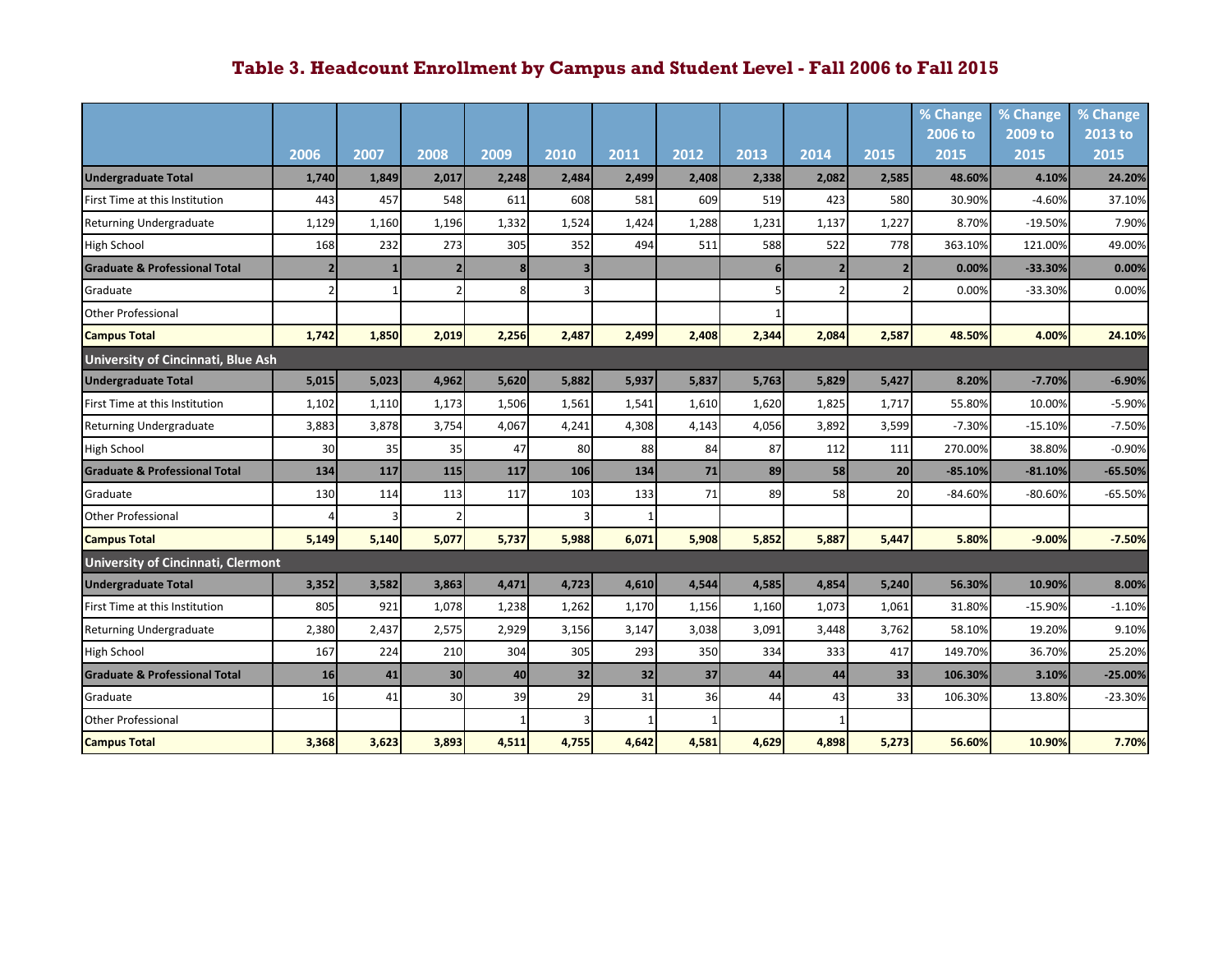# Table 3. Headcount Enrollment by Campus and Student Level - Fall 2006 to Fall 2015

| | 2006 | 2007 | 2008 | 2009 | 2010 | 2011 | 2012 | 2013 | 2014 | 2015 | % Change 2006 to 2015 | % Change 2009 to 2015 | % Change 2013 to 2015 |
|---|---|---|---|---|---|---|---|---|---|---|---|---|---|
| **Undergraduate Total** | **1,740** | **1,849** | **2,017** | **2,248** | **2,484** | **2,499** | **2,408** | **2,338** | **2,082** | **2,585** | **48.60%** | **4.10%** | **24.20%** |
| First Time at this Institution | 443 | 457 | 548 | 611 | 608 | 581 | 609 | 519 | 423 | 580 | 30.90% | -4.60% | 37.10% |
| Returning Undergraduate | 1,129 | 1,160 | 1,196 | 1,332 | 1,524 | 1,424 | 1,288 | 1,231 | 1,137 | 1,227 | 8.70% | -19.50% | 7.90% |
| High School | 168 | 232 | 273 | 305 | 352 | 494 | 511 | 588 | 522 | 778 | 363.10% | 121.00% | 49.00% |
| **Graduate & Professional Total** | **2** | **1** | **2** | **8** | **3** | | | **6** | **2** | **2** | **0.00%** | **-33.30%** | **0.00%** |
| Graduate | 2 | 1 | 2 | 8 | 3 | | | 5 | 2 | 2 | 0.00% | -33.30% | 0.00% |
| Other Professional | | | | | | | | 1 | | | | | |
| **Campus Total** | **1,742** | **1,850** | **2,019** | **2,256** | **2,487** | **2,499** | **2,408** | **2,344** | **2,084** | **2,587** | **48.50%** | **4.00%** | **24.10%** |
| **University of Cincinnati, Blue Ash** | | | | | | | | | | | | | |
| **Undergraduate Total** | **5,015** | **5,023** | **4,962** | **5,620** | **5,882** | **5,937** | **5,837** | **5,763** | **5,829** | **5,427** | **8.20%** | **-7.70%** | **-6.90%** |
| First Time at this Institution | 1,102 | 1,110 | 1,173 | 1,506 | 1,561 | 1,541 | 1,610 | 1,620 | 1,825 | 1,717 | 55.80% | 10.00% | -5.90% |
| Returning Undergraduate | 3,883 | 3,878 | 3,754 | 4,067 | 4,241 | 4,308 | 4,143 | 4,056 | 3,892 | 3,599 | -7.30% | -15.10% | -7.50% |
| High School | 30 | 35 | 35 | 47 | 80 | 88 | 84 | 87 | 112 | 111 | 270.00% | 38.80% | -0.90% |
| **Graduate & Professional Total** | **134** | **117** | **115** | **117** | **106** | **134** | **71** | **89** | **58** | **20** | **-85.10%** | **-81.10%** | **-65.50%** |
| Graduate | 130 | 114 | 113 | 117 | 103 | 133 | 71 | 89 | 58 | 20 | -84.60% | -80.60% | -65.50% |
| Other Professional | 4 | 3 | 2 | | 3 | 1 | | | | | | | |
| **Campus Total** | **5,149** | **5,140** | **5,077** | **5,737** | **5,988** | **6,071** | **5,908** | **5,852** | **5,887** | **5,447** | **5.80%** | **-9.00%** | **-7.50%** |
| **University of Cincinnati, Clermont** | | | | | | | | | | | | | |
| **Undergraduate Total** | **3,352** | **3,582** | **3,863** | **4,471** | **4,723** | **4,610** | **4,544** | **4,585** | **4,854** | **5,240** | **56.30%** | **10.90%** | **8.00%** |
| First Time at this Institution | 805 | 921 | 1,078 | 1,238 | 1,262 | 1,170 | 1,156 | 1,160 | 1,073 | 1,061 | 31.80% | -15.90% | -1.10% |
| Returning Undergraduate | 2,380 | 2,437 | 2,575 | 2,929 | 3,156 | 3,147 | 3,038 | 3,091 | 3,448 | 3,762 | 58.10% | 19.20% | 9.10% |
| High School | 167 | 224 | 210 | 304 | 305 | 293 | 350 | 334 | 333 | 417 | 149.70% | 36.70% | 25.20% |
| **Graduate & Professional Total** | **16** | **41** | **30** | **40** | **32** | **32** | **37** | **44** | **44** | **33** | **106.30%** | **3.10%** | **-25.00%** |
| Graduate | 16 | 41 | 30 | 39 | 29 | 31 | 36 | 44 | 43 | 33 | 106.30% | 13.80% | -23.30% |
| Other Professional | | | | 1 | 3 | 1 | 1 | | 1 | | | | |
| **Campus Total** | **3,368** | **3,623** | **3,893** | **4,511** | **4,755** | **4,642** | **4,581** | **4,629** | **4,898** | **5,273** | **56.60%** | **10.90%** | **7.70%** |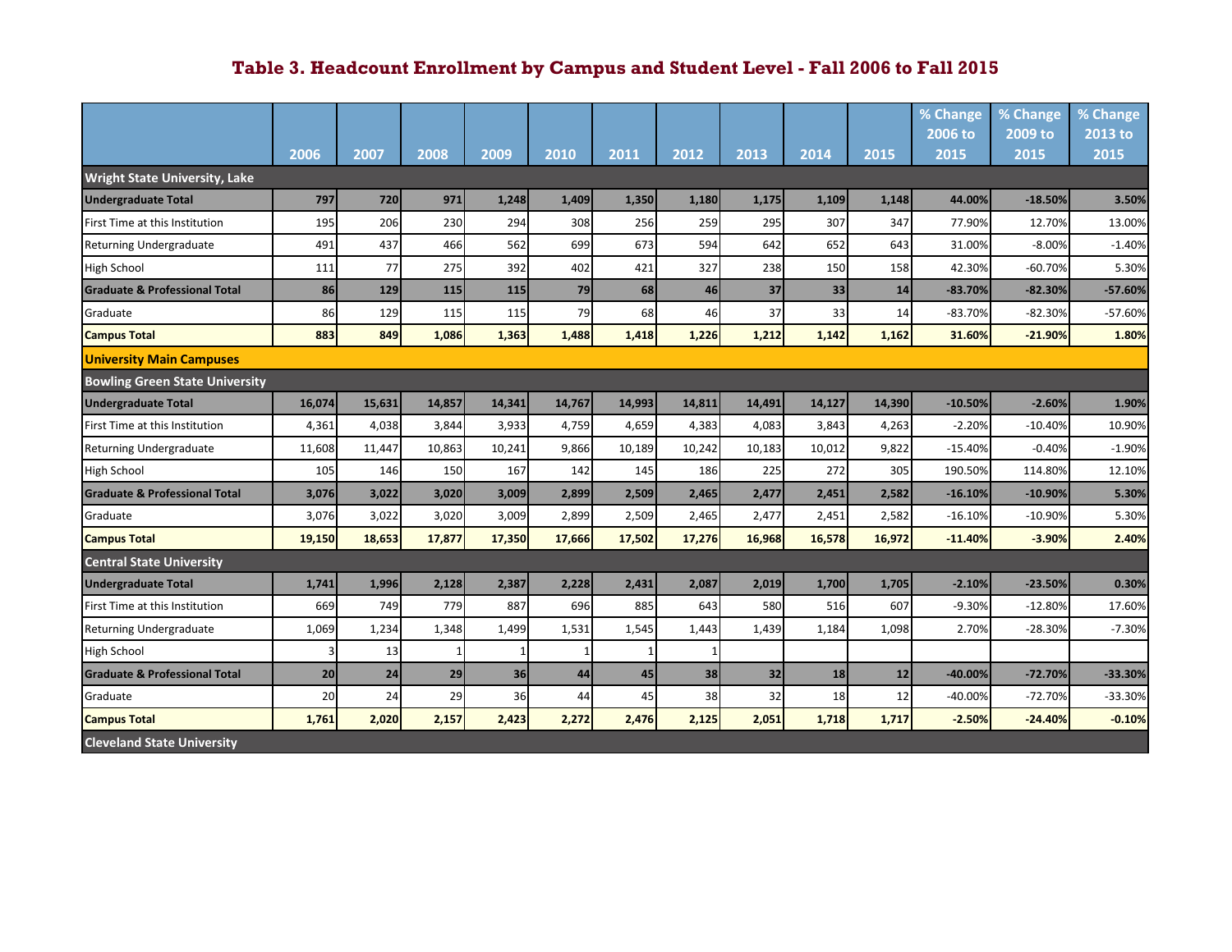# Table 3. Headcount Enrollment by Campus and Student Level - Fall 2006 to Fall 2015

| | 2006 | 2007 | 2008 | 2009 | 2010 | 2011 | 2012 | 2013 | 2014 | 2015 | % Change 2006 to 2015 | % Change 2009 to 2015 | % Change 2013 to 2015 |
|---|---|---|---|---|---|---|---|---|---|---|---|---|---|
| **Wright State University, Lake** | | | | | | | | | | | | | |
| **Undergraduate Total** | **797** | **720** | **971** | **1,248** | **1,409** | **1,350** | **1,180** | **1,175** | **1,109** | **1,148** | **44.00%** | **-18.50%** | **3.50%** |
| First Time at this Institution | 195 | 206 | 230 | 294 | 308 | 256 | 259 | 295 | 307 | 347 | 77.90% | 12.70% | 13.00% |
| Returning Undergraduate | 491 | 437 | 466 | 562 | 699 | 673 | 594 | 642 | 652 | 643 | 31.00% | -8.00% | -1.40% |
| High School | 111 | 77 | 275 | 392 | 402 | 421 | 327 | 238 | 150 | 158 | 42.30% | -60.70% | 5.30% |
| **Graduate & Professional Total** | **86** | **129** | **115** | **115** | **79** | **68** | **46** | **37** | **33** | **14** | **-83.70%** | **-82.30%** | **-57.60%** |
| Graduate | 86 | 129 | 115 | 115 | 79 | 68 | 46 | 37 | 33 | 14 | -83.70% | -82.30% | -57.60% |
| **Campus Total** | **883** | **849** | **1,086** | **1,363** | **1,488** | **1,418** | **1,226** | **1,212** | **1,142** | **1,162** | **31.60%** | **-21.90%** | **1.80%** |
| **University Main Campuses** | | | | | | | | | | | | | |
| **Bowling Green State University** | | | | | | | | | | | | | |
| **Undergraduate Total** | **16,074** | **15,631** | **14,857** | **14,341** | **14,767** | **14,993** | **14,811** | **14,491** | **14,127** | **14,390** | **-10.50%** | **-2.60%** | **1.90%** |
| First Time at this Institution | 4,361 | 4,038 | 3,844 | 3,933 | 4,759 | 4,659 | 4,383 | 4,083 | 3,843 | 4,263 | -2.20% | -10.40% | 10.90% |
| Returning Undergraduate | 11,608 | 11,447 | 10,863 | 10,241 | 9,866 | 10,189 | 10,242 | 10,183 | 10,012 | 9,822 | -15.40% | -0.40% | -1.90% |
| High School | 105 | 146 | 150 | 167 | 142 | 145 | 186 | 225 | 272 | 305 | 190.50% | 114.80% | 12.10% |
| **Graduate & Professional Total** | **3,076** | **3,022** | **3,020** | **3,009** | **2,899** | **2,509** | **2,465** | **2,477** | **2,451** | **2,582** | **-16.10%** | **-10.90%** | **5.30%** |
| Graduate | 3,076 | 3,022 | 3,020 | 3,009 | 2,899 | 2,509 | 2,465 | 2,477 | 2,451 | 2,582 | -16.10% | -10.90% | 5.30% |
| **Campus Total** | **19,150** | **18,653** | **17,877** | **17,350** | **17,666** | **17,502** | **17,276** | **16,968** | **16,578** | **16,972** | **-11.40%** | **-3.90%** | **2.40%** |
| **Central State University** | | | | | | | | | | | | | |
| **Undergraduate Total** | **1,741** | **1,996** | **2,128** | **2,387** | **2,228** | **2,431** | **2,087** | **2,019** | **1,700** | **1,705** | **-2.10%** | **-23.50%** | **0.30%** |
| First Time at this Institution | 669 | 749 | 779 | 887 | 696 | 885 | 643 | 580 | 516 | 607 | -9.30% | -12.80% | 17.60% |
| Returning Undergraduate | 1,069 | 1,234 | 1,348 | 1,499 | 1,531 | 1,545 | 1,443 | 1,439 | 1,184 | 1,098 | 2.70% | -28.30% | -7.30% |
| High School | 3 | 13 | 1 | 1 | 1 | 1 | 1 | | | | | | |
| **Graduate & Professional Total** | **20** | **24** | **29** | **36** | **44** | **45** | **38** | **32** | **18** | **12** | **-40.00%** | **-72.70%** | **-33.30%** |
| Graduate | 20 | 24 | 29 | 36 | 44 | 45 | 38 | 32 | 18 | 12 | -40.00% | -72.70% | -33.30% |
| **Campus Total** | **1,761** | **2,020** | **2,157** | **2,423** | **2,272** | **2,476** | **2,125** | **2,051** | **1,718** | **1,717** | **-2.50%** | **-24.40%** | **-0.10%** |
| **Cleveland State University** | | | | | | | | | | | | | |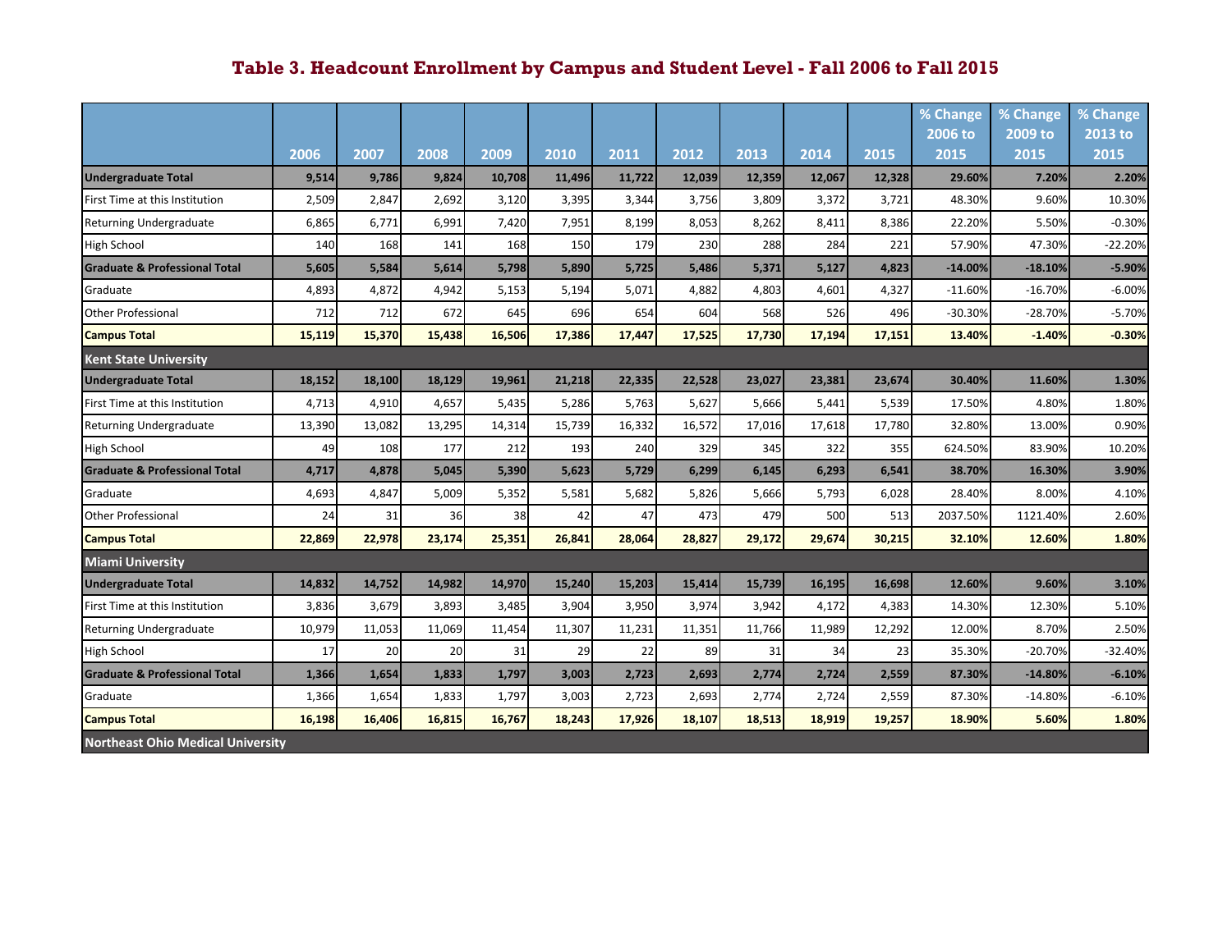# Table 3. Headcount Enrollment by Campus and Student Level - Fall 2006 to Fall 2015

| | 2006 | 2007 | 2008 | 2009 | 2010 | 2011 | 2012 | 2013 | 2014 | 2015 | % Change 2006 to 2015 | % Change 2009 to 2015 | % Change 2013 to 2015 |
|---|---|---|---|---|---|---|---|---|---|---|---|---|---|
| **Undergraduate Total** | **9,514** | **9,786** | **9,824** | **10,708** | **11,496** | **11,722** | **12,039** | **12,359** | **12,067** | **12,328** | **29.60%** | **7.20%** | **2.20%** |
| First Time at this Institution | 2,509 | 2,847 | 2,692 | 3,120 | 3,395 | 3,344 | 3,756 | 3,809 | 3,372 | 3,721 | 48.30% | 9.60% | 10.30% |
| Returning Undergraduate | 6,865 | 6,771 | 6,991 | 7,420 | 7,951 | 8,199 | 8,053 | 8,262 | 8,411 | 8,386 | 22.20% | 5.50% | -0.30% |
| High School | 140 | 168 | 141 | 168 | 150 | 179 | 230 | 288 | 284 | 221 | 57.90% | 47.30% | -22.20% |
| **Graduate & Professional Total** | **5,605** | **5,584** | **5,614** | **5,798** | **5,890** | **5,725** | **5,486** | **5,371** | **5,127** | **4,823** | **-14.00%** | **-18.10%** | **-5.90%** |
| Graduate | 4,893 | 4,872 | 4,942 | 5,153 | 5,194 | 5,071 | 4,882 | 4,803 | 4,601 | 4,327 | -11.60% | -16.70% | -6.00% |
| Other Professional | 712 | 712 | 672 | 645 | 696 | 654 | 604 | 568 | 526 | 496 | -30.30% | -28.70% | -5.70% |
| **Campus Total** | **15,119** | **15,370** | **15,438** | **16,506** | **17,386** | **17,447** | **17,525** | **17,730** | **17,194** | **17,151** | **13.40%** | **-1.40%** | **-0.30%** |
| **Kent State University** | | | | | | | | | | | | | |
| **Undergraduate Total** | **18,152** | **18,100** | **18,129** | **19,961** | **21,218** | **22,335** | **22,528** | **23,027** | **23,381** | **23,674** | **30.40%** | **11.60%** | **1.30%** |
| First Time at this Institution | 4,713 | 4,910 | 4,657 | 5,435 | 5,286 | 5,763 | 5,627 | 5,666 | 5,441 | 5,539 | 17.50% | 4.80% | 1.80% |
| Returning Undergraduate | 13,390 | 13,082 | 13,295 | 14,314 | 15,739 | 16,332 | 16,572 | 17,016 | 17,618 | 17,780 | 32.80% | 13.00% | 0.90% |
| High School | 49 | 108 | 177 | 212 | 193 | 240 | 329 | 345 | 322 | 355 | 624.50% | 83.90% | 10.20% |
| **Graduate & Professional Total** | **4,717** | **4,878** | **5,045** | **5,390** | **5,623** | **5,729** | **6,299** | **6,145** | **6,293** | **6,541** | **38.70%** | **16.30%** | **3.90%** |
| Graduate | 4,693 | 4,847 | 5,009 | 5,352 | 5,581 | 5,682 | 5,826 | 5,666 | 5,793 | 6,028 | 28.40% | 8.00% | 4.10% |
| Other Professional | 24 | 31 | 36 | 38 | 42 | 47 | 473 | 479 | 500 | 513 | 2037.50% | 1121.40% | 2.60% |
| **Campus Total** | **22,869** | **22,978** | **23,174** | **25,351** | **26,841** | **28,064** | **28,827** | **29,172** | **29,674** | **30,215** | **32.10%** | **12.60%** | **1.80%** |
| **Miami University** | | | | | | | | | | | | | |
| **Undergraduate Total** | **14,832** | **14,752** | **14,982** | **14,970** | **15,240** | **15,203** | **15,414** | **15,739** | **16,195** | **16,698** | **12.60%** | **9.60%** | **3.10%** |
| First Time at this Institution | 3,836 | 3,679 | 3,893 | 3,485 | 3,904 | 3,950 | 3,974 | 3,942 | 4,172 | 4,383 | 14.30% | 12.30% | 5.10% |
| Returning Undergraduate | 10,979 | 11,053 | 11,069 | 11,454 | 11,307 | 11,231 | 11,351 | 11,766 | 11,989 | 12,292 | 12.00% | 8.70% | 2.50% |
| High School | 17 | 20 | 20 | 31 | 29 | 22 | 89 | 31 | 34 | 23 | 35.30% | -20.70% | -32.40% |
| **Graduate & Professional Total** | **1,366** | **1,654** | **1,833** | **1,797** | **3,003** | **2,723** | **2,693** | **2,774** | **2,724** | **2,559** | **87.30%** | **-14.80%** | **-6.10%** |
| Graduate | 1,366 | 1,654 | 1,833 | 1,797 | 3,003 | 2,723 | 2,693 | 2,774 | 2,724 | 2,559 | 87.30% | -14.80% | -6.10% |
| **Campus Total** | **16,198** | **16,406** | **16,815** | **16,767** | **18,243** | **17,926** | **18,107** | **18,513** | **18,919** | **19,257** | **18.90%** | **5.60%** | **1.80%** |
| **Northeast Ohio Medical University** | | | | | | | | | | | | | |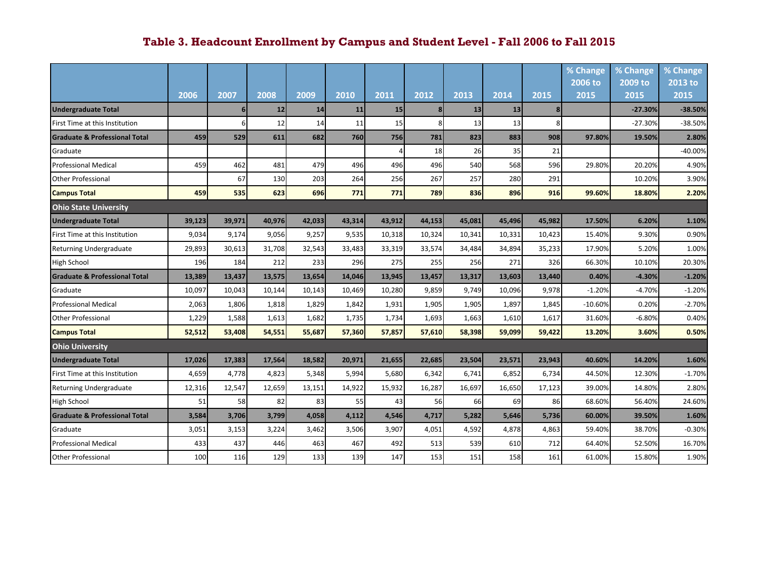# Table 3. Headcount Enrollment by Campus and Student Level - Fall 2006 to Fall 2015

| | 2006 | 2007 | 2008 | 2009 | 2010 | 2011 | 2012 | 2013 | 2014 | 2015 | % Change 2006 to 2015 | % Change 2009 to 2015 | % Change 2013 to 2015 |
|---|---|---|---|---|---|---|---|---|---|---|---|---|---|
| **Undergraduate Total** | | **6** | **12** | **14** | **11** | **15** | **8** | **13** | **13** | **8** | | **-27.30%** | **-38.50%** |
| First Time at this Institution | | 6 | 12 | 14 | 11 | 15 | 8 | 13 | 13 | 8 | | -27.30% | -38.50% |
| **Graduate & Professional Total** | **459** | **529** | **611** | **682** | **760** | **756** | **781** | **823** | **883** | **908** | **97.80%** | **19.50%** | **2.80%** |
| Graduate | | | | | | 4 | 18 | 26 | 35 | 21 | | | -40.00% |
| Professional Medical | 459 | 462 | 481 | 479 | 496 | 496 | 496 | 540 | 568 | 596 | 29.80% | 20.20% | 4.90% |
| Other Professional | | 67 | 130 | 203 | 264 | 256 | 267 | 257 | 280 | 291 | | 10.20% | 3.90% |
| **Campus Total** | **459** | **535** | **623** | **696** | **771** | **771** | **789** | **836** | **896** | **916** | **99.60%** | **18.80%** | **2.20%** |
| **Ohio State University** | | | | | | | | | | | | | |
| **Undergraduate Total** | **39,123** | **39,971** | **40,976** | **42,033** | **43,314** | **43,912** | **44,153** | **45,081** | **45,496** | **45,982** | **17.50%** | **6.20%** | **1.10%** |
| First Time at this Institution | 9,034 | 9,174 | 9,056 | 9,257 | 9,535 | 10,318 | 10,324 | 10,341 | 10,331 | 10,423 | 15.40% | 9.30% | 0.90% |
| Returning Undergraduate | 29,893 | 30,613 | 31,708 | 32,543 | 33,483 | 33,319 | 33,574 | 34,484 | 34,894 | 35,233 | 17.90% | 5.20% | 1.00% |
| High School | 196 | 184 | 212 | 233 | 296 | 275 | 255 | 256 | 271 | 326 | 66.30% | 10.10% | 20.30% |
| **Graduate & Professional Total** | **13,389** | **13,437** | **13,575** | **13,654** | **14,046** | **13,945** | **13,457** | **13,317** | **13,603** | **13,440** | **0.40%** | **-4.30%** | **-1.20%** |
| Graduate | 10,097 | 10,043 | 10,144 | 10,143 | 10,469 | 10,280 | 9,859 | 9,749 | 10,096 | 9,978 | -1.20% | -4.70% | -1.20% |
| Professional Medical | 2,063 | 1,806 | 1,818 | 1,829 | 1,842 | 1,931 | 1,905 | 1,905 | 1,897 | 1,845 | -10.60% | 0.20% | -2.70% |
| Other Professional | 1,229 | 1,588 | 1,613 | 1,682 | 1,735 | 1,734 | 1,693 | 1,663 | 1,610 | 1,617 | 31.60% | -6.80% | 0.40% |
| **Campus Total** | **52,512** | **53,408** | **54,551** | **55,687** | **57,360** | **57,857** | **57,610** | **58,398** | **59,099** | **59,422** | **13.20%** | **3.60%** | **0.50%** |
| **Ohio University** | | | | | | | | | | | | | |
| **Undergraduate Total** | **17,026** | **17,383** | **17,564** | **18,582** | **20,971** | **21,655** | **22,685** | **23,504** | **23,571** | **23,943** | **40.60%** | **14.20%** | **1.60%** |
| First Time at this Institution | 4,659 | 4,778 | 4,823 | 5,348 | 5,994 | 5,680 | 6,342 | 6,741 | 6,852 | 6,734 | 44.50% | 12.30% | -1.70% |
| Returning Undergraduate | 12,316 | 12,547 | 12,659 | 13,151 | 14,922 | 15,932 | 16,287 | 16,697 | 16,650 | 17,123 | 39.00% | 14.80% | 2.80% |
| High School | 51 | 58 | 82 | 83 | 55 | 43 | 56 | 66 | 69 | 86 | 68.60% | 56.40% | 24.60% |
| **Graduate & Professional Total** | **3,584** | **3,706** | **3,799** | **4,058** | **4,112** | **4,546** | **4,717** | **5,282** | **5,646** | **5,736** | **60.00%** | **39.50%** | **1.60%** |
| Graduate | 3,051 | 3,153 | 3,224 | 3,462 | 3,506 | 3,907 | 4,051 | 4,592 | 4,878 | 4,863 | 59.40% | 38.70% | -0.30% |
| Professional Medical | 433 | 437 | 446 | 463 | 467 | 492 | 513 | 539 | 610 | 712 | 64.40% | 52.50% | 16.70% |
| Other Professional | 100 | 116 | 129 | 133 | 139 | 147 | 153 | 151 | 158 | 161 | 61.00% | 15.80% | 1.90% |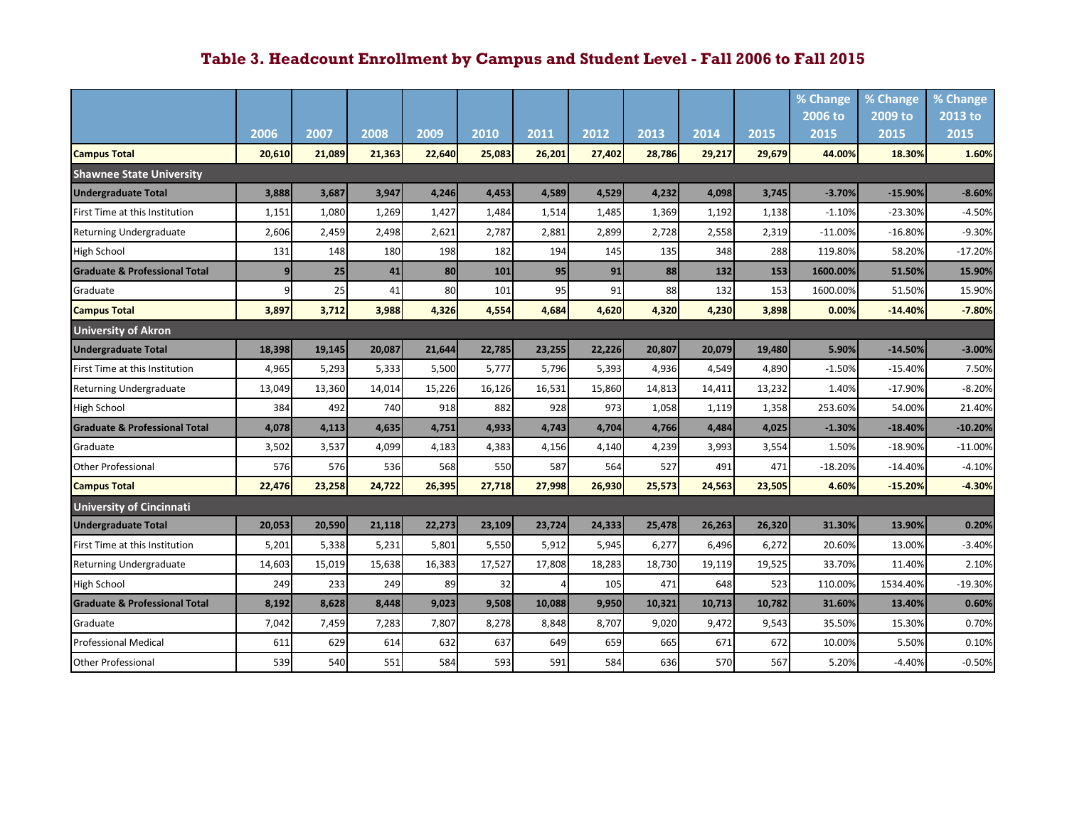## Table 3. Headcount Enrollment by Campus and Student Level - Fall 2006 to Fall 2015

| | 2006 | 2007 | 2008 | 2009 | 2010 | 2011 | 2012 | 2013 | 2014 | 2015 | % Change 2006 to 2015 | % Change 2009 to 2015 | % Change 2013 to 2015 |
|---|---|---|---|---|---|---|---|---|---|---|---|---|---|
| **Campus Total** | **20,610** | **21,089** | **21,363** | **22,640** | **25,083** | **26,201** | **27,402** | **28,786** | **29,217** | **29,679** | **44.00%** | **18.30%** | **1.60%** |
| **Shawnee State University** | | | | | | | | | | | | | |
| **Undergraduate Total** | **3,888** | **3,687** | **3,947** | **4,246** | **4,453** | **4,589** | **4,529** | **4,232** | **4,098** | **3,745** | **-3.70%** | **-15.90%** | **-8.60%** |
| First Time at this Institution | 1,151 | 1,080 | 1,269 | 1,427 | 1,484 | 1,514 | 1,485 | 1,369 | 1,192 | 1,138 | -1.10% | -23.30% | -4.50% |
| Returning Undergraduate | 2,606 | 2,459 | 2,498 | 2,621 | 2,787 | 2,881 | 2,899 | 2,728 | 2,558 | 2,319 | -11.00% | -16.80% | -9.30% |
| High School | 131 | 148 | 180 | 198 | 182 | 194 | 145 | 135 | 348 | 288 | 119.80% | 58.20% | -17.20% |
| **Graduate & Professional Total** | **9** | **25** | **41** | **80** | **101** | **95** | **91** | **88** | **132** | **153** | **1600.00%** | **51.50%** | **15.90%** |
| Graduate | 9 | 25 | 41 | 80 | 101 | 95 | 91 | 88 | 132 | 153 | 1600.00% | 51.50% | 15.90% |
| **Campus Total** | **3,897** | **3,712** | **3,988** | **4,326** | **4,554** | **4,684** | **4,620** | **4,320** | **4,230** | **3,898** | **0.00%** | **-14.40%** | **-7.80%** |
| **University of Akron** | | | | | | | | | | | | | |
| **Undergraduate Total** | **18,398** | **19,145** | **20,087** | **21,644** | **22,785** | **23,255** | **22,226** | **20,807** | **20,079** | **19,480** | **5.90%** | **-14.50%** | **-3.00%** |
| First Time at this Institution | 4,965 | 5,293 | 5,333 | 5,500 | 5,777 | 5,796 | 5,393 | 4,936 | 4,549 | 4,890 | -1.50% | -15.40% | 7.50% |
| Returning Undergraduate | 13,049 | 13,360 | 14,014 | 15,226 | 16,126 | 16,531 | 15,860 | 14,813 | 14,411 | 13,232 | 1.40% | -17.90% | -8.20% |
| High School | 384 | 492 | 740 | 918 | 882 | 928 | 973 | 1,058 | 1,119 | 1,358 | 253.60% | 54.00% | 21.40% |
| **Graduate & Professional Total** | **4,078** | **4,113** | **4,635** | **4,751** | **4,933** | **4,743** | **4,704** | **4,766** | **4,484** | **4,025** | **-1.30%** | **-18.40%** | **-10.20%** |
| Graduate | 3,502 | 3,537 | 4,099 | 4,183 | 4,383 | 4,156 | 4,140 | 4,239 | 3,993 | 3,554 | 1.50% | -18.90% | -11.00% |
| Other Professional | 576 | 576 | 536 | 568 | 550 | 587 | 564 | 527 | 491 | 471 | -18.20% | -14.40% | -4.10% |
| **Campus Total** | **22,476** | **23,258** | **24,722** | **26,395** | **27,718** | **27,998** | **26,930** | **25,573** | **24,563** | **23,505** | **4.60%** | **-15.20%** | **-4.30%** |
| **University of Cincinnati** | | | | | | | | | | | | | |
| **Undergraduate Total** | **20,053** | **20,590** | **21,118** | **22,273** | **23,109** | **23,724** | **24,333** | **25,478** | **26,263** | **26,320** | **31.30%** | **13.90%** | **0.20%** |
| First Time at this Institution | 5,201 | 5,338 | 5,231 | 5,801 | 5,550 | 5,912 | 5,945 | 6,277 | 6,496 | 6,272 | 20.60% | 13.00% | -3.40% |
| Returning Undergraduate | 14,603 | 15,019 | 15,638 | 16,383 | 17,527 | 17,808 | 18,283 | 18,730 | 19,119 | 19,525 | 33.70% | 11.40% | 2.10% |
| High School | 249 | 233 | 249 | 89 | 32 | 4 | 105 | 471 | 648 | 523 | 110.00% | 1534.40% | -19.30% |
| **Graduate & Professional Total** | **8,192** | **8,628** | **8,448** | **9,023** | **9,508** | **10,088** | **9,950** | **10,321** | **10,713** | **10,782** | **31.60%** | **13.40%** | **0.60%** |
| Graduate | 7,042 | 7,459 | 7,283 | 7,807 | 8,278 | 8,848 | 8,707 | 9,020 | 9,472 | 9,543 | 35.50% | 15.30% | 0.70% |
| Professional Medical | 611 | 629 | 614 | 632 | 637 | 649 | 659 | 665 | 671 | 672 | 10.00% | 5.50% | 0.10% |
| Other Professional | 539 | 540 | 551 | 584 | 593 | 591 | 584 | 636 | 570 | 567 | 5.20% | -4.40% | -0.50% |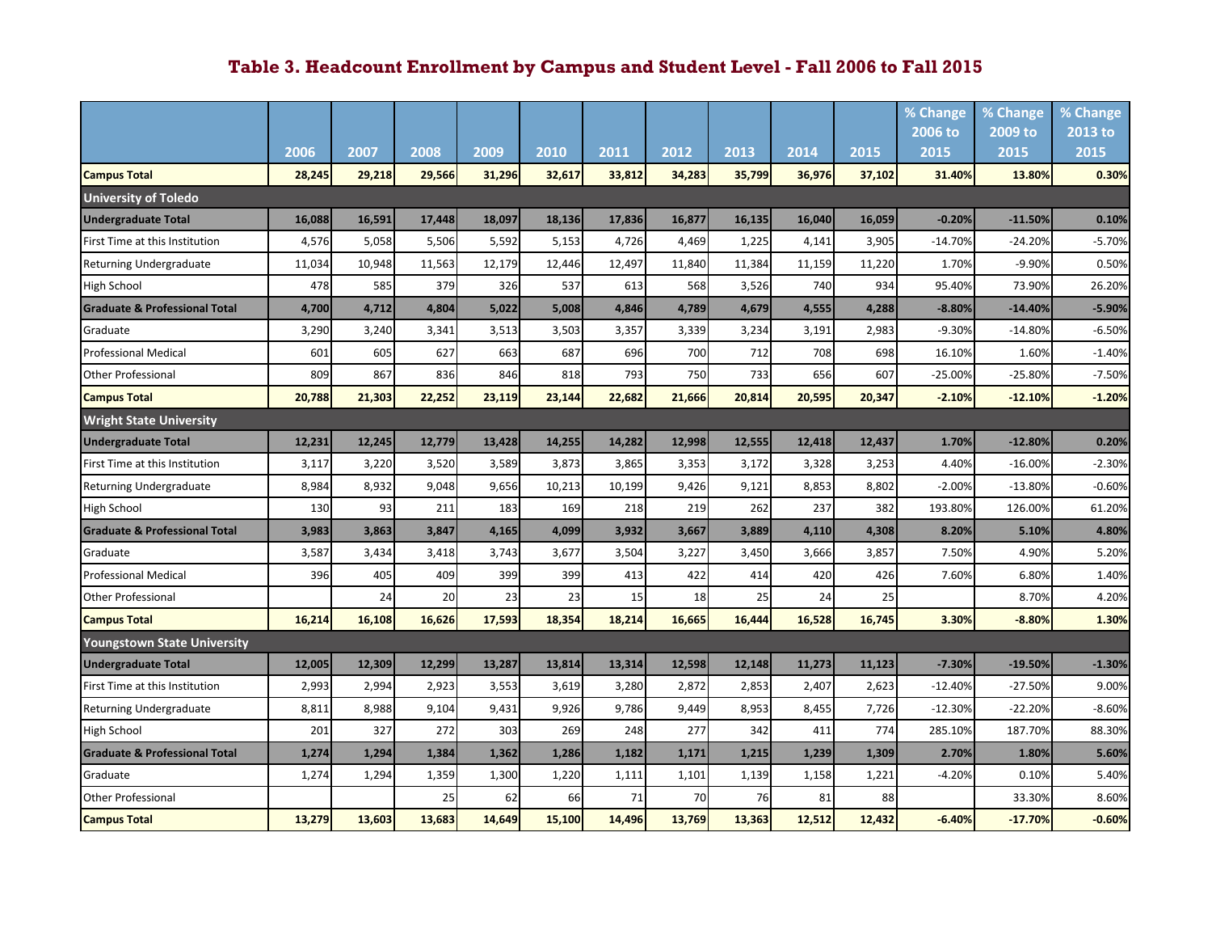## Table 3. Headcount Enrollment by Campus and Student Level - Fall 2006 to Fall 2015

| | 2006 | 2007 | 2008 | 2009 | 2010 | 2011 | 2012 | 2013 | 2014 | 2015 | % Change 2006 to 2015 | % Change 2009 to 2015 | % Change 2013 to 2015 |
|---|---|---|---|---|---|---|---|---|---|---|---|---|---|
| **Campus Total** | **28,245** | **29,218** | **29,566** | **31,296** | **32,617** | **33,812** | **34,283** | **35,799** | **36,976** | **37,102** | **31.40%** | **13.80%** | **0.30%** |
| **University of Toledo** | | | | | | | | | | | | | |
| **Undergraduate Total** | **16,088** | **16,591** | **17,448** | **18,097** | **18,136** | **17,836** | **16,877** | **16,135** | **16,040** | **16,059** | **-0.20%** | **-11.50%** | **0.10%** |
| First Time at this Institution | 4,576 | 5,058 | 5,506 | 5,592 | 5,153 | 4,726 | 4,469 | 1,225 | 4,141 | 3,905 | -14.70% | -24.20% | -5.70% |
| Returning Undergraduate | 11,034 | 10,948 | 11,563 | 12,179 | 12,446 | 12,497 | 11,840 | 11,384 | 11,159 | 11,220 | 1.70% | -9.90% | 0.50% |
| High School | 478 | 585 | 379 | 326 | 537 | 613 | 568 | 3,526 | 740 | 934 | 95.40% | 73.90% | 26.20% |
| **Graduate & Professional Total** | **4,700** | **4,712** | **4,804** | **5,022** | **5,008** | **4,846** | **4,789** | **4,679** | **4,555** | **4,288** | **-8.80%** | **-14.40%** | **-5.90%** |
| Graduate | 3,290 | 3,240 | 3,341 | 3,513 | 3,503 | 3,357 | 3,339 | 3,234 | 3,191 | 2,983 | -9.30% | -14.80% | -6.50% |
| Professional Medical | 601 | 605 | 627 | 663 | 687 | 696 | 700 | 712 | 708 | 698 | 16.10% | 1.60% | -1.40% |
| Other Professional | 809 | 867 | 836 | 846 | 818 | 793 | 750 | 733 | 656 | 607 | -25.00% | -25.80% | -7.50% |
| **Campus Total** | **20,788** | **21,303** | **22,252** | **23,119** | **23,144** | **22,682** | **21,666** | **20,814** | **20,595** | **20,347** | **-2.10%** | **-12.10%** | **-1.20%** |
| **Wright State University** | | | | | | | | | | | | | |
| **Undergraduate Total** | **12,231** | **12,245** | **12,779** | **13,428** | **14,255** | **14,282** | **12,998** | **12,555** | **12,418** | **12,437** | **1.70%** | **-12.80%** | **0.20%** |
| First Time at this Institution | 3,117 | 3,220 | 3,520 | 3,589 | 3,873 | 3,865 | 3,353 | 3,172 | 3,328 | 3,253 | 4.40% | -16.00% | -2.30% |
| Returning Undergraduate | 8,984 | 8,932 | 9,048 | 9,656 | 10,213 | 10,199 | 9,426 | 9,121 | 8,853 | 8,802 | -2.00% | -13.80% | -0.60% |
| High School | 130 | 93 | 211 | 183 | 169 | 218 | 219 | 262 | 237 | 382 | 193.80% | 126.00% | 61.20% |
| **Graduate & Professional Total** | **3,983** | **3,863** | **3,847** | **4,165** | **4,099** | **3,932** | **3,667** | **3,889** | **4,110** | **4,308** | **8.20%** | **5.10%** | **4.80%** |
| Graduate | 3,587 | 3,434 | 3,418 | 3,743 | 3,677 | 3,504 | 3,227 | 3,450 | 3,666 | 3,857 | 7.50% | 4.90% | 5.20% |
| Professional Medical | 396 | 405 | 409 | 399 | 399 | 413 | 422 | 414 | 420 | 426 | 7.60% | 6.80% | 1.40% |
| Other Professional | | 24 | 20 | 23 | 23 | 15 | 18 | 25 | 24 | 25 | | 8.70% | 4.20% |
| **Campus Total** | **16,214** | **16,108** | **16,626** | **17,593** | **18,354** | **18,214** | **16,665** | **16,444** | **16,528** | **16,745** | **3.30%** | **-8.80%** | **1.30%** |
| **Youngstown State University** | | | | | | | | | | | | | |
| **Undergraduate Total** | **12,005** | **12,309** | **12,299** | **13,287** | **13,814** | **13,314** | **12,598** | **12,148** | **11,273** | **11,123** | **-7.30%** | **-19.50%** | **-1.30%** |
| First Time at this Institution | 2,993 | 2,994 | 2,923 | 3,553 | 3,619 | 3,280 | 2,872 | 2,853 | 2,407 | 2,623 | -12.40% | -27.50% | 9.00% |
| Returning Undergraduate | 8,811 | 8,988 | 9,104 | 9,431 | 9,926 | 9,786 | 9,449 | 8,953 | 8,455 | 7,726 | -12.30% | -22.20% | -8.60% |
| High School | 201 | 327 | 272 | 303 | 269 | 248 | 277 | 342 | 411 | 774 | 285.10% | 187.70% | 88.30% |
| **Graduate & Professional Total** | **1,274** | **1,294** | **1,384** | **1,362** | **1,286** | **1,182** | **1,171** | **1,215** | **1,239** | **1,309** | **2.70%** | **1.80%** | **5.60%** |
| Graduate | 1,274 | 1,294 | 1,359 | 1,300 | 1,220 | 1,111 | 1,101 | 1,139 | 1,158 | 1,221 | -4.20% | 0.10% | 5.40% |
| Other Professional | | | 25 | 62 | 66 | 71 | 70 | 76 | 81 | 88 | | 33.30% | 8.60% |
| **Campus Total** | **13,279** | **13,603** | **13,683** | **14,649** | **15,100** | **14,496** | **13,769** | **13,363** | **12,512** | **12,432** | **-6.40%** | **-17.70%** | **-0.60%** |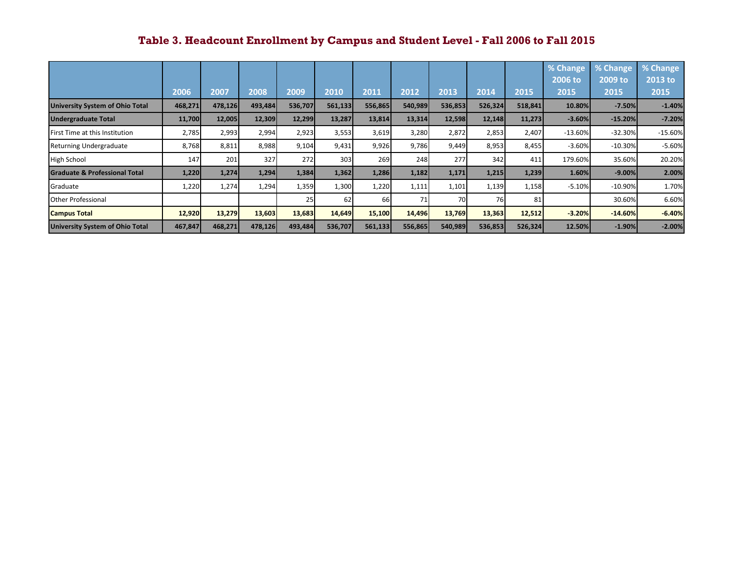# Table 3. Headcount Enrollment by Campus and Student Level - Fall 2006 to Fall 2015

| | 2006 | 2007 | 2008 | 2009 | 2010 | 2011 | 2012 | 2013 | 2014 | 2015 | % Change 2006 to 2015 | % Change 2009 to 2015 | % Change 2013 to 2015 |
|---|---|---|---|---|---|---|---|---|---|---|---|---|---|
| **University System of Ohio Total** | **468,271** | **478,126** | **493,484** | **536,707** | **561,133** | **556,865** | **540,989** | **536,853** | **526,324** | **518,841** | **10.80%** | **-7.50%** | **-1.40%** |
| **Undergraduate Total** | **11,700** | **12,005** | **12,309** | **12,299** | **13,287** | **13,814** | **13,314** | **12,598** | **12,148** | **11,273** | **-3.60%** | **-15.20%** | **-7.20%** |
| First Time at this Institution | 2,785 | 2,993 | 2,994 | 2,923 | 3,553 | 3,619 | 3,280 | 2,872 | 2,853 | 2,407 | -13.60% | -32.30% | -15.60% |
| Returning Undergraduate | 8,768 | 8,811 | 8,988 | 9,104 | 9,431 | 9,926 | 9,786 | 9,449 | 8,953 | 8,455 | -3.60% | -10.30% | -5.60% |
| High School | 147 | 201 | 327 | 272 | 303 | 269 | 248 | 277 | 342 | 411 | 179.60% | 35.60% | 20.20% |
| **Graduate & Professional Total** | **1,220** | **1,274** | **1,294** | **1,384** | **1,362** | **1,286** | **1,182** | **1,171** | **1,215** | **1,239** | **1.60%** | **-9.00%** | **2.00%** |
| Graduate | 1,220 | 1,274 | 1,294 | 1,359 | 1,300 | 1,220 | 1,111 | 1,101 | 1,139 | 1,158 | -5.10% | -10.90% | 1.70% |
| Other Professional | | | | 25 | 62 | 66 | 71 | 70 | 76 | 81 | | 30.60% | 6.60% |
| **Campus Total** | **12,920** | **13,279** | **13,603** | **13,683** | **14,649** | **15,100** | **14,496** | **13,769** | **13,363** | **12,512** | **-3.20%** | **-14.60%** | **-6.40%** |
| **University System of Ohio Total** | **467,847** | **468,271** | **478,126** | **493,484** | **536,707** | **561,133** | **556,865** | **540,989** | **536,853** | **526,324** | **12.50%** | **-1.90%** | **-2.00%** |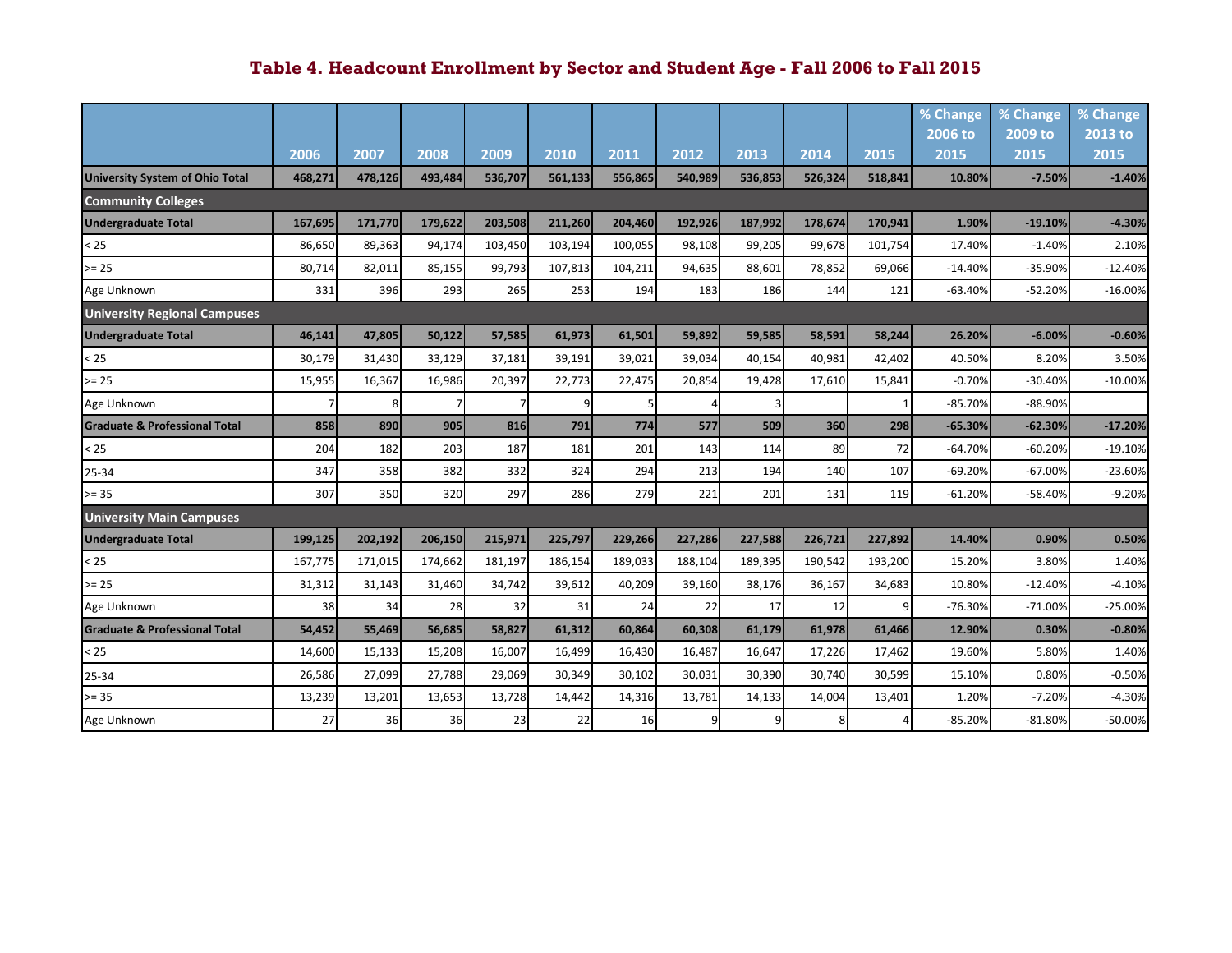# Table 4. Headcount Enrollment by Sector and Student Age - Fall 2006 to Fall 2015

| | 2006 | 2007 | 2008 | 2009 | 2010 | 2011 | 2012 | 2013 | 2014 | 2015 | % Change 2006 to 2015 | % Change 2009 to 2015 | % Change 2013 to 2015 |
|---|---|---|---|---|---|---|---|---|---|---|---|---|---|
| **University System of Ohio Total** | **468,271** | **478,126** | **493,484** | **536,707** | **561,133** | **556,865** | **540,989** | **536,853** | **526,324** | **518,841** | **10.80%** | **-7.50%** | **-1.40%** |
| **Community Colleges** | | | | | | | | | | | | | |
| **Undergraduate Total** | **167,695** | **171,770** | **179,622** | **203,508** | **211,260** | **204,460** | **192,926** | **187,992** | **178,674** | **170,941** | **1.90%** | **-19.10%** | **-4.30%** |
| < 25 | 86,650 | 89,363 | 94,174 | 103,450 | 103,194 | 100,055 | 98,108 | 99,205 | 99,678 | 101,754 | 17.40% | -1.40% | 2.10% |
| >= 25 | 80,714 | 82,011 | 85,155 | 99,793 | 107,813 | 104,211 | 94,635 | 88,601 | 78,852 | 69,066 | -14.40% | -35.90% | -12.40% |
| Age Unknown | 331 | 396 | 293 | 265 | 253 | 194 | 183 | 186 | 144 | 121 | -63.40% | -52.20% | -16.00% |
| **University Regional Campuses** | | | | | | | | | | | | | |
| **Undergraduate Total** | **46,141** | **47,805** | **50,122** | **57,585** | **61,973** | **61,501** | **59,892** | **59,585** | **58,591** | **58,244** | **26.20%** | **-6.00%** | **-0.60%** |
| < 25 | 30,179 | 31,430 | 33,129 | 37,181 | 39,191 | 39,021 | 39,034 | 40,154 | 40,981 | 42,402 | 40.50% | 8.20% | 3.50% |
| >= 25 | 15,955 | 16,367 | 16,986 | 20,397 | 22,773 | 22,475 | 20,854 | 19,428 | 17,610 | 15,841 | -0.70% | -30.40% | -10.00% |
| Age Unknown | 7 | 8 | 7 | 7 | 9 | 5 | 4 | 3 | | 1 | -85.70% | -88.90% | |
| **Graduate & Professional Total** | **858** | **890** | **905** | **816** | **791** | **774** | **577** | **509** | **360** | **298** | **-65.30%** | **-62.30%** | **-17.20%** |
| < 25 | 204 | 182 | 203 | 187 | 181 | 201 | 143 | 114 | 89 | 72 | -64.70% | -60.20% | -19.10% |
| 25-34 | 347 | 358 | 382 | 332 | 324 | 294 | 213 | 194 | 140 | 107 | -69.20% | -67.00% | -23.60% |
| >= 35 | 307 | 350 | 320 | 297 | 286 | 279 | 221 | 201 | 131 | 119 | -61.20% | -58.40% | -9.20% |
| **University Main Campuses** | | | | | | | | | | | | | |
| **Undergraduate Total** | **199,125** | **202,192** | **206,150** | **215,971** | **225,797** | **229,266** | **227,286** | **227,588** | **226,721** | **227,892** | **14.40%** | **0.90%** | **0.50%** |
| < 25 | 167,775 | 171,015 | 174,662 | 181,197 | 186,154 | 189,033 | 188,104 | 189,395 | 190,542 | 193,200 | 15.20% | 3.80% | 1.40% |
| >= 25 | 31,312 | 31,143 | 31,460 | 34,742 | 39,612 | 40,209 | 39,160 | 38,176 | 36,167 | 34,683 | 10.80% | -12.40% | -4.10% |
| Age Unknown | 38 | 34 | 28 | 32 | 31 | 24 | 22 | 17 | 12 | 9 | -76.30% | -71.00% | -25.00% |
| **Graduate & Professional Total** | **54,452** | **55,469** | **56,685** | **58,827** | **61,312** | **60,864** | **60,308** | **61,179** | **61,978** | **61,466** | **12.90%** | **0.30%** | **-0.80%** |
| < 25 | 14,600 | 15,133 | 15,208 | 16,007 | 16,499 | 16,430 | 16,487 | 16,647 | 17,226 | 17,462 | 19.60% | 5.80% | 1.40% |
| 25-34 | 26,586 | 27,099 | 27,788 | 29,069 | 30,349 | 30,102 | 30,031 | 30,390 | 30,740 | 30,599 | 15.10% | 0.80% | -0.50% |
| >= 35 | 13,239 | 13,201 | 13,653 | 13,728 | 14,442 | 14,316 | 13,781 | 14,133 | 14,004 | 13,401 | 1.20% | -7.20% | -4.30% |
| Age Unknown | 27 | 36 | 36 | 23 | 22 | 16 | 9 | 9 | 8 | 4 | -85.20% | -81.80% | -50.00% |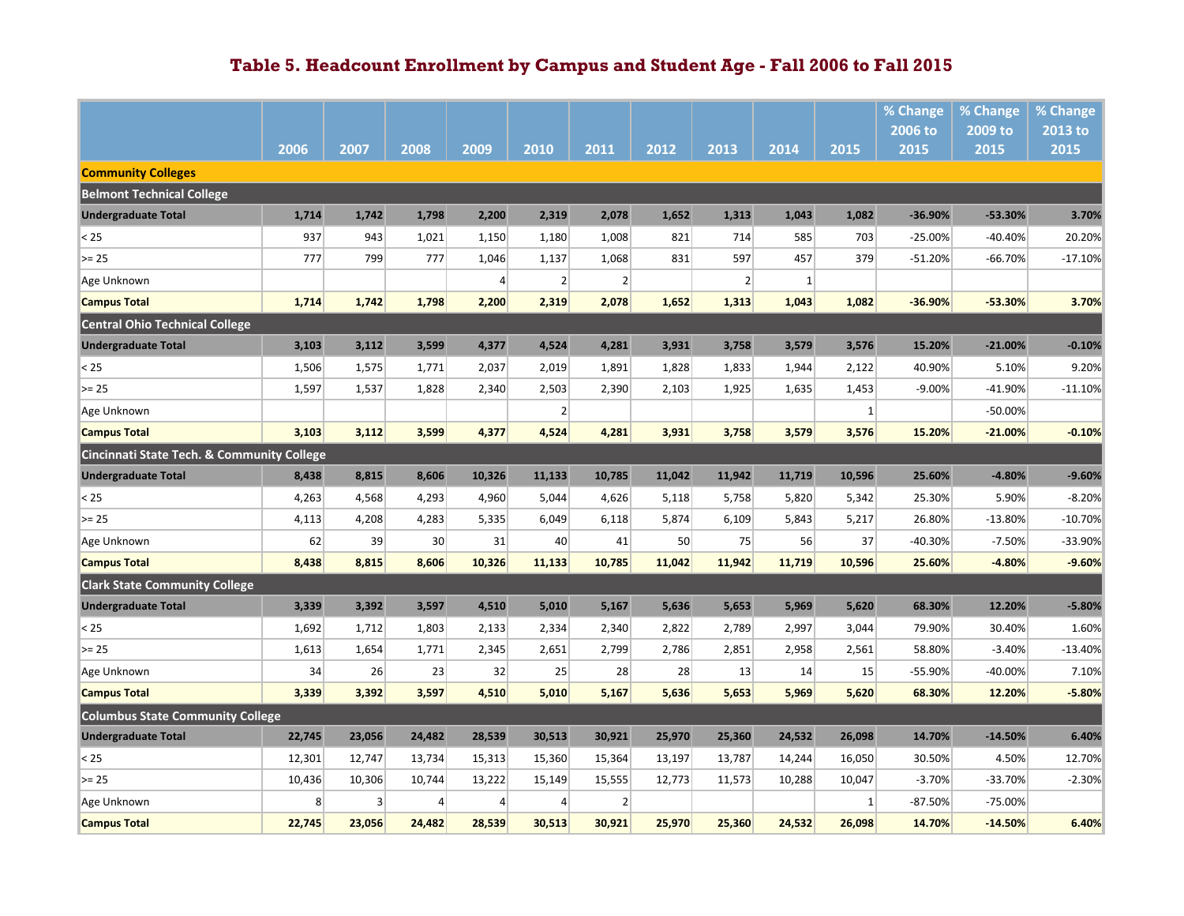# Table 5. Headcount Enrollment by Campus and Student Age - Fall 2006 to Fall 2015

| | 2006 | 2007 | 2008 | 2009 | 2010 | 2011 | 2012 | 2013 | 2014 | 2015 | % Change 2006 to 2015 | % Change 2009 to 2015 | % Change 2013 to 2015 |
|---|---|---|---|---|---|---|---|---|---|---|---|---|---|
| **Community Colleges** | | | | | | | | | | | | | |
| **Belmont Technical College** | | | | | | | | | | | | | |
| **Undergraduate Total** | **1,714** | **1,742** | **1,798** | **2,200** | **2,319** | **2,078** | **1,652** | **1,313** | **1,043** | **1,082** | **-36.90%** | **-53.30%** | **3.70%** |
| < 25 | 937 | 943 | 1,021 | 1,150 | 1,180 | 1,008 | 821 | 714 | 585 | 703 | -25.00% | -40.40% | 20.20% |
| >= 25 | 777 | 799 | 777 | 1,046 | 1,137 | 1,068 | 831 | 597 | 457 | 379 | -51.20% | -66.70% | -17.10% |
| Age Unknown | | | | 4 | 2 | 2 | | 2 | 1 | | | | |
| **Campus Total** | **1,714** | **1,742** | **1,798** | **2,200** | **2,319** | **2,078** | **1,652** | **1,313** | **1,043** | **1,082** | **-36.90%** | **-53.30%** | **3.70%** |
| **Central Ohio Technical College** | | | | | | | | | | | | | |
| **Undergraduate Total** | **3,103** | **3,112** | **3,599** | **4,377** | **4,524** | **4,281** | **3,931** | **3,758** | **3,579** | **3,576** | **15.20%** | **-21.00%** | **-0.10%** |
| < 25 | 1,506 | 1,575 | 1,771 | 2,037 | 2,019 | 1,891 | 1,828 | 1,833 | 1,944 | 2,122 | 40.90% | 5.10% | 9.20% |
| >= 25 | 1,597 | 1,537 | 1,828 | 2,340 | 2,503 | 2,390 | 2,103 | 1,925 | 1,635 | 1,453 | -9.00% | -41.90% | -11.10% |
| Age Unknown | | | | | 2 | | | | | 1 | | -50.00% | |
| **Campus Total** | **3,103** | **3,112** | **3,599** | **4,377** | **4,524** | **4,281** | **3,931** | **3,758** | **3,579** | **3,576** | **15.20%** | **-21.00%** | **-0.10%** |
| **Cincinnati State Tech. & Community College** | | | | | | | | | | | | | |
| **Undergraduate Total** | **8,438** | **8,815** | **8,606** | **10,326** | **11,133** | **10,785** | **11,042** | **11,942** | **11,719** | **10,596** | **25.60%** | **-4.80%** | **-9.60%** |
| < 25 | 4,263 | 4,568 | 4,293 | 4,960 | 5,044 | 4,626 | 5,118 | 5,758 | 5,820 | 5,342 | 25.30% | 5.90% | -8.20% |
| >= 25 | 4,113 | 4,208 | 4,283 | 5,335 | 6,049 | 6,118 | 5,874 | 6,109 | 5,843 | 5,217 | 26.80% | -13.80% | -10.70% |
| Age Unknown | 62 | 39 | 30 | 31 | 40 | 41 | 50 | 75 | 56 | 37 | -40.30% | -7.50% | -33.90% |
| **Campus Total** | **8,438** | **8,815** | **8,606** | **10,326** | **11,133** | **10,785** | **11,042** | **11,942** | **11,719** | **10,596** | **25.60%** | **-4.80%** | **-9.60%** |
| **Clark State Community College** | | | | | | | | | | | | | |
| **Undergraduate Total** | **3,339** | **3,392** | **3,597** | **4,510** | **5,010** | **5,167** | **5,636** | **5,653** | **5,969** | **5,620** | **68.30%** | **12.20%** | **-5.80%** |
| < 25 | 1,692 | 1,712 | 1,803 | 2,133 | 2,334 | 2,340 | 2,822 | 2,789 | 2,997 | 3,044 | 79.90% | 30.40% | 1.60% |
| >= 25 | 1,613 | 1,654 | 1,771 | 2,345 | 2,651 | 2,799 | 2,786 | 2,851 | 2,958 | 2,561 | 58.80% | -3.40% | -13.40% |
| Age Unknown | 34 | 26 | 23 | 32 | 25 | 28 | 28 | 13 | 14 | 15 | -55.90% | -40.00% | 7.10% |
| **Campus Total** | **3,339** | **3,392** | **3,597** | **4,510** | **5,010** | **5,167** | **5,636** | **5,653** | **5,969** | **5,620** | **68.30%** | **12.20%** | **-5.80%** |
| **Columbus State Community College** | | | | | | | | | | | | | |
| **Undergraduate Total** | **22,745** | **23,056** | **24,482** | **28,539** | **30,513** | **30,921** | **25,970** | **25,360** | **24,532** | **26,098** | **14.70%** | **-14.50%** | **6.40%** |
| < 25 | 12,301 | 12,747 | 13,734 | 15,313 | 15,360 | 15,364 | 13,197 | 13,787 | 14,244 | 16,050 | 30.50% | 4.50% | 12.70% |
| >= 25 | 10,436 | 10,306 | 10,744 | 13,222 | 15,149 | 15,555 | 12,773 | 11,573 | 10,288 | 10,047 | -3.70% | -33.70% | -2.30% |
| Age Unknown | 8 | 3 | 4 | 4 | 4 | 2 | | | | 1 | -87.50% | -75.00% | |
| **Campus Total** | **22,745** | **23,056** | **24,482** | **28,539** | **30,513** | **30,921** | **25,970** | **25,360** | **24,532** | **26,098** | **14.70%** | **-14.50%** | **6.40%** |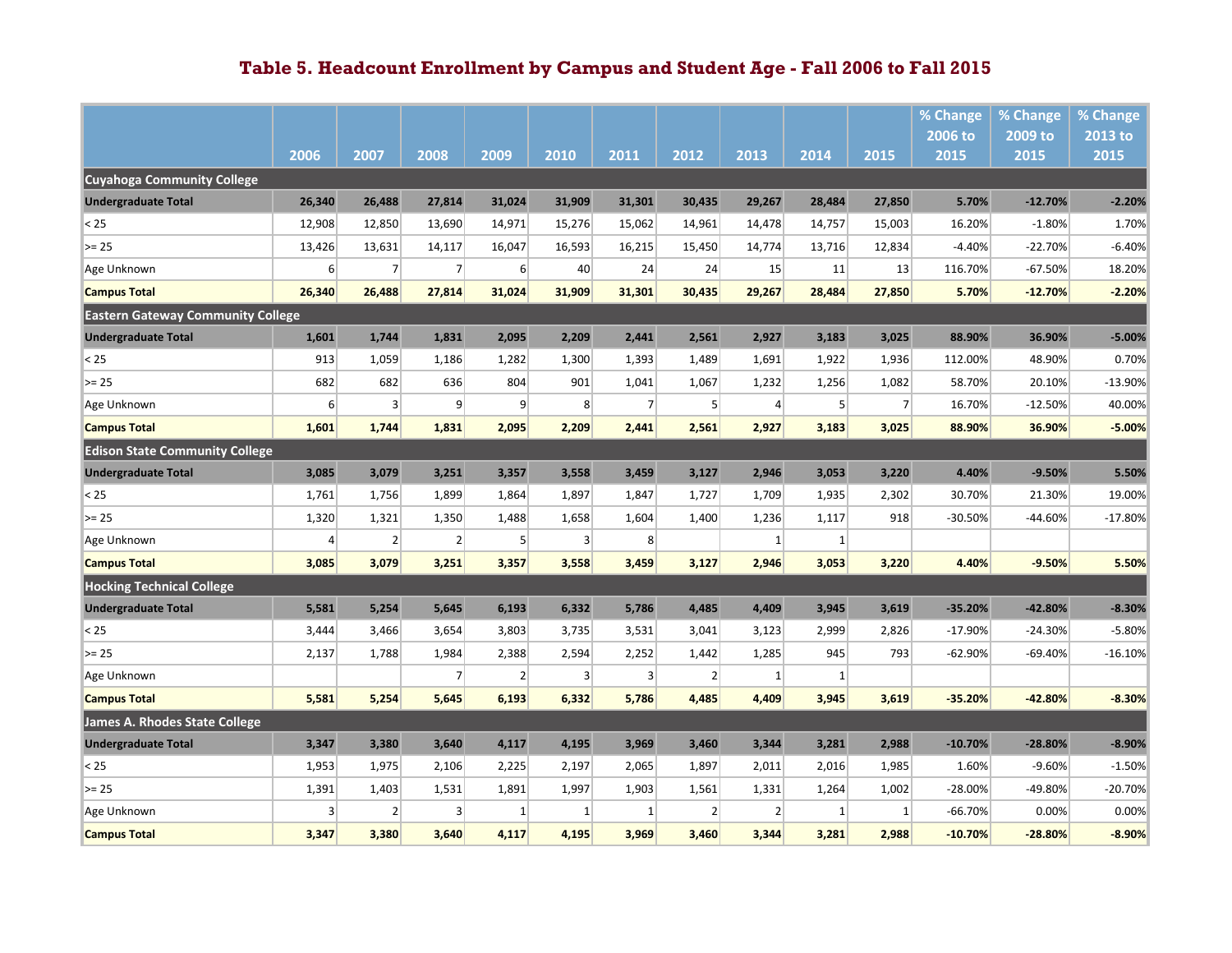# Table 5. Headcount Enrollment by Campus and Student Age - Fall 2006 to Fall 2015

| | 2006 | 2007 | 2008 | 2009 | 2010 | 2011 | 2012 | 2013 | 2014 | 2015 | % Change 2006 to 2015 | % Change 2009 to 2015 | % Change 2013 to 2015 |
|---|---|---|---|---|---|---|---|---|---|---|---|---|---|
| **Cuyahoga Community College** | | | | | | | | | | | | | |
| **Undergraduate Total** | **26,340** | **26,488** | **27,814** | **31,024** | **31,909** | **31,301** | **30,435** | **29,267** | **28,484** | **27,850** | **5.70%** | **-12.70%** | **-2.20%** |
| < 25 | 12,908 | 12,850 | 13,690 | 14,971 | 15,276 | 15,062 | 14,961 | 14,478 | 14,757 | 15,003 | 16.20% | -1.80% | 1.70% |
| >= 25 | 13,426 | 13,631 | 14,117 | 16,047 | 16,593 | 16,215 | 15,450 | 14,774 | 13,716 | 12,834 | -4.40% | -22.70% | -6.40% |
| Age Unknown | 6 | 7 | 7 | 6 | 40 | 24 | 24 | 15 | 11 | 13 | 116.70% | -67.50% | 18.20% |
| **Campus Total** | **26,340** | **26,488** | **27,814** | **31,024** | **31,909** | **31,301** | **30,435** | **29,267** | **28,484** | **27,850** | **5.70%** | **-12.70%** | **-2.20%** |
| **Eastern Gateway Community College** | | | | | | | | | | | | | |
| **Undergraduate Total** | **1,601** | **1,744** | **1,831** | **2,095** | **2,209** | **2,441** | **2,561** | **2,927** | **3,183** | **3,025** | **88.90%** | **36.90%** | **-5.00%** |
| < 25 | 913 | 1,059 | 1,186 | 1,282 | 1,300 | 1,393 | 1,489 | 1,691 | 1,922 | 1,936 | 112.00% | 48.90% | 0.70% |
| >= 25 | 682 | 682 | 636 | 804 | 901 | 1,041 | 1,067 | 1,232 | 1,256 | 1,082 | 58.70% | 20.10% | -13.90% |
| Age Unknown | 6 | 3 | 9 | 9 | 8 | 7 | 5 | 4 | 5 | 7 | 16.70% | -12.50% | 40.00% |
| **Campus Total** | **1,601** | **1,744** | **1,831** | **2,095** | **2,209** | **2,441** | **2,561** | **2,927** | **3,183** | **3,025** | **88.90%** | **36.90%** | **-5.00%** |
| **Edison State Community College** | | | | | | | | | | | | | |
| **Undergraduate Total** | **3,085** | **3,079** | **3,251** | **3,357** | **3,558** | **3,459** | **3,127** | **2,946** | **3,053** | **3,220** | **4.40%** | **-9.50%** | **5.50%** |
| < 25 | 1,761 | 1,756 | 1,899 | 1,864 | 1,897 | 1,847 | 1,727 | 1,709 | 1,935 | 2,302 | 30.70% | 21.30% | 19.00% |
| >= 25 | 1,320 | 1,321 | 1,350 | 1,488 | 1,658 | 1,604 | 1,400 | 1,236 | 1,117 | 918 | -30.50% | -44.60% | -17.80% |
| Age Unknown | 4 | 2 | 2 | 5 | 3 | 8 | | 1 | 1 | | | | |
| **Campus Total** | **3,085** | **3,079** | **3,251** | **3,357** | **3,558** | **3,459** | **3,127** | **2,946** | **3,053** | **3,220** | **4.40%** | **-9.50%** | **5.50%** |
| **Hocking Technical College** | | | | | | | | | | | | | |
| **Undergraduate Total** | **5,581** | **5,254** | **5,645** | **6,193** | **6,332** | **5,786** | **4,485** | **4,409** | **3,945** | **3,619** | **-35.20%** | **-42.80%** | **-8.30%** |
| < 25 | 3,444 | 3,466 | 3,654 | 3,803 | 3,735 | 3,531 | 3,041 | 3,123 | 2,999 | 2,826 | -17.90% | -24.30% | -5.80% |
| >= 25 | 2,137 | 1,788 | 1,984 | 2,388 | 2,594 | 2,252 | 1,442 | 1,285 | 945 | 793 | -62.90% | -69.40% | -16.10% |
| Age Unknown | | | 7 | 2 | 3 | 3 | 2 | 1 | 1 | | | | |
| **Campus Total** | **5,581** | **5,254** | **5,645** | **6,193** | **6,332** | **5,786** | **4,485** | **4,409** | **3,945** | **3,619** | **-35.20%** | **-42.80%** | **-8.30%** |
| **James A. Rhodes State College** | | | | | | | | | | | | | |
| **Undergraduate Total** | **3,347** | **3,380** | **3,640** | **4,117** | **4,195** | **3,969** | **3,460** | **3,344** | **3,281** | **2,988** | **-10.70%** | **-28.80%** | **-8.90%** |
| < 25 | 1,953 | 1,975 | 2,106 | 2,225 | 2,197 | 2,065 | 1,897 | 2,011 | 2,016 | 1,985 | 1.60% | -9.60% | -1.50% |
| >= 25 | 1,391 | 1,403 | 1,531 | 1,891 | 1,997 | 1,903 | 1,561 | 1,331 | 1,264 | 1,002 | -28.00% | -49.80% | -20.70% |
| Age Unknown | 3 | 2 | 3 | 1 | 1 | 1 | 2 | 2 | 1 | 1 | -66.70% | 0.00% | 0.00% |
| **Campus Total** | **3,347** | **3,380** | **3,640** | **4,117** | **4,195** | **3,969** | **3,460** | **3,344** | **3,281** | **2,988** | **-10.70%** | **-28.80%** | **-8.90%** |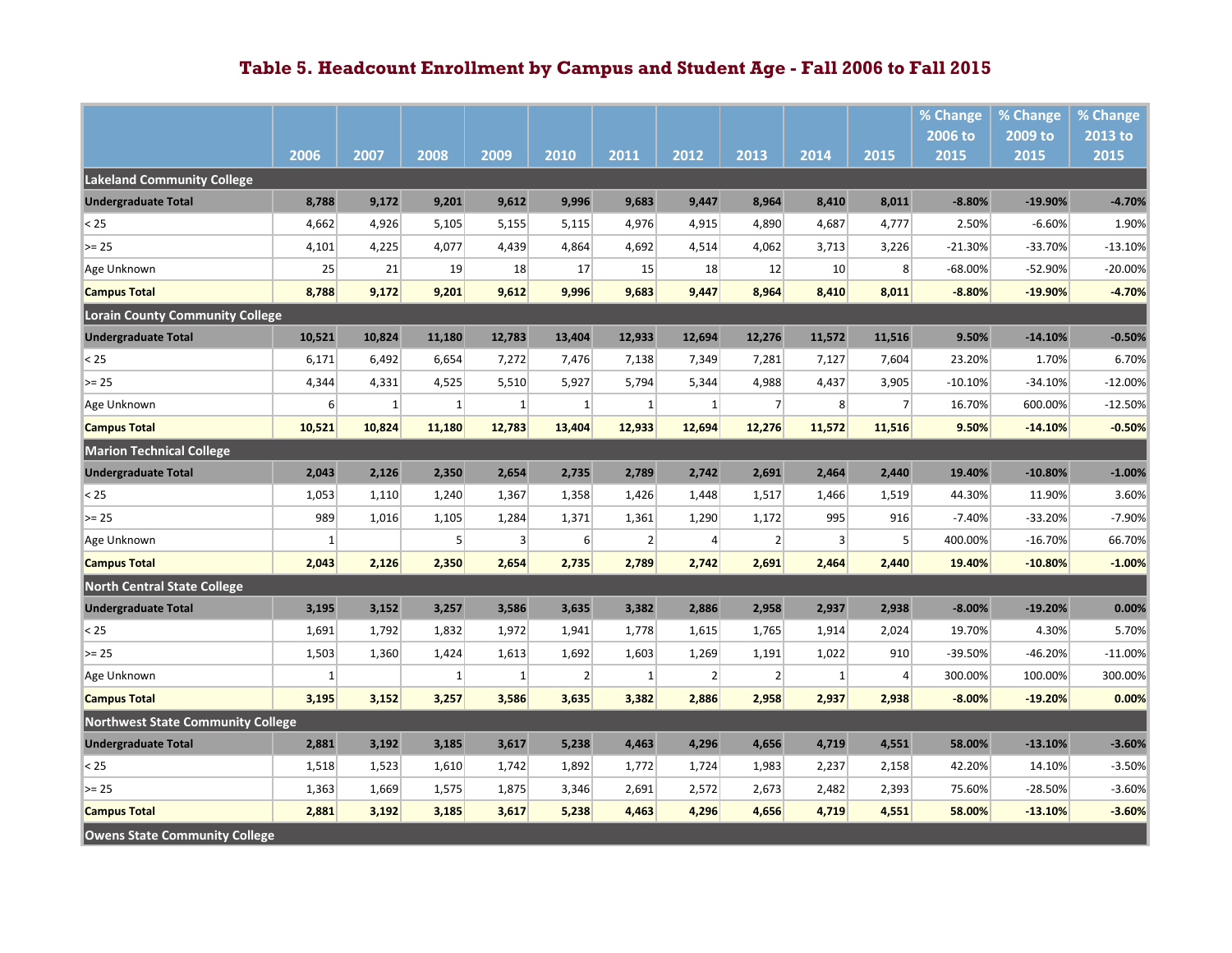## Table 5. Headcount Enrollment by Campus and Student Age - Fall 2006 to Fall 2015

| | 2006 | 2007 | 2008 | 2009 | 2010 | 2011 | 2012 | 2013 | 2014 | 2015 | % Change 2006 to 2015 | % Change 2009 to 2015 | % Change 2013 to 2015 |
|---|---|---|---|---|---|---|---|---|---|---|---|---|---|
| **Lakeland Community College** | | | | | | | | | | | | | |
| **Undergraduate Total** | **8,788** | **9,172** | **9,201** | **9,612** | **9,996** | **9,683** | **9,447** | **8,964** | **8,410** | **8,011** | **-8.80%** | **-19.90%** | **-4.70%** |
| < 25 | 4,662 | 4,926 | 5,105 | 5,155 | 5,115 | 4,976 | 4,915 | 4,890 | 4,687 | 4,777 | 2.50% | -6.60% | 1.90% |
| >= 25 | 4,101 | 4,225 | 4,077 | 4,439 | 4,864 | 4,692 | 4,514 | 4,062 | 3,713 | 3,226 | -21.30% | -33.70% | -13.10% |
| Age Unknown | 25 | 21 | 19 | 18 | 17 | 15 | 18 | 12 | 10 | 8 | -68.00% | -52.90% | -20.00% |
| **Campus Total** | **8,788** | **9,172** | **9,201** | **9,612** | **9,996** | **9,683** | **9,447** | **8,964** | **8,410** | **8,011** | **-8.80%** | **-19.90%** | **-4.70%** |
| **Lorain County Community College** | | | | | | | | | | | | | |
| **Undergraduate Total** | **10,521** | **10,824** | **11,180** | **12,783** | **13,404** | **12,933** | **12,694** | **12,276** | **11,572** | **11,516** | **9.50%** | **-14.10%** | **-0.50%** |
| < 25 | 6,171 | 6,492 | 6,654 | 7,272 | 7,476 | 7,138 | 7,349 | 7,281 | 7,127 | 7,604 | 23.20% | 1.70% | 6.70% |
| >= 25 | 4,344 | 4,331 | 4,525 | 5,510 | 5,927 | 5,794 | 5,344 | 4,988 | 4,437 | 3,905 | -10.10% | -34.10% | -12.00% |
| Age Unknown | 6 | 1 | 1 | 1 | 1 | 1 | 1 | 7 | 8 | 7 | 16.70% | 600.00% | -12.50% |
| **Campus Total** | **10,521** | **10,824** | **11,180** | **12,783** | **13,404** | **12,933** | **12,694** | **12,276** | **11,572** | **11,516** | **9.50%** | **-14.10%** | **-0.50%** |
| **Marion Technical College** | | | | | | | | | | | | | |
| **Undergraduate Total** | **2,043** | **2,126** | **2,350** | **2,654** | **2,735** | **2,789** | **2,742** | **2,691** | **2,464** | **2,440** | **19.40%** | **-10.80%** | **-1.00%** |
| < 25 | 1,053 | 1,110 | 1,240 | 1,367 | 1,358 | 1,426 | 1,448 | 1,517 | 1,466 | 1,519 | 44.30% | 11.90% | 3.60% |
| >= 25 | 989 | 1,016 | 1,105 | 1,284 | 1,371 | 1,361 | 1,290 | 1,172 | 995 | 916 | -7.40% | -33.20% | -7.90% |
| Age Unknown | 1 | | 5 | 3 | 6 | 2 | 4 | 2 | 3 | 5 | 400.00% | -16.70% | 66.70% |
| **Campus Total** | **2,043** | **2,126** | **2,350** | **2,654** | **2,735** | **2,789** | **2,742** | **2,691** | **2,464** | **2,440** | **19.40%** | **-10.80%** | **-1.00%** |
| **North Central State College** | | | | | | | | | | | | | |
| **Undergraduate Total** | **3,195** | **3,152** | **3,257** | **3,586** | **3,635** | **3,382** | **2,886** | **2,958** | **2,937** | **2,938** | **-8.00%** | **-19.20%** | **0.00%** |
| < 25 | 1,691 | 1,792 | 1,832 | 1,972 | 1,941 | 1,778 | 1,615 | 1,765 | 1,914 | 2,024 | 19.70% | 4.30% | 5.70% |
| >= 25 | 1,503 | 1,360 | 1,424 | 1,613 | 1,692 | 1,603 | 1,269 | 1,191 | 1,022 | 910 | -39.50% | -46.20% | -11.00% |
| Age Unknown | 1 | | 1 | 1 | 2 | 1 | 2 | 2 | 1 | 4 | 300.00% | 100.00% | 300.00% |
| **Campus Total** | **3,195** | **3,152** | **3,257** | **3,586** | **3,635** | **3,382** | **2,886** | **2,958** | **2,937** | **2,938** | **-8.00%** | **-19.20%** | **0.00%** |
| **Northwest State Community College** | | | | | | | | | | | | | |
| **Undergraduate Total** | **2,881** | **3,192** | **3,185** | **3,617** | **5,238** | **4,463** | **4,296** | **4,656** | **4,719** | **4,551** | **58.00%** | **-13.10%** | **-3.60%** |
| < 25 | 1,518 | 1,523 | 1,610 | 1,742 | 1,892 | 1,772 | 1,724 | 1,983 | 2,237 | 2,158 | 42.20% | 14.10% | -3.50% |
| >= 25 | 1,363 | 1,669 | 1,575 | 1,875 | 3,346 | 2,691 | 2,572 | 2,673 | 2,482 | 2,393 | 75.60% | -28.50% | -3.60% |
| **Campus Total** | **2,881** | **3,192** | **3,185** | **3,617** | **5,238** | **4,463** | **4,296** | **4,656** | **4,719** | **4,551** | **58.00%** | **-13.10%** | **-3.60%** |
| **Owens State Community College** | | | | | | | | | | | | | |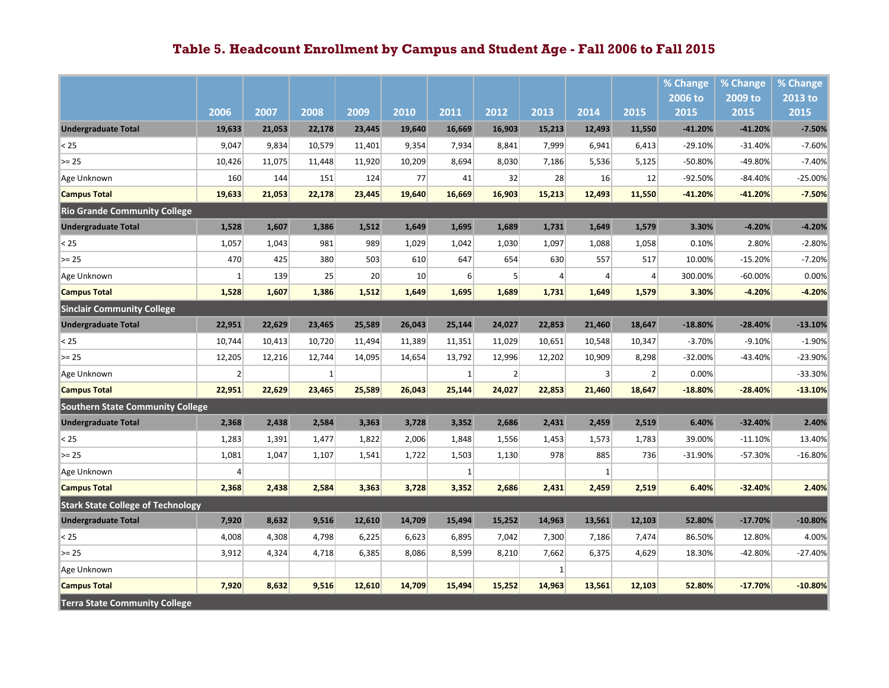# Table 5. Headcount Enrollment by Campus and Student Age - Fall 2006 to Fall 2015

| | 2006 | 2007 | 2008 | 2009 | 2010 | 2011 | 2012 | 2013 | 2014 | 2015 | % Change 2006 to 2015 | % Change 2009 to 2015 | % Change 2013 to 2015 |
|---|---|---|---|---|---|---|---|---|---|---|---|---|---|
| **Undergraduate Total** | **19,633** | **21,053** | **22,178** | **23,445** | **19,640** | **16,669** | **16,903** | **15,213** | **12,493** | **11,550** | **-41.20%** | **-41.20%** | **-7.50%** |
| < 25 | 9,047 | 9,834 | 10,579 | 11,401 | 9,354 | 7,934 | 8,841 | 7,999 | 6,941 | 6,413 | -29.10% | -31.40% | -7.60% |
| >= 25 | 10,426 | 11,075 | 11,448 | 11,920 | 10,209 | 8,694 | 8,030 | 7,186 | 5,536 | 5,125 | -50.80% | -49.80% | -7.40% |
| Age Unknown | 160 | 144 | 151 | 124 | 77 | 41 | 32 | 28 | 16 | 12 | -92.50% | -84.40% | -25.00% |
| **Campus Total** | **19,633** | **21,053** | **22,178** | **23,445** | **19,640** | **16,669** | **16,903** | **15,213** | **12,493** | **11,550** | **-41.20%** | **-41.20%** | **-7.50%** |
| **Rio Grande Community College** | | | | | | | | | | | | | |
| **Undergraduate Total** | **1,528** | **1,607** | **1,386** | **1,512** | **1,649** | **1,695** | **1,689** | **1,731** | **1,649** | **1,579** | **3.30%** | **-4.20%** | **-4.20%** |
| < 25 | 1,057 | 1,043 | 981 | 989 | 1,029 | 1,042 | 1,030 | 1,097 | 1,088 | 1,058 | 0.10% | 2.80% | -2.80% |
| >= 25 | 470 | 425 | 380 | 503 | 610 | 647 | 654 | 630 | 557 | 517 | 10.00% | -15.20% | -7.20% |
| Age Unknown | 1 | 139 | 25 | 20 | 10 | 6 | 5 | 4 | 4 | 4 | 300.00% | -60.00% | 0.00% |
| **Campus Total** | **1,528** | **1,607** | **1,386** | **1,512** | **1,649** | **1,695** | **1,689** | **1,731** | **1,649** | **1,579** | **3.30%** | **-4.20%** | **-4.20%** |
| **Sinclair Community College** | | | | | | | | | | | | | |
| **Undergraduate Total** | **22,951** | **22,629** | **23,465** | **25,589** | **26,043** | **25,144** | **24,027** | **22,853** | **21,460** | **18,647** | **-18.80%** | **-28.40%** | **-13.10%** |
| < 25 | 10,744 | 10,413 | 10,720 | 11,494 | 11,389 | 11,351 | 11,029 | 10,651 | 10,548 | 10,347 | -3.70% | -9.10% | -1.90% |
| >= 25 | 12,205 | 12,216 | 12,744 | 14,095 | 14,654 | 13,792 | 12,996 | 12,202 | 10,909 | 8,298 | -32.00% | -43.40% | -23.90% |
| Age Unknown | 2 | | 1 | | | 1 | 2 | | 3 | 2 | 0.00% | | -33.30% |
| **Campus Total** | **22,951** | **22,629** | **23,465** | **25,589** | **26,043** | **25,144** | **24,027** | **22,853** | **21,460** | **18,647** | **-18.80%** | **-28.40%** | **-13.10%** |
| **Southern State Community College** | | | | | | | | | | | | | |
| **Undergraduate Total** | **2,368** | **2,438** | **2,584** | **3,363** | **3,728** | **3,352** | **2,686** | **2,431** | **2,459** | **2,519** | **6.40%** | **-32.40%** | **2.40%** |
| < 25 | 1,283 | 1,391 | 1,477 | 1,822 | 2,006 | 1,848 | 1,556 | 1,453 | 1,573 | 1,783 | 39.00% | -11.10% | 13.40% |
| >= 25 | 1,081 | 1,047 | 1,107 | 1,541 | 1,722 | 1,503 | 1,130 | 978 | 885 | 736 | -31.90% | -57.30% | -16.80% |
| Age Unknown | 4 | | | | | 1 | | | 1 | | | | |
| **Campus Total** | **2,368** | **2,438** | **2,584** | **3,363** | **3,728** | **3,352** | **2,686** | **2,431** | **2,459** | **2,519** | **6.40%** | **-32.40%** | **2.40%** |
| **Stark State College of Technology** | | | | | | | | | | | | | |
| **Undergraduate Total** | **7,920** | **8,632** | **9,516** | **12,610** | **14,709** | **15,494** | **15,252** | **14,963** | **13,561** | **12,103** | **52.80%** | **-17.70%** | **-10.80%** |
| < 25 | 4,008 | 4,308 | 4,798 | 6,225 | 6,623 | 6,895 | 7,042 | 7,300 | 7,186 | 7,474 | 86.50% | 12.80% | 4.00% |
| >= 25 | 3,912 | 4,324 | 4,718 | 6,385 | 8,086 | 8,599 | 8,210 | 7,662 | 6,375 | 4,629 | 18.30% | -42.80% | -27.40% |
| Age Unknown | | | | | | | | 1 | | | | | |
| **Campus Total** | **7,920** | **8,632** | **9,516** | **12,610** | **14,709** | **15,494** | **15,252** | **14,963** | **13,561** | **12,103** | **52.80%** | **-17.70%** | **-10.80%** |
| **Terra State Community College** | | | | | | | | | | | | | |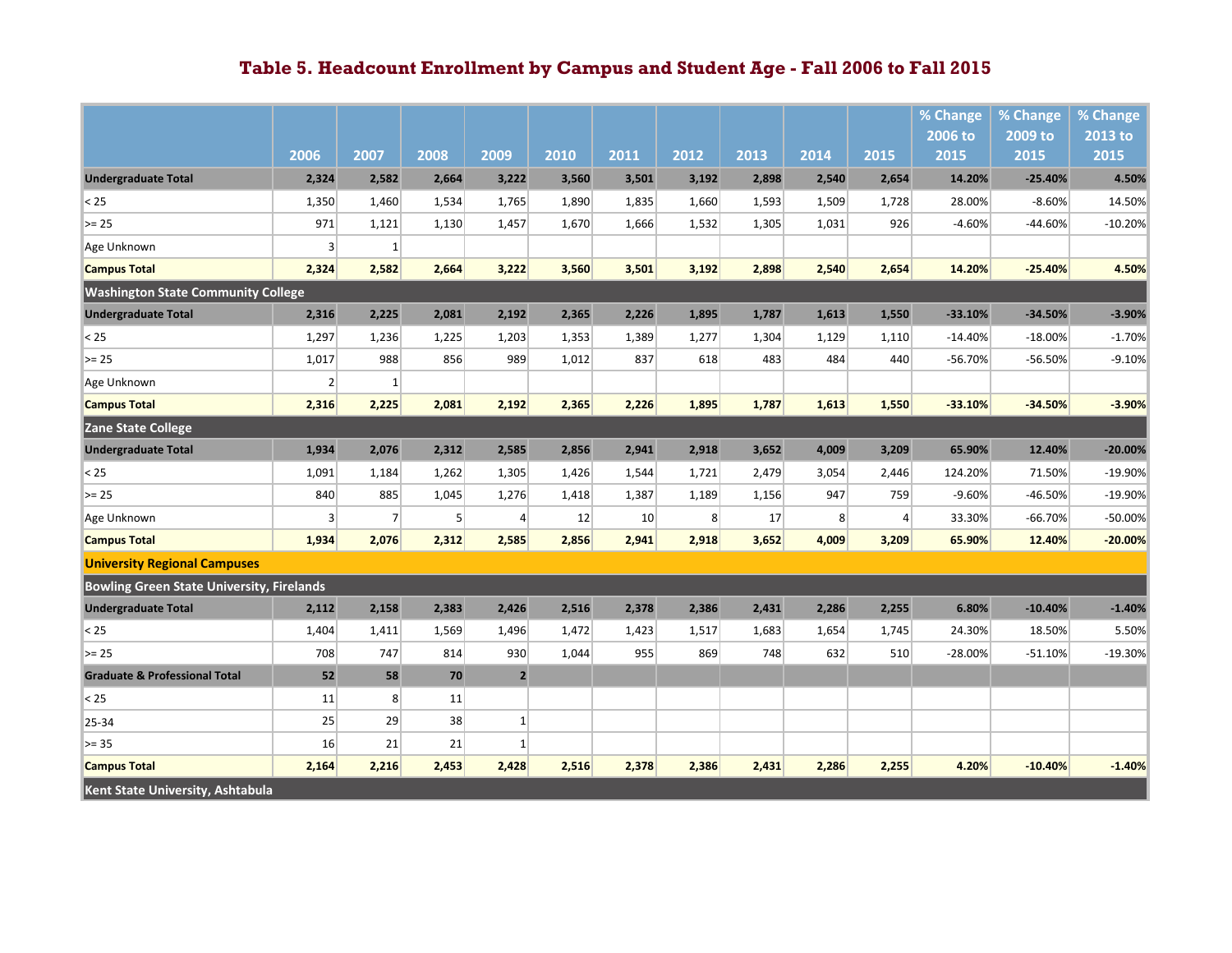# Table 5. Headcount Enrollment by Campus and Student Age - Fall 2006 to Fall 2015

| | 2006 | 2007 | 2008 | 2009 | 2010 | 2011 | 2012 | 2013 | 2014 | 2015 | % Change 2006 to 2015 | % Change 2009 to 2015 | % Change 2013 to 2015 |
|---|---|---|---|---|---|---|---|---|---|---|---|---|---|
| **Undergraduate Total** | **2,324** | **2,582** | **2,664** | **3,222** | **3,560** | **3,501** | **3,192** | **2,898** | **2,540** | **2,654** | **14.20%** | **-25.40%** | **4.50%** |
| < 25 | 1,350 | 1,460 | 1,534 | 1,765 | 1,890 | 1,835 | 1,660 | 1,593 | 1,509 | 1,728 | 28.00% | -8.60% | 14.50% |
| >= 25 | 971 | 1,121 | 1,130 | 1,457 | 1,670 | 1,666 | 1,532 | 1,305 | 1,031 | 926 | -4.60% | -44.60% | -10.20% |
| Age Unknown | 3 | 1 | | | | | | | | | | | |
| **Campus Total** | **2,324** | **2,582** | **2,664** | **3,222** | **3,560** | **3,501** | **3,192** | **2,898** | **2,540** | **2,654** | **14.20%** | **-25.40%** | **4.50%** |
| **Washington State Community College** | | | | | | | | | | | | | |
| **Undergraduate Total** | **2,316** | **2,225** | **2,081** | **2,192** | **2,365** | **2,226** | **1,895** | **1,787** | **1,613** | **1,550** | **-33.10%** | **-34.50%** | **-3.90%** |
| < 25 | 1,297 | 1,236 | 1,225 | 1,203 | 1,353 | 1,389 | 1,277 | 1,304 | 1,129 | 1,110 | -14.40% | -18.00% | -1.70% |
| >= 25 | 1,017 | 988 | 856 | 989 | 1,012 | 837 | 618 | 483 | 484 | 440 | -56.70% | -56.50% | -9.10% |
| Age Unknown | 2 | 1 | | | | | | | | | | | |
| **Campus Total** | **2,316** | **2,225** | **2,081** | **2,192** | **2,365** | **2,226** | **1,895** | **1,787** | **1,613** | **1,550** | **-33.10%** | **-34.50%** | **-3.90%** |
| **Zane State College** | | | | | | | | | | | | | |
| **Undergraduate Total** | **1,934** | **2,076** | **2,312** | **2,585** | **2,856** | **2,941** | **2,918** | **3,652** | **4,009** | **3,209** | **65.90%** | **12.40%** | **-20.00%** |
| < 25 | 1,091 | 1,184 | 1,262 | 1,305 | 1,426 | 1,544 | 1,721 | 2,479 | 3,054 | 2,446 | 124.20% | 71.50% | -19.90% |
| >= 25 | 840 | 885 | 1,045 | 1,276 | 1,418 | 1,387 | 1,189 | 1,156 | 947 | 759 | -9.60% | -46.50% | -19.90% |
| Age Unknown | 3 | 7 | 5 | 4 | 12 | 10 | 8 | 17 | 8 | 4 | 33.30% | -66.70% | -50.00% |
| **Campus Total** | **1,934** | **2,076** | **2,312** | **2,585** | **2,856** | **2,941** | **2,918** | **3,652** | **4,009** | **3,209** | **65.90%** | **12.40%** | **-20.00%** |
| **University Regional Campuses** | | | | | | | | | | | | | |
| **Bowling Green State University, Firelands** | | | | | | | | | | | | | |
| **Undergraduate Total** | **2,112** | **2,158** | **2,383** | **2,426** | **2,516** | **2,378** | **2,386** | **2,431** | **2,286** | **2,255** | **6.80%** | **-10.40%** | **-1.40%** |
| < 25 | 1,404 | 1,411 | 1,569 | 1,496 | 1,472 | 1,423 | 1,517 | 1,683 | 1,654 | 1,745 | 24.30% | 18.50% | 5.50% |
| >= 25 | 708 | 747 | 814 | 930 | 1,044 | 955 | 869 | 748 | 632 | 510 | -28.00% | -51.10% | -19.30% |
| **Graduate & Professional Total** | **52** | **58** | **70** | **2** | | | | | | | | | |
| < 25 | 11 | 8 | 11 | | | | | | | | | | |
| 25-34 | 25 | 29 | 38 | 1 | | | | | | | | | |
| >= 35 | 16 | 21 | 21 | 1 | | | | | | | | | |
| **Campus Total** | **2,164** | **2,216** | **2,453** | **2,428** | **2,516** | **2,378** | **2,386** | **2,431** | **2,286** | **2,255** | **4.20%** | **-10.40%** | **-1.40%** |
| **Kent State University, Ashtabula** | | | | | | | | | | | | | |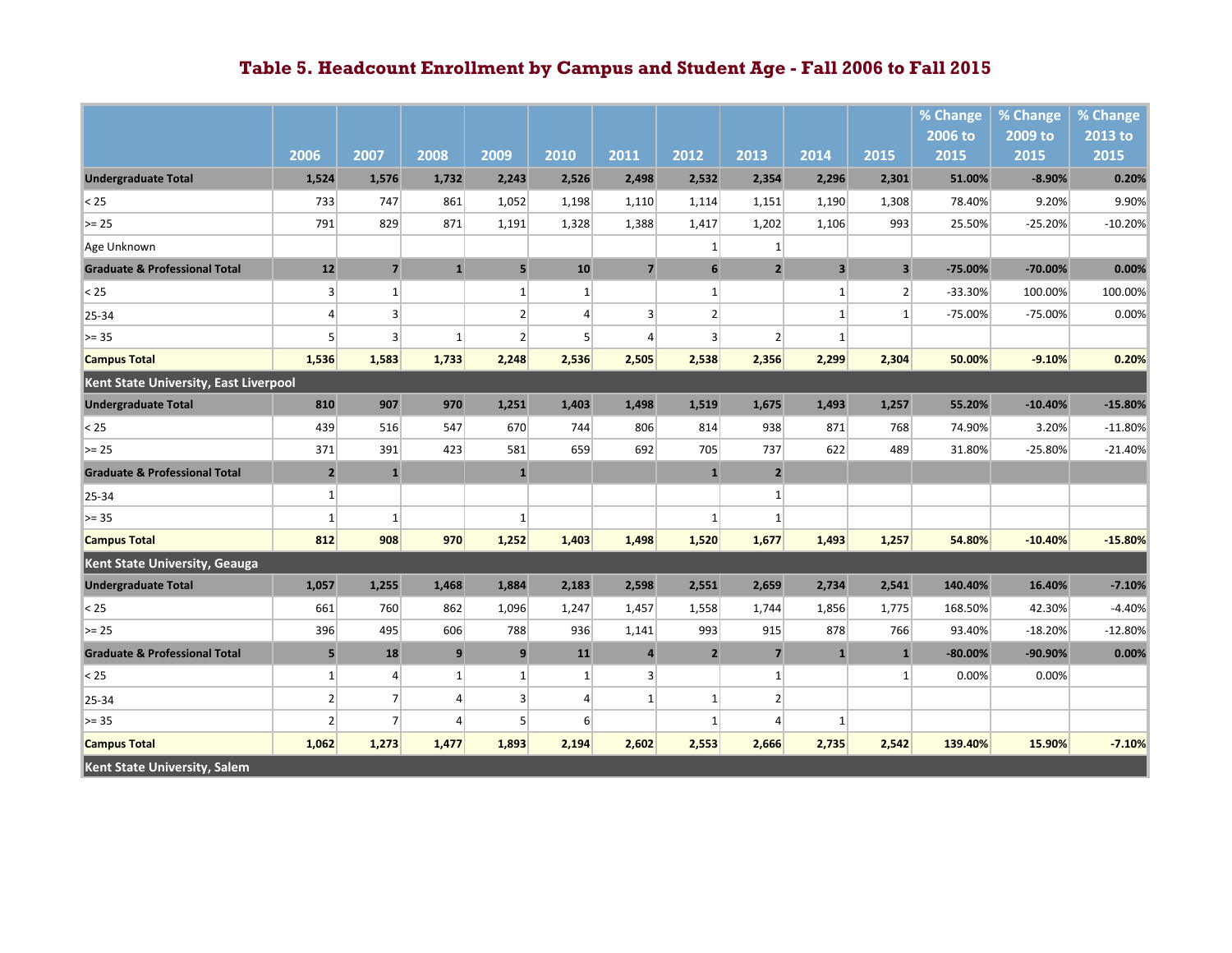# Table 5. Headcount Enrollment by Campus and Student Age - Fall 2006 to Fall 2015

| | 2006 | 2007 | 2008 | 2009 | 2010 | 2011 | 2012 | 2013 | 2014 | 2015 | % Change 2006 to 2015 | % Change 2009 to 2015 | % Change 2013 to 2015 |
|---|---|---|---|---|---|---|---|---|---|---|---|---|---|
| **Undergraduate Total** | **1,524** | **1,576** | **1,732** | **2,243** | **2,526** | **2,498** | **2,532** | **2,354** | **2,296** | **2,301** | **51.00%** | **-8.90%** | **0.20%** |
| < 25 | 733 | 747 | 861 | 1,052 | 1,198 | 1,110 | 1,114 | 1,151 | 1,190 | 1,308 | 78.40% | 9.20% | 9.90% |
| >= 25 | 791 | 829 | 871 | 1,191 | 1,328 | 1,388 | 1,417 | 1,202 | 1,106 | 993 | 25.50% | -25.20% | -10.20% |
| Age Unknown | | | | | | | 1 | 1 | | | | | |
| **Graduate & Professional Total** | **12** | **7** | **1** | **5** | **10** | **7** | **6** | **2** | **3** | **3** | **-75.00%** | **-70.00%** | **0.00%** |
| < 25 | 3 | 1 | | 1 | 1 | | 1 | | 1 | 2 | -33.30% | 100.00% | 100.00% |
| 25-34 | 4 | 3 | | 2 | 4 | 3 | 2 | | 1 | 1 | -75.00% | -75.00% | 0.00% |
| >= 35 | 5 | 3 | 1 | 2 | 5 | 4 | 3 | 2 | 1 | | | | |
| **Campus Total** | **1,536** | **1,583** | **1,733** | **2,248** | **2,536** | **2,505** | **2,538** | **2,356** | **2,299** | **2,304** | **50.00%** | **-9.10%** | **0.20%** |
| **Kent State University, East Liverpool** | | | | | | | | | | | | | |
| **Undergraduate Total** | **810** | **907** | **970** | **1,251** | **1,403** | **1,498** | **1,519** | **1,675** | **1,493** | **1,257** | **55.20%** | **-10.40%** | **-15.80%** |
| < 25 | 439 | 516 | 547 | 670 | 744 | 806 | 814 | 938 | 871 | 768 | 74.90% | 3.20% | -11.80% |
| >= 25 | 371 | 391 | 423 | 581 | 659 | 692 | 705 | 737 | 622 | 489 | 31.80% | -25.80% | -21.40% |
| **Graduate & Professional Total** | **2** | **1** | | **1** | | | **1** | **2** | | | | | |
| 25-34 | 1 | | | | | | | 1 | | | | | |
| >= 35 | 1 | 1 | | 1 | | | 1 | 1 | | | | | |
| **Campus Total** | **812** | **908** | **970** | **1,252** | **1,403** | **1,498** | **1,520** | **1,677** | **1,493** | **1,257** | **54.80%** | **-10.40%** | **-15.80%** |
| **Kent State University, Geauga** | | | | | | | | | | | | | |
| **Undergraduate Total** | **1,057** | **1,255** | **1,468** | **1,884** | **2,183** | **2,598** | **2,551** | **2,659** | **2,734** | **2,541** | **140.40%** | **16.40%** | **-7.10%** |
| < 25 | 661 | 760 | 862 | 1,096 | 1,247 | 1,457 | 1,558 | 1,744 | 1,856 | 1,775 | 168.50% | 42.30% | -4.40% |
| >= 25 | 396 | 495 | 606 | 788 | 936 | 1,141 | 993 | 915 | 878 | 766 | 93.40% | -18.20% | -12.80% |
| **Graduate & Professional Total** | **5** | **18** | **9** | **9** | **11** | **4** | **2** | **7** | **1** | **1** | **-80.00%** | **-90.90%** | **0.00%** |
| < 25 | 1 | 4 | 1 | 1 | 1 | 3 | | 1 | | 1 | 0.00% | 0.00% | |
| 25-34 | 2 | 7 | 4 | 3 | 4 | 1 | 1 | 2 | | | | | |
| >= 35 | 2 | 7 | 4 | 5 | 6 | | 1 | 4 | 1 | | | | |
| **Campus Total** | **1,062** | **1,273** | **1,477** | **1,893** | **2,194** | **2,602** | **2,553** | **2,666** | **2,735** | **2,542** | **139.40%** | **15.90%** | **-7.10%** |
| **Kent State University, Salem** | | | | | | | | | | | | | |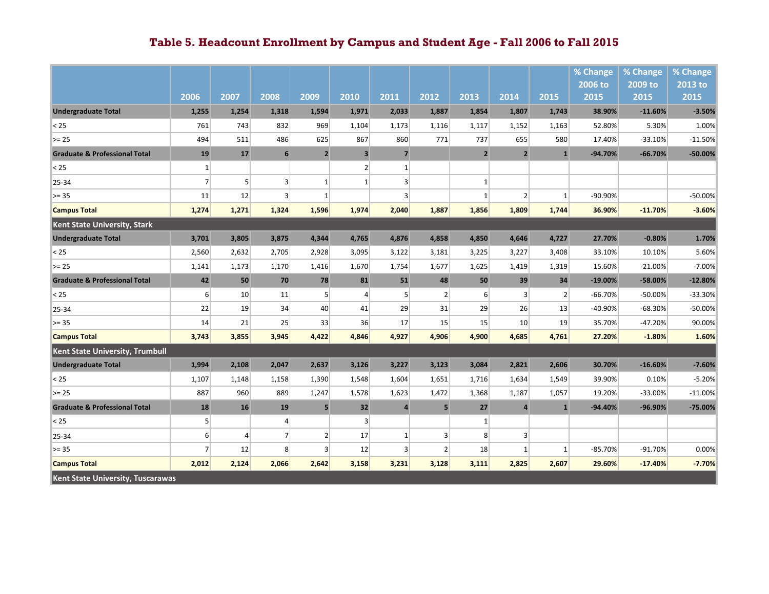# Table 5. Headcount Enrollment by Campus and Student Age - Fall 2006 to Fall 2015

| | 2006 | 2007 | 2008 | 2009 | 2010 | 2011 | 2012 | 2013 | 2014 | 2015 | % Change 2006 to 2015 | % Change 2009 to 2015 | % Change 2013 to 2015 |
|---|---|---|---|---|---|---|---|---|---|---|---|---|---|
| **Undergraduate Total** | **1,255** | **1,254** | **1,318** | **1,594** | **1,971** | **2,033** | **1,887** | **1,854** | **1,807** | **1,743** | **38.90%** | **-11.60%** | **-3.50%** |
| < 25 | 761 | 743 | 832 | 969 | 1,104 | 1,173 | 1,116 | 1,117 | 1,152 | 1,163 | 52.80% | 5.30% | 1.00% |
| >= 25 | 494 | 511 | 486 | 625 | 867 | 860 | 771 | 737 | 655 | 580 | 17.40% | -33.10% | -11.50% |
| **Graduate & Professional Total** | **19** | **17** | **6** | **2** | **3** | **7** | | **2** | **2** | **1** | **-94.70%** | **-66.70%** | **-50.00%** |
| < 25 | 1 | | | | 2 | 1 | | | | | | | |
| 25-34 | 7 | 5 | 3 | 1 | 1 | 3 | | 1 | | | | | |
| >= 35 | 11 | 12 | 3 | 1 | | 3 | | 1 | 2 | 1 | -90.90% | | -50.00% |
| **Campus Total** | **1,274** | **1,271** | **1,324** | **1,596** | **1,974** | **2,040** | **1,887** | **1,856** | **1,809** | **1,744** | **36.90%** | **-11.70%** | **-3.60%** |
| **Kent State University, Stark** | | | | | | | | | | | | | |
| **Undergraduate Total** | **3,701** | **3,805** | **3,875** | **4,344** | **4,765** | **4,876** | **4,858** | **4,850** | **4,646** | **4,727** | **27.70%** | **-0.80%** | **1.70%** |
| < 25 | 2,560 | 2,632 | 2,705 | 2,928 | 3,095 | 3,122 | 3,181 | 3,225 | 3,227 | 3,408 | 33.10% | 10.10% | 5.60% |
| >= 25 | 1,141 | 1,173 | 1,170 | 1,416 | 1,670 | 1,754 | 1,677 | 1,625 | 1,419 | 1,319 | 15.60% | -21.00% | -7.00% |
| **Graduate & Professional Total** | **42** | **50** | **70** | **78** | **81** | **51** | **48** | **50** | **39** | **34** | **-19.00%** | **-58.00%** | **-12.80%** |
| < 25 | 6 | 10 | 11 | 5 | 4 | 5 | 2 | 6 | 3 | 2 | -66.70% | -50.00% | -33.30% |
| 25-34 | 22 | 19 | 34 | 40 | 41 | 29 | 31 | 29 | 26 | 13 | -40.90% | -68.30% | -50.00% |
| >= 35 | 14 | 21 | 25 | 33 | 36 | 17 | 15 | 15 | 10 | 19 | 35.70% | -47.20% | 90.00% |
| **Campus Total** | **3,743** | **3,855** | **3,945** | **4,422** | **4,846** | **4,927** | **4,906** | **4,900** | **4,685** | **4,761** | **27.20%** | **-1.80%** | **1.60%** |
| **Kent State University, Trumbull** | | | | | | | | | | | | | |
| **Undergraduate Total** | **1,994** | **2,108** | **2,047** | **2,637** | **3,126** | **3,227** | **3,123** | **3,084** | **2,821** | **2,606** | **30.70%** | **-16.60%** | **-7.60%** |
| < 25 | 1,107 | 1,148 | 1,158 | 1,390 | 1,548 | 1,604 | 1,651 | 1,716 | 1,634 | 1,549 | 39.90% | 0.10% | -5.20% |
| >= 25 | 887 | 960 | 889 | 1,247 | 1,578 | 1,623 | 1,472 | 1,368 | 1,187 | 1,057 | 19.20% | -33.00% | -11.00% |
| **Graduate & Professional Total** | **18** | **16** | **19** | **5** | **32** | **4** | **5** | **27** | **4** | **1** | **-94.40%** | **-96.90%** | **-75.00%** |
| < 25 | 5 | | 4 | | 3 | | | 1 | | | | | |
| 25-34 | 6 | 4 | 7 | 2 | 17 | 1 | 3 | 8 | 3 | | | | |
| >= 35 | 7 | 12 | 8 | 3 | 12 | 3 | 2 | 18 | 1 | 1 | -85.70% | -91.70% | 0.00% |
| **Campus Total** | **2,012** | **2,124** | **2,066** | **2,642** | **3,158** | **3,231** | **3,128** | **3,111** | **2,825** | **2,607** | **29.60%** | **-17.40%** | **-7.70%** |
| **Kent State University, Tuscarawas** | | | | | | | | | | | | | |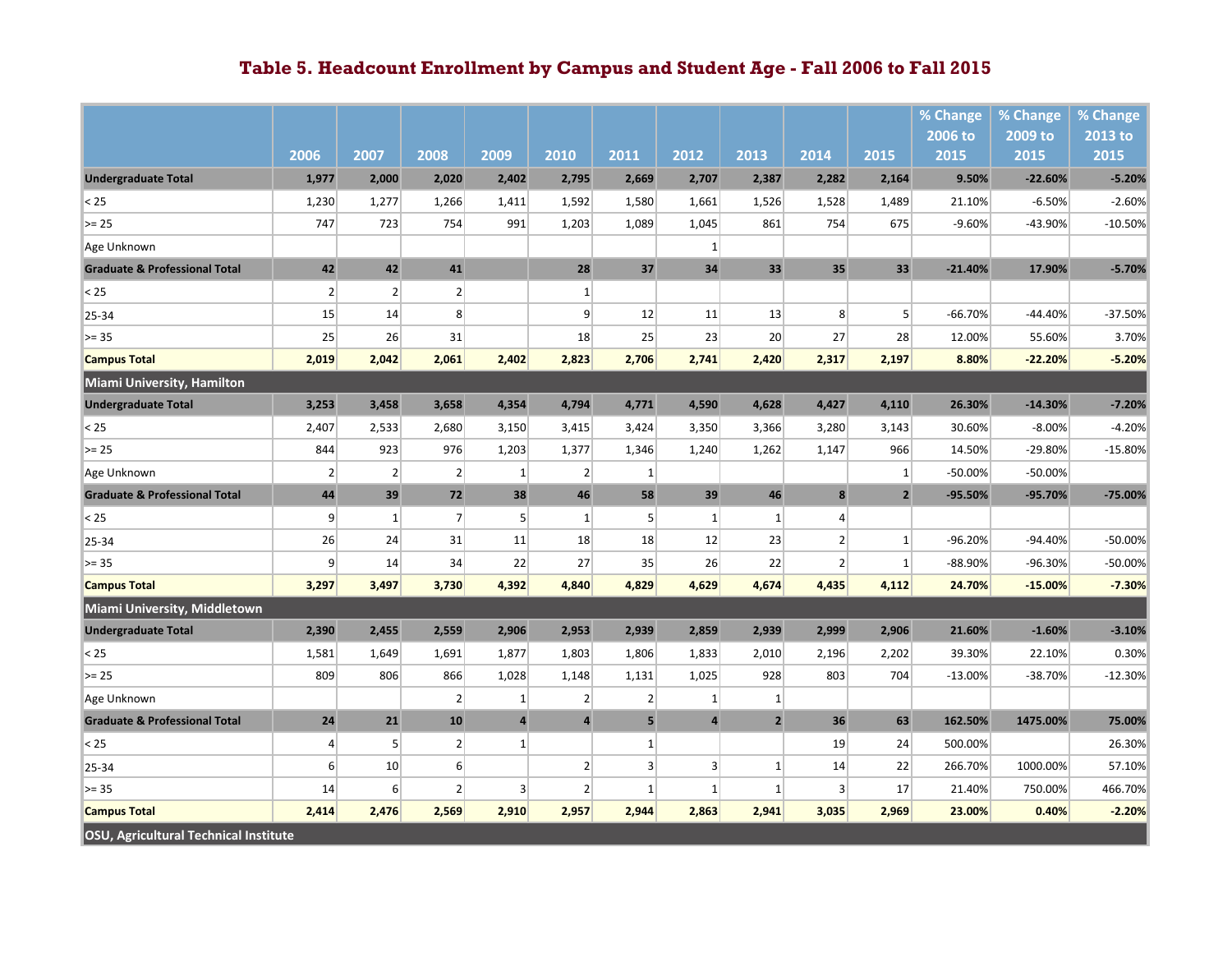# Table 5. Headcount Enrollment by Campus and Student Age - Fall 2006 to Fall 2015

| | 2006 | 2007 | 2008 | 2009 | 2010 | 2011 | 2012 | 2013 | 2014 | 2015 | % Change 2006 to 2015 | % Change 2009 to 2015 | % Change 2013 to 2015 |
|---|---|---|---|---|---|---|---|---|---|---|---|---|---|
| **Undergraduate Total** | **1,977** | **2,000** | **2,020** | **2,402** | **2,795** | **2,669** | **2,707** | **2,387** | **2,282** | **2,164** | **9.50%** | **-22.60%** | **-5.20%** |
| < 25 | 1,230 | 1,277 | 1,266 | 1,411 | 1,592 | 1,580 | 1,661 | 1,526 | 1,528 | 1,489 | 21.10% | -6.50% | -2.60% |
| >= 25 | 747 | 723 | 754 | 991 | 1,203 | 1,089 | 1,045 | 861 | 754 | 675 | -9.60% | -43.90% | -10.50% |
| Age Unknown | | | | | | | 1 | | | | | | |
| **Graduate & Professional Total** | **42** | **42** | **41** | | **28** | **37** | **34** | **33** | **35** | **33** | **-21.40%** | **17.90%** | **-5.70%** |
| < 25 | 2 | 2 | 2 | | 1 | | | | | | | | |
| 25-34 | 15 | 14 | 8 | | 9 | 12 | 11 | 13 | 8 | 5 | -66.70% | -44.40% | -37.50% |
| >= 35 | 25 | 26 | 31 | | 18 | 25 | 23 | 20 | 27 | 28 | 12.00% | 55.60% | 3.70% |
| **Campus Total** | **2,019** | **2,042** | **2,061** | **2,402** | **2,823** | **2,706** | **2,741** | **2,420** | **2,317** | **2,197** | **8.80%** | **-22.20%** | **-5.20%** |
| **Miami University, Hamilton** | | | | | | | | | | | | | |
| **Undergraduate Total** | **3,253** | **3,458** | **3,658** | **4,354** | **4,794** | **4,771** | **4,590** | **4,628** | **4,427** | **4,110** | **26.30%** | **-14.30%** | **-7.20%** |
| < 25 | 2,407 | 2,533 | 2,680 | 3,150 | 3,415 | 3,424 | 3,350 | 3,366 | 3,280 | 3,143 | 30.60% | -8.00% | -4.20% |
| >= 25 | 844 | 923 | 976 | 1,203 | 1,377 | 1,346 | 1,240 | 1,262 | 1,147 | 966 | 14.50% | -29.80% | -15.80% |
| Age Unknown | 2 | 2 | 2 | 1 | 2 | 1 | | | | 1 | -50.00% | -50.00% | |
| **Graduate & Professional Total** | **44** | **39** | **72** | **38** | **46** | **58** | **39** | **46** | **8** | **2** | **-95.50%** | **-95.70%** | **-75.00%** |
| < 25 | 9 | 1 | 7 | 5 | 1 | 5 | 1 | 1 | 4 | | | | |
| 25-34 | 26 | 24 | 31 | 11 | 18 | 18 | 12 | 23 | 2 | 1 | -96.20% | -94.40% | -50.00% |
| >= 35 | 9 | 14 | 34 | 22 | 27 | 35 | 26 | 22 | 2 | 1 | -88.90% | -96.30% | -50.00% |
| **Campus Total** | **3,297** | **3,497** | **3,730** | **4,392** | **4,840** | **4,829** | **4,629** | **4,674** | **4,435** | **4,112** | **24.70%** | **-15.00%** | **-7.30%** |
| **Miami University, Middletown** | | | | | | | | | | | | | |
| **Undergraduate Total** | **2,390** | **2,455** | **2,559** | **2,906** | **2,953** | **2,939** | **2,859** | **2,939** | **2,999** | **2,906** | **21.60%** | **-1.60%** | **-3.10%** |
| < 25 | 1,581 | 1,649 | 1,691 | 1,877 | 1,803 | 1,806 | 1,833 | 2,010 | 2,196 | 2,202 | 39.30% | 22.10% | 0.30% |
| >= 25 | 809 | 806 | 866 | 1,028 | 1,148 | 1,131 | 1,025 | 928 | 803 | 704 | -13.00% | -38.70% | -12.30% |
| Age Unknown | | | 2 | 1 | 2 | 2 | 1 | 1 | | | | | |
| **Graduate & Professional Total** | **24** | **21** | **10** | **4** | **4** | **5** | **4** | **2** | **36** | **63** | **162.50%** | **1475.00%** | **75.00%** |
| < 25 | 4 | 5 | 2 | 1 | | 1 | | | 19 | 24 | 500.00% | | 26.30% |
| 25-34 | 6 | 10 | 6 | | 2 | 3 | 3 | 1 | 14 | 22 | 266.70% | 1000.00% | 57.10% |
| >= 35 | 14 | 6 | 2 | 3 | 2 | 1 | 1 | 1 | 3 | 17 | 21.40% | 750.00% | 466.70% |
| **Campus Total** | **2,414** | **2,476** | **2,569** | **2,910** | **2,957** | **2,944** | **2,863** | **2,941** | **3,035** | **2,969** | **23.00%** | **0.40%** | **-2.20%** |
| **OSU, Agricultural Technical Institute** | | | | | | | | | | | | | |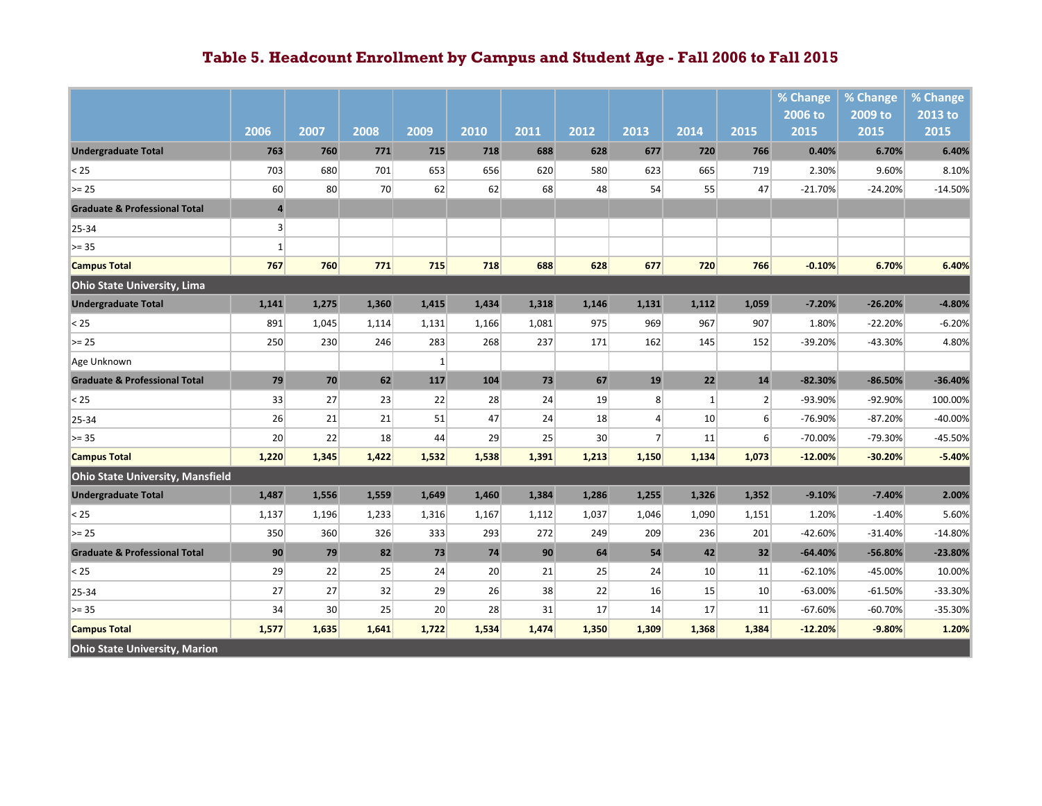# Table 5. Headcount Enrollment by Campus and Student Age - Fall 2006 to Fall 2015

| | 2006 | 2007 | 2008 | 2009 | 2010 | 2011 | 2012 | 2013 | 2014 | 2015 | % Change 2006 to 2015 | % Change 2009 to 2015 | % Change 2013 to 2015 |
|---|---|---|---|---|---|---|---|---|---|---|---|---|---|
| **Undergraduate Total** | **763** | **760** | **771** | **715** | **718** | **688** | **628** | **677** | **720** | **766** | **0.40%** | **6.70%** | **6.40%** |
| < 25 | 703 | 680 | 701 | 653 | 656 | 620 | 580 | 623 | 665 | 719 | 2.30% | 9.60% | 8.10% |
| >= 25 | 60 | 80 | 70 | 62 | 62 | 68 | 48 | 54 | 55 | 47 | -21.70% | -24.20% | -14.50% |
| **Graduate & Professional Total** | **4** | | | | | | | | | | | | |
| 25-34 | 3 | | | | | | | | | | | | |
| >= 35 | 1 | | | | | | | | | | | | |
| **Campus Total** | **767** | **760** | **771** | **715** | **718** | **688** | **628** | **677** | **720** | **766** | **-0.10%** | **6.70%** | **6.40%** |
| **Ohio State University, Lima** | | | | | | | | | | | | | |
| **Undergraduate Total** | **1,141** | **1,275** | **1,360** | **1,415** | **1,434** | **1,318** | **1,146** | **1,131** | **1,112** | **1,059** | **-7.20%** | **-26.20%** | **-4.80%** |
| < 25 | 891 | 1,045 | 1,114 | 1,131 | 1,166 | 1,081 | 975 | 969 | 967 | 907 | 1.80% | -22.20% | -6.20% |
| >= 25 | 250 | 230 | 246 | 283 | 268 | 237 | 171 | 162 | 145 | 152 | -39.20% | -43.30% | 4.80% |
| Age Unknown | | | | 1 | | | | | | | | | |
| **Graduate & Professional Total** | **79** | **70** | **62** | **117** | **104** | **73** | **67** | **19** | **22** | **14** | **-82.30%** | **-86.50%** | **-36.40%** |
| < 25 | 33 | 27 | 23 | 22 | 28 | 24 | 19 | 8 | 1 | 2 | -93.90% | -92.90% | 100.00% |
| 25-34 | 26 | 21 | 21 | 51 | 47 | 24 | 18 | 4 | 10 | 6 | -76.90% | -87.20% | -40.00% |
| >= 35 | 20 | 22 | 18 | 44 | 29 | 25 | 30 | 7 | 11 | 6 | -70.00% | -79.30% | -45.50% |
| **Campus Total** | **1,220** | **1,345** | **1,422** | **1,532** | **1,538** | **1,391** | **1,213** | **1,150** | **1,134** | **1,073** | **-12.00%** | **-30.20%** | **-5.40%** |
| **Ohio State University, Mansfield** | | | | | | | | | | | | | |
| **Undergraduate Total** | **1,487** | **1,556** | **1,559** | **1,649** | **1,460** | **1,384** | **1,286** | **1,255** | **1,326** | **1,352** | **-9.10%** | **-7.40%** | **2.00%** |
| < 25 | 1,137 | 1,196 | 1,233 | 1,316 | 1,167 | 1,112 | 1,037 | 1,046 | 1,090 | 1,151 | 1.20% | -1.40% | 5.60% |
| >= 25 | 350 | 360 | 326 | 333 | 293 | 272 | 249 | 209 | 236 | 201 | -42.60% | -31.40% | -14.80% |
| **Graduate & Professional Total** | **90** | **79** | **82** | **73** | **74** | **90** | **64** | **54** | **42** | **32** | **-64.40%** | **-56.80%** | **-23.80%** |
| < 25 | 29 | 22 | 25 | 24 | 20 | 21 | 25 | 24 | 10 | 11 | -62.10% | -45.00% | 10.00% |
| 25-34 | 27 | 27 | 32 | 29 | 26 | 38 | 22 | 16 | 15 | 10 | -63.00% | -61.50% | -33.30% |
| >= 35 | 34 | 30 | 25 | 20 | 28 | 31 | 17 | 14 | 17 | 11 | -67.60% | -60.70% | -35.30% |
| **Campus Total** | **1,577** | **1,635** | **1,641** | **1,722** | **1,534** | **1,474** | **1,350** | **1,309** | **1,368** | **1,384** | **-12.20%** | **-9.80%** | **1.20%** |
| **Ohio State University, Marion** | | | | | | | | | | | | | |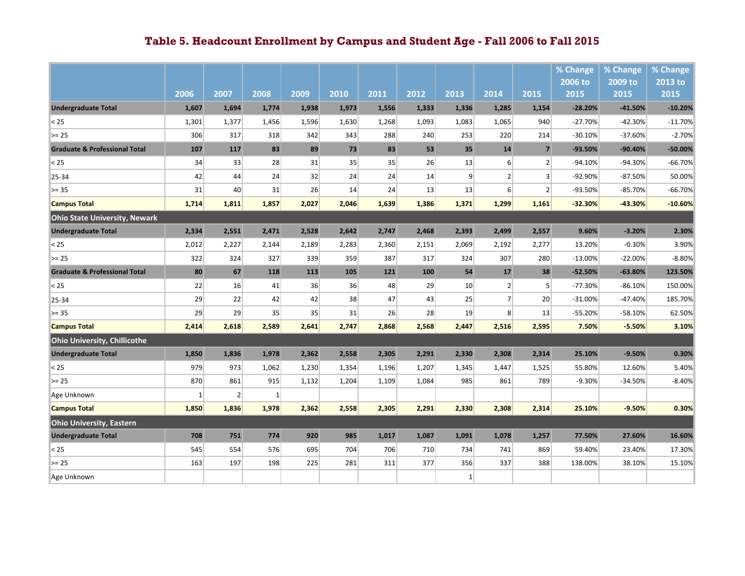# Table 5. Headcount Enrollment by Campus and Student Age - Fall 2006 to Fall 2015

| | 2006 | 2007 | 2008 | 2009 | 2010 | 2011 | 2012 | 2013 | 2014 | 2015 | % Change 2006 to 2015 | % Change 2009 to 2015 | % Change 2013 to 2015 |
|---|---|---|---|---|---|---|---|---|---|---|---|---|---|
| **Undergraduate Total** | **1,607** | **1,694** | **1,774** | **1,938** | **1,973** | **1,556** | **1,333** | **1,336** | **1,285** | **1,154** | **-28.20%** | **-41.50%** | **-10.20%** |
| < 25 | 1,301 | 1,377 | 1,456 | 1,596 | 1,630 | 1,268 | 1,093 | 1,083 | 1,065 | 940 | -27.70% | -42.30% | -11.70% |
| >= 25 | 306 | 317 | 318 | 342 | 343 | 288 | 240 | 253 | 220 | 214 | -30.10% | -37.60% | -2.70% |
| **Graduate & Professional Total** | **107** | **117** | **83** | **89** | **73** | **83** | **53** | **35** | **14** | **7** | **-93.50%** | **-90.40%** | **-50.00%** |
| < 25 | 34 | 33 | 28 | 31 | 35 | 35 | 26 | 13 | 6 | 2 | -94.10% | -94.30% | -66.70% |
| 25-34 | 42 | 44 | 24 | 32 | 24 | 24 | 14 | 9 | 2 | 3 | -92.90% | -87.50% | 50.00% |
| >= 35 | 31 | 40 | 31 | 26 | 14 | 24 | 13 | 13 | 6 | 2 | -93.50% | -85.70% | -66.70% |
| **Campus Total** | **1,714** | **1,811** | **1,857** | **2,027** | **2,046** | **1,639** | **1,386** | **1,371** | **1,299** | **1,161** | **-32.30%** | **-43.30%** | **-10.60%** |
| **Ohio State University, Newark** | | | | | | | | | | | | | |
| **Undergraduate Total** | **2,334** | **2,551** | **2,471** | **2,528** | **2,642** | **2,747** | **2,468** | **2,393** | **2,499** | **2,557** | **9.60%** | **-3.20%** | **2.30%** |
| < 25 | 2,012 | 2,227 | 2,144 | 2,189 | 2,283 | 2,360 | 2,151 | 2,069 | 2,192 | 2,277 | 13.20% | -0.30% | 3.90% |
| >= 25 | 322 | 324 | 327 | 339 | 359 | 387 | 317 | 324 | 307 | 280 | -13.00% | -22.00% | -8.80% |
| **Graduate & Professional Total** | **80** | **67** | **118** | **113** | **105** | **121** | **100** | **54** | **17** | **38** | **-52.50%** | **-63.80%** | **123.50%** |
| < 25 | 22 | 16 | 41 | 36 | 36 | 48 | 29 | 10 | 2 | 5 | -77.30% | -86.10% | 150.00% |
| 25-34 | 29 | 22 | 42 | 42 | 38 | 47 | 43 | 25 | 7 | 20 | -31.00% | -47.40% | 185.70% |
| >= 35 | 29 | 29 | 35 | 35 | 31 | 26 | 28 | 19 | 8 | 13 | -55.20% | -58.10% | 62.50% |
| **Campus Total** | **2,414** | **2,618** | **2,589** | **2,641** | **2,747** | **2,868** | **2,568** | **2,447** | **2,516** | **2,595** | **7.50%** | **-5.50%** | **3.10%** |
| **Ohio University, Chillicothe** | | | | | | | | | | | | | |
| **Undergraduate Total** | **1,850** | **1,836** | **1,978** | **2,362** | **2,558** | **2,305** | **2,291** | **2,330** | **2,308** | **2,314** | **25.10%** | **-9.50%** | **0.30%** |
| < 25 | 979 | 973 | 1,062 | 1,230 | 1,354 | 1,196 | 1,207 | 1,345 | 1,447 | 1,525 | 55.80% | 12.60% | 5.40% |
| >= 25 | 870 | 861 | 915 | 1,132 | 1,204 | 1,109 | 1,084 | 985 | 861 | 789 | -9.30% | -34.50% | -8.40% |
| Age Unknown | 1 | 2 | 1 | | | | | | | | | | |
| **Campus Total** | **1,850** | **1,836** | **1,978** | **2,362** | **2,558** | **2,305** | **2,291** | **2,330** | **2,308** | **2,314** | **25.10%** | **-9.50%** | **0.30%** |
| **Ohio University, Eastern** | | | | | | | | | | | | | |
| **Undergraduate Total** | **708** | **751** | **774** | **920** | **985** | **1,017** | **1,087** | **1,091** | **1,078** | **1,257** | **77.50%** | **27.60%** | **16.60%** |
| < 25 | 545 | 554 | 576 | 695 | 704 | 706 | 710 | 734 | 741 | 869 | 59.40% | 23.40% | 17.30% |
| >= 25 | 163 | 197 | 198 | 225 | 281 | 311 | 377 | 356 | 337 | 388 | 138.00% | 38.10% | 15.10% |
| Age Unknown | | | | | | | | 1 | | | | | |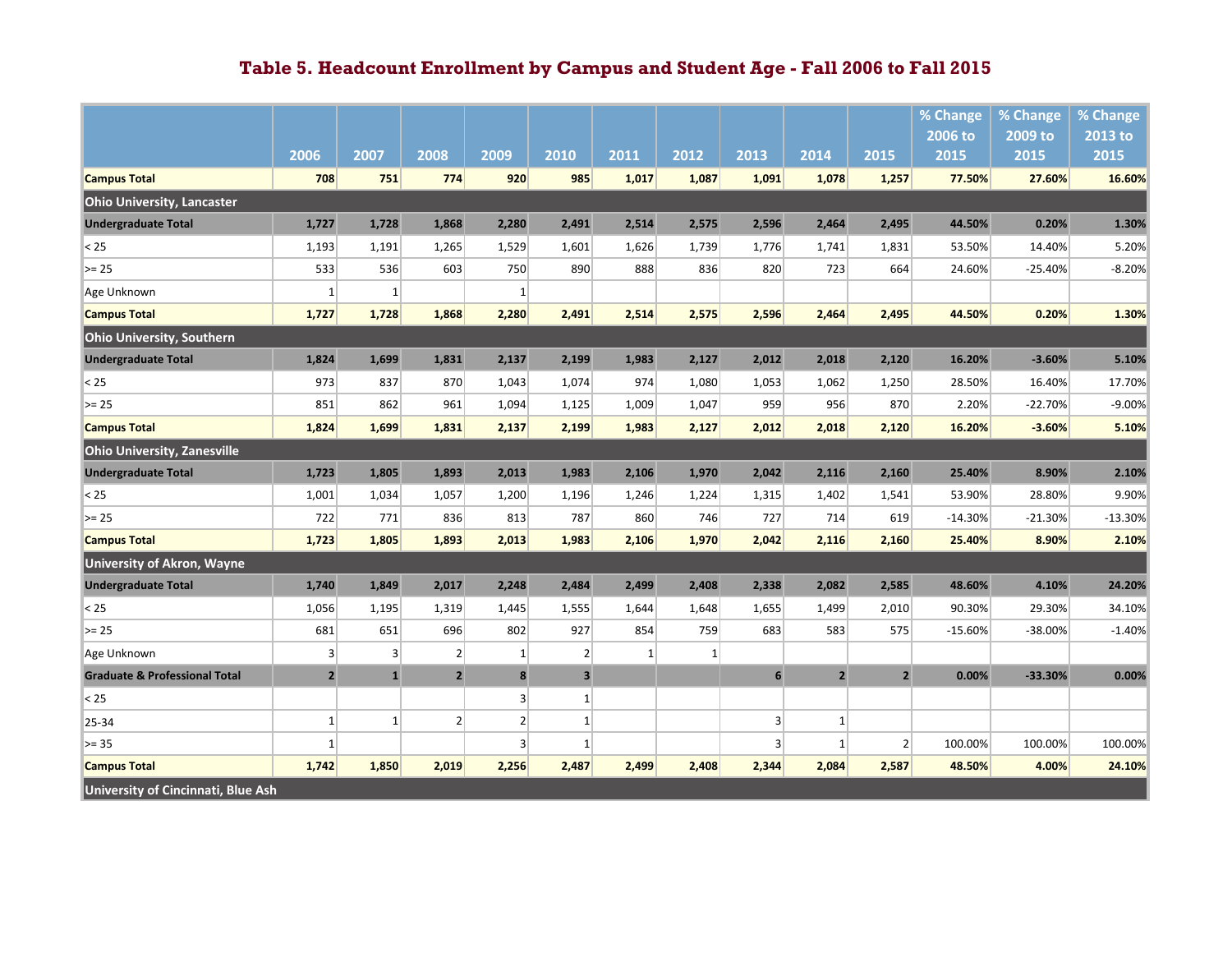# Table 5. Headcount Enrollment by Campus and Student Age - Fall 2006 to Fall 2015

| | 2006 | 2007 | 2008 | 2009 | 2010 | 2011 | 2012 | 2013 | 2014 | 2015 | % Change 2006 to 2015 | % Change 2009 to 2015 | % Change 2013 to 2015 |
|---|---|---|---|---|---|---|---|---|---|---|---|---|---|
| **Campus Total** | **708** | **751** | **774** | **920** | **985** | **1,017** | **1,087** | **1,091** | **1,078** | **1,257** | **77.50%** | **27.60%** | **16.60%** |
| **Ohio University, Lancaster** | | | | | | | | | | | | | |
| **Undergraduate Total** | **1,727** | **1,728** | **1,868** | **2,280** | **2,491** | **2,514** | **2,575** | **2,596** | **2,464** | **2,495** | **44.50%** | **0.20%** | **1.30%** |
| < 25 | 1,193 | 1,191 | 1,265 | 1,529 | 1,601 | 1,626 | 1,739 | 1,776 | 1,741 | 1,831 | 53.50% | 14.40% | 5.20% |
| >= 25 | 533 | 536 | 603 | 750 | 890 | 888 | 836 | 820 | 723 | 664 | 24.60% | -25.40% | -8.20% |
| Age Unknown | 1 | 1 | | 1 | | | | | | | | | |
| **Campus Total** | **1,727** | **1,728** | **1,868** | **2,280** | **2,491** | **2,514** | **2,575** | **2,596** | **2,464** | **2,495** | **44.50%** | **0.20%** | **1.30%** |
| **Ohio University, Southern** | | | | | | | | | | | | | |
| **Undergraduate Total** | **1,824** | **1,699** | **1,831** | **2,137** | **2,199** | **1,983** | **2,127** | **2,012** | **2,018** | **2,120** | **16.20%** | **-3.60%** | **5.10%** |
| < 25 | 973 | 837 | 870 | 1,043 | 1,074 | 974 | 1,080 | 1,053 | 1,062 | 1,250 | 28.50% | 16.40% | 17.70% |
| >= 25 | 851 | 862 | 961 | 1,094 | 1,125 | 1,009 | 1,047 | 959 | 956 | 870 | 2.20% | -22.70% | -9.00% |
| **Campus Total** | **1,824** | **1,699** | **1,831** | **2,137** | **2,199** | **1,983** | **2,127** | **2,012** | **2,018** | **2,120** | **16.20%** | **-3.60%** | **5.10%** |
| **Ohio University, Zanesville** | | | | | | | | | | | | | |
| **Undergraduate Total** | **1,723** | **1,805** | **1,893** | **2,013** | **1,983** | **2,106** | **1,970** | **2,042** | **2,116** | **2,160** | **25.40%** | **8.90%** | **2.10%** |
| < 25 | 1,001 | 1,034 | 1,057 | 1,200 | 1,196 | 1,246 | 1,224 | 1,315 | 1,402 | 1,541 | 53.90% | 28.80% | 9.90% |
| >= 25 | 722 | 771 | 836 | 813 | 787 | 860 | 746 | 727 | 714 | 619 | -14.30% | -21.30% | -13.30% |
| **Campus Total** | **1,723** | **1,805** | **1,893** | **2,013** | **1,983** | **2,106** | **1,970** | **2,042** | **2,116** | **2,160** | **25.40%** | **8.90%** | **2.10%** |
| **University of Akron, Wayne** | | | | | | | | | | | | | |
| **Undergraduate Total** | **1,740** | **1,849** | **2,017** | **2,248** | **2,484** | **2,499** | **2,408** | **2,338** | **2,082** | **2,585** | **48.60%** | **4.10%** | **24.20%** |
| < 25 | 1,056 | 1,195 | 1,319 | 1,445 | 1,555 | 1,644 | 1,648 | 1,655 | 1,499 | 2,010 | 90.30% | 29.30% | 34.10% |
| >= 25 | 681 | 651 | 696 | 802 | 927 | 854 | 759 | 683 | 583 | 575 | -15.60% | -38.00% | -1.40% |
| Age Unknown | 3 | 3 | 2 | 1 | 2 | 1 | 1 | | | | | | |
| **Graduate & Professional Total** | **2** | **1** | **2** | **8** | **3** | | | **6** | **2** | **2** | **0.00%** | **-33.30%** | **0.00%** |
| < 25 | | | | 3 | 1 | | | | | | | | |
| 25-34 | 1 | 1 | 2 | 2 | 1 | | | 3 | 1 | | | | |
| >= 35 | 1 | | | 3 | 1 | | | 3 | 1 | 2 | 100.00% | 100.00% | 100.00% |
| **Campus Total** | **1,742** | **1,850** | **2,019** | **2,256** | **2,487** | **2,499** | **2,408** | **2,344** | **2,084** | **2,587** | **48.50%** | **4.00%** | **24.10%** |
| **University of Cincinnati, Blue Ash** | | | | | | | | | | | | | |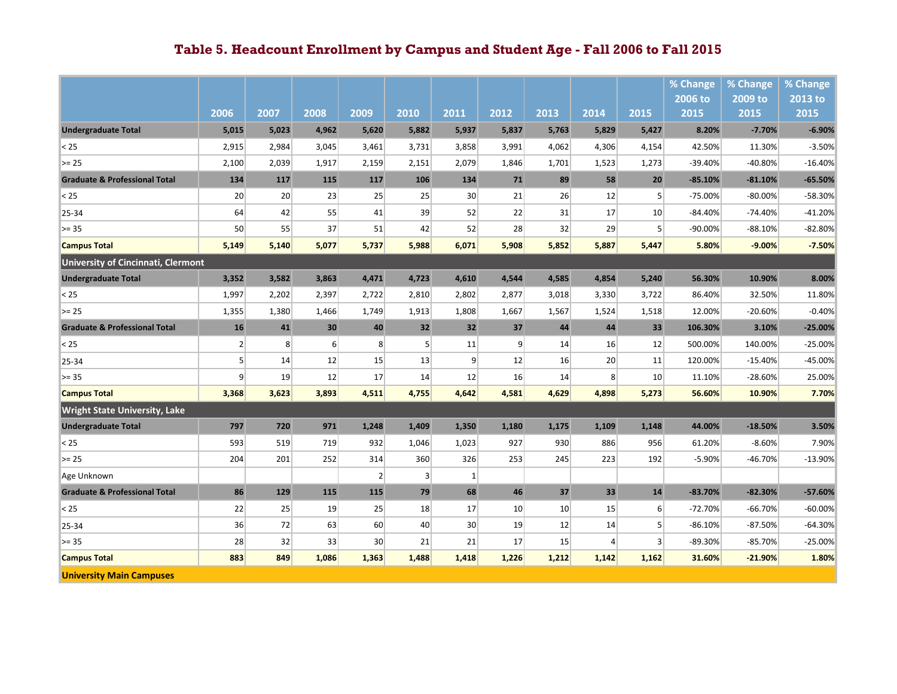# Table 5. Headcount Enrollment by Campus and Student Age - Fall 2006 to Fall 2015

| | 2006 | 2007 | 2008 | 2009 | 2010 | 2011 | 2012 | 2013 | 2014 | 2015 | % Change 2006 to 2015 | % Change 2009 to 2015 | % Change 2013 to 2015 |
|---|---|---|---|---|---|---|---|---|---|---|---|---|---|
| **Undergraduate Total** | **5,015** | **5,023** | **4,962** | **5,620** | **5,882** | **5,937** | **5,837** | **5,763** | **5,829** | **5,427** | **8.20%** | **-7.70%** | **-6.90%** |
| < 25 | 2,915 | 2,984 | 3,045 | 3,461 | 3,731 | 3,858 | 3,991 | 4,062 | 4,306 | 4,154 | 42.50% | 11.30% | -3.50% |
| >= 25 | 2,100 | 2,039 | 1,917 | 2,159 | 2,151 | 2,079 | 1,846 | 1,701 | 1,523 | 1,273 | -39.40% | -40.80% | -16.40% |
| **Graduate & Professional Total** | **134** | **117** | **115** | **117** | **106** | **134** | **71** | **89** | **58** | **20** | **-85.10%** | **-81.10%** | **-65.50%** |
| < 25 | 20 | 20 | 23 | 25 | 25 | 30 | 21 | 26 | 12 | 5 | -75.00% | -80.00% | -58.30% |
| 25-34 | 64 | 42 | 55 | 41 | 39 | 52 | 22 | 31 | 17 | 10 | -84.40% | -74.40% | -41.20% |
| >= 35 | 50 | 55 | 37 | 51 | 42 | 52 | 28 | 32 | 29 | 5 | -90.00% | -88.10% | -82.80% |
| **Campus Total** | **5,149** | **5,140** | **5,077** | **5,737** | **5,988** | **6,071** | **5,908** | **5,852** | **5,887** | **5,447** | **5.80%** | **-9.00%** | **-7.50%** |
| **University of Cincinnati, Clermont** | | | | | | | | | | | | | |
| **Undergraduate Total** | **3,352** | **3,582** | **3,863** | **4,471** | **4,723** | **4,610** | **4,544** | **4,585** | **4,854** | **5,240** | **56.30%** | **10.90%** | **8.00%** |
| < 25 | 1,997 | 2,202 | 2,397 | 2,722 | 2,810 | 2,802 | 2,877 | 3,018 | 3,330 | 3,722 | 86.40% | 32.50% | 11.80% |
| >= 25 | 1,355 | 1,380 | 1,466 | 1,749 | 1,913 | 1,808 | 1,667 | 1,567 | 1,524 | 1,518 | 12.00% | -20.60% | -0.40% |
| **Graduate & Professional Total** | **16** | **41** | **30** | **40** | **32** | **32** | **37** | **44** | **44** | **33** | **106.30%** | **3.10%** | **-25.00%** |
| < 25 | 2 | 8 | 6 | 8 | 5 | 11 | 9 | 14 | 16 | 12 | 500.00% | 140.00% | -25.00% |
| 25-34 | 5 | 14 | 12 | 15 | 13 | 9 | 12 | 16 | 20 | 11 | 120.00% | -15.40% | -45.00% |
| >= 35 | 9 | 19 | 12 | 17 | 14 | 12 | 16 | 14 | 8 | 10 | 11.10% | -28.60% | 25.00% |
| **Campus Total** | **3,368** | **3,623** | **3,893** | **4,511** | **4,755** | **4,642** | **4,581** | **4,629** | **4,898** | **5,273** | **56.60%** | **10.90%** | **7.70%** |
| **Wright State University, Lake** | | | | | | | | | | | | | |
| **Undergraduate Total** | **797** | **720** | **971** | **1,248** | **1,409** | **1,350** | **1,180** | **1,175** | **1,109** | **1,148** | **44.00%** | **-18.50%** | **3.50%** |
| < 25 | 593 | 519 | 719 | 932 | 1,046 | 1,023 | 927 | 930 | 886 | 956 | 61.20% | -8.60% | 7.90% |
| >= 25 | 204 | 201 | 252 | 314 | 360 | 326 | 253 | 245 | 223 | 192 | -5.90% | -46.70% | -13.90% |
| Age Unknown | | | | 2 | 3 | 1 | | | | | | | |
| **Graduate & Professional Total** | **86** | **129** | **115** | **115** | **79** | **68** | **46** | **37** | **33** | **14** | **-83.70%** | **-82.30%** | **-57.60%** |
| < 25 | 22 | 25 | 19 | 25 | 18 | 17 | 10 | 10 | 15 | 6 | -72.70% | -66.70% | -60.00% |
| 25-34 | 36 | 72 | 63 | 60 | 40 | 30 | 19 | 12 | 14 | 5 | -86.10% | -87.50% | -64.30% |
| >= 35 | 28 | 32 | 33 | 30 | 21 | 21 | 17 | 15 | 4 | 3 | -89.30% | -85.70% | -25.00% |
| **Campus Total** | **883** | **849** | **1,086** | **1,363** | **1,488** | **1,418** | **1,226** | **1,212** | **1,142** | **1,162** | **31.60%** | **-21.90%** | **1.80%** |
| **University Main Campuses** | | | | | | | | | | | | | |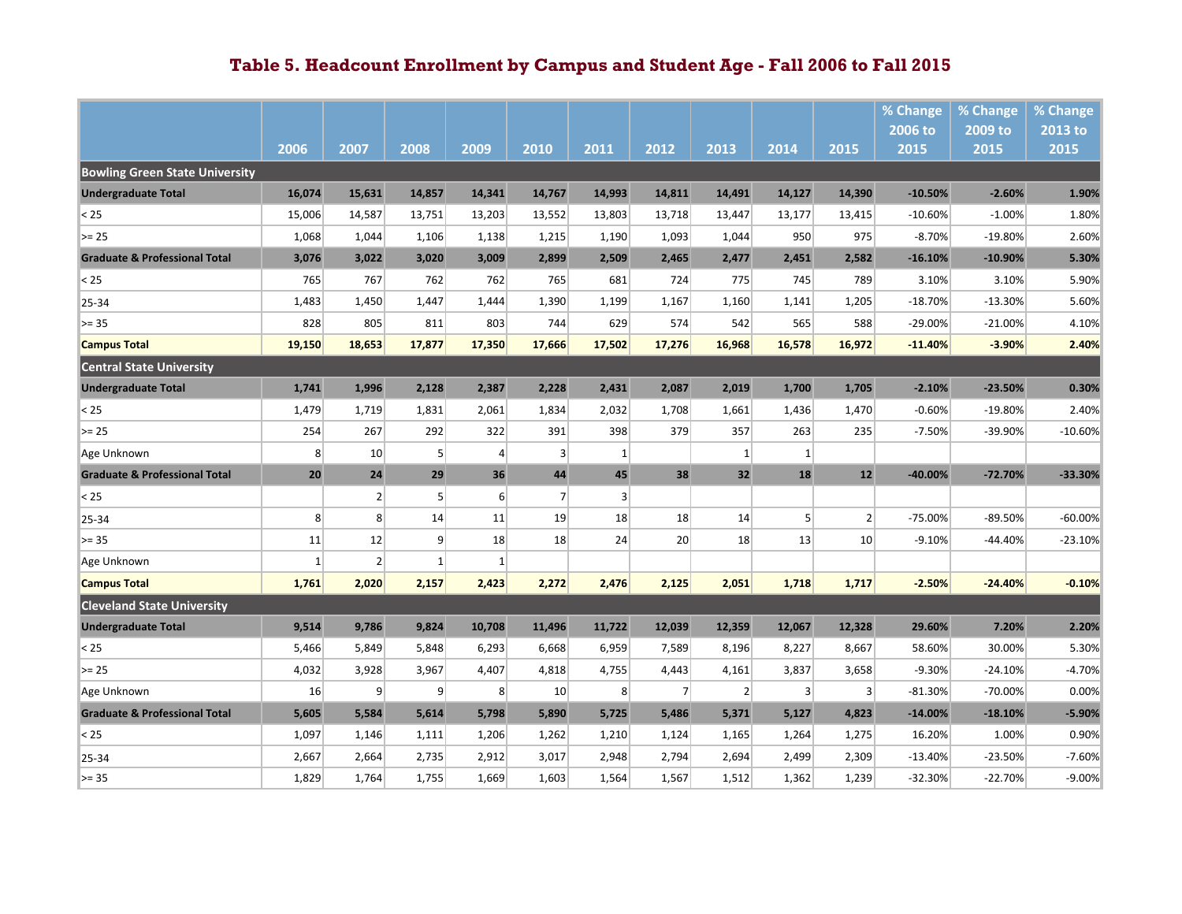# Table 5. Headcount Enrollment by Campus and Student Age - Fall 2006 to Fall 2015

| | 2006 | 2007 | 2008 | 2009 | 2010 | 2011 | 2012 | 2013 | 2014 | 2015 | % Change 2006 to 2015 | % Change 2009 to 2015 | % Change 2013 to 2015 |
|---|---|---|---|---|---|---|---|---|---|---|---|---|---|
| **Bowling Green State University** | | | | | | | | | | | | | |
| **Undergraduate Total** | **16,074** | **15,631** | **14,857** | **14,341** | **14,767** | **14,993** | **14,811** | **14,491** | **14,127** | **14,390** | **-10.50%** | **-2.60%** | **1.90%** |
| < 25 | 15,006 | 14,587 | 13,751 | 13,203 | 13,552 | 13,803 | 13,718 | 13,447 | 13,177 | 13,415 | -10.60% | -1.00% | 1.80% |
| >= 25 | 1,068 | 1,044 | 1,106 | 1,138 | 1,215 | 1,190 | 1,093 | 1,044 | 950 | 975 | -8.70% | -19.80% | 2.60% |
| **Graduate & Professional Total** | **3,076** | **3,022** | **3,020** | **3,009** | **2,899** | **2,509** | **2,465** | **2,477** | **2,451** | **2,582** | **-16.10%** | **-10.90%** | **5.30%** |
| < 25 | 765 | 767 | 762 | 762 | 765 | 681 | 724 | 775 | 745 | 789 | 3.10% | 3.10% | 5.90% |
| 25-34 | 1,483 | 1,450 | 1,447 | 1,444 | 1,390 | 1,199 | 1,167 | 1,160 | 1,141 | 1,205 | -18.70% | -13.30% | 5.60% |
| >= 35 | 828 | 805 | 811 | 803 | 744 | 629 | 574 | 542 | 565 | 588 | -29.00% | -21.00% | 4.10% |
| **Campus Total** | **19,150** | **18,653** | **17,877** | **17,350** | **17,666** | **17,502** | **17,276** | **16,968** | **16,578** | **16,972** | **-11.40%** | **-3.90%** | **2.40%** |
| **Central State University** | | | | | | | | | | | | | |
| **Undergraduate Total** | **1,741** | **1,996** | **2,128** | **2,387** | **2,228** | **2,431** | **2,087** | **2,019** | **1,700** | **1,705** | **-2.10%** | **-23.50%** | **0.30%** |
| < 25 | 1,479 | 1,719 | 1,831 | 2,061 | 1,834 | 2,032 | 1,708 | 1,661 | 1,436 | 1,470 | -0.60% | -19.80% | 2.40% |
| >= 25 | 254 | 267 | 292 | 322 | 391 | 398 | 379 | 357 | 263 | 235 | -7.50% | -39.90% | -10.60% |
| Age Unknown | 8 | 10 | 5 | 4 | 3 | 1 | | 1 | 1 | | | | |
| **Graduate & Professional Total** | **20** | **24** | **29** | **36** | **44** | **45** | **38** | **32** | **18** | **12** | **-40.00%** | **-72.70%** | **-33.30%** |
| < 25 | | 2 | 5 | 6 | 7 | 3 | | | | | | | |
| 25-34 | 8 | 8 | 14 | 11 | 19 | 18 | 18 | 14 | 5 | 2 | -75.00% | -89.50% | -60.00% |
| >= 35 | 11 | 12 | 9 | 18 | 18 | 24 | 20 | 18 | 13 | 10 | -9.10% | -44.40% | -23.10% |
| Age Unknown | 1 | 2 | 1 | 1 | | | | | | | | | |
| **Campus Total** | **1,761** | **2,020** | **2,157** | **2,423** | **2,272** | **2,476** | **2,125** | **2,051** | **1,718** | **1,717** | **-2.50%** | **-24.40%** | **-0.10%** |
| **Cleveland State University** | | | | | | | | | | | | | |
| **Undergraduate Total** | **9,514** | **9,786** | **9,824** | **10,708** | **11,496** | **11,722** | **12,039** | **12,359** | **12,067** | **12,328** | **29.60%** | **7.20%** | **2.20%** |
| < 25 | 5,466 | 5,849 | 5,848 | 6,293 | 6,668 | 6,959 | 7,589 | 8,196 | 8,227 | 8,667 | 58.60% | 30.00% | 5.30% |
| >= 25 | 4,032 | 3,928 | 3,967 | 4,407 | 4,818 | 4,755 | 4,443 | 4,161 | 3,837 | 3,658 | -9.30% | -24.10% | -4.70% |
| Age Unknown | 16 | 9 | 9 | 8 | 10 | 8 | 7 | 2 | 3 | 3 | -81.30% | -70.00% | 0.00% |
| **Graduate & Professional Total** | **5,605** | **5,584** | **5,614** | **5,798** | **5,890** | **5,725** | **5,486** | **5,371** | **5,127** | **4,823** | **-14.00%** | **-18.10%** | **-5.90%** |
| < 25 | 1,097 | 1,146 | 1,111 | 1,206 | 1,262 | 1,210 | 1,124 | 1,165 | 1,264 | 1,275 | 16.20% | 1.00% | 0.90% |
| 25-34 | 2,667 | 2,664 | 2,735 | 2,912 | 3,017 | 2,948 | 2,794 | 2,694 | 2,499 | 2,309 | -13.40% | -23.50% | -7.60% |
| >= 35 | 1,829 | 1,764 | 1,755 | 1,669 | 1,603 | 1,564 | 1,567 | 1,512 | 1,362 | 1,239 | -32.30% | -22.70% | -9.00% |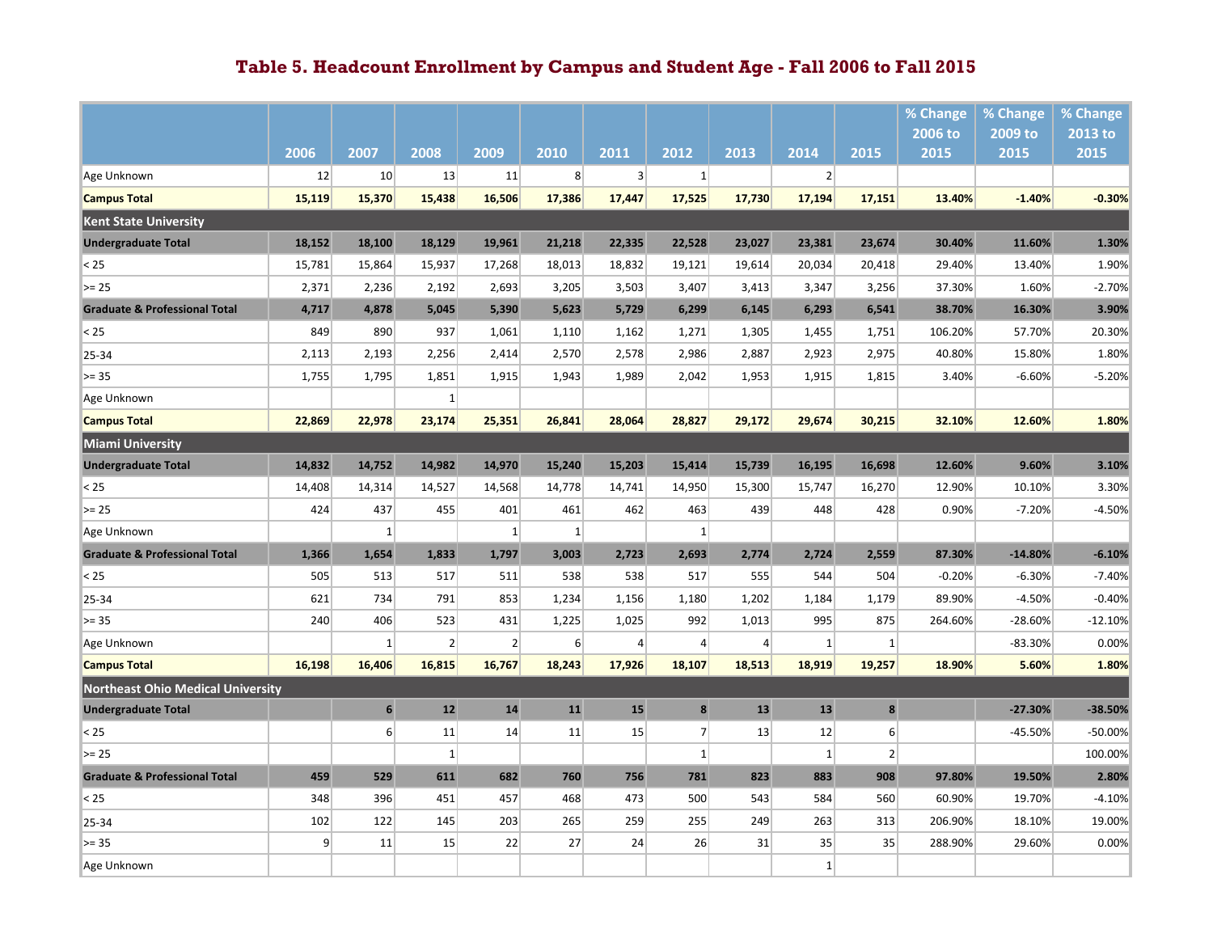# Table 5. Headcount Enrollment by Campus and Student Age - Fall 2006 to Fall 2015

| | 2006 | 2007 | 2008 | 2009 | 2010 | 2011 | 2012 | 2013 | 2014 | 2015 | % Change 2006 to 2015 | % Change 2009 to 2015 | % Change 2013 to 2015 |
|---|---|---|---|---|---|---|---|---|---|---|---|---|---|
| Age Unknown | 12 | 10 | 13 | 11 | 8 | 3 | 1 | | 2 | | | | |
| **Campus Total** | **15,119** | **15,370** | **15,438** | **16,506** | **17,386** | **17,447** | **17,525** | **17,730** | **17,194** | **17,151** | **13.40%** | **-1.40%** | **-0.30%** |
| **Kent State University** | | | | | | | | | | | | | |
| **Undergraduate Total** | **18,152** | **18,100** | **18,129** | **19,961** | **21,218** | **22,335** | **22,528** | **23,027** | **23,381** | **23,674** | **30.40%** | **11.60%** | **1.30%** |
| < 25 | 15,781 | 15,864 | 15,937 | 17,268 | 18,013 | 18,832 | 19,121 | 19,614 | 20,034 | 20,418 | 29.40% | 13.40% | 1.90% |
| >= 25 | 2,371 | 2,236 | 2,192 | 2,693 | 3,205 | 3,503 | 3,407 | 3,413 | 3,347 | 3,256 | 37.30% | 1.60% | -2.70% |
| **Graduate & Professional Total** | **4,717** | **4,878** | **5,045** | **5,390** | **5,623** | **5,729** | **6,299** | **6,145** | **6,293** | **6,541** | **38.70%** | **16.30%** | **3.90%** |
| < 25 | 849 | 890 | 937 | 1,061 | 1,110 | 1,162 | 1,271 | 1,305 | 1,455 | 1,751 | 106.20% | 57.70% | 20.30% |
| 25-34 | 2,113 | 2,193 | 2,256 | 2,414 | 2,570 | 2,578 | 2,986 | 2,887 | 2,923 | 2,975 | 40.80% | 15.80% | 1.80% |
| >= 35 | 1,755 | 1,795 | 1,851 | 1,915 | 1,943 | 1,989 | 2,042 | 1,953 | 1,915 | 1,815 | 3.40% | -6.60% | -5.20% |
| Age Unknown | | | 1 | | | | | | | | | | |
| **Campus Total** | **22,869** | **22,978** | **23,174** | **25,351** | **26,841** | **28,064** | **28,827** | **29,172** | **29,674** | **30,215** | **32.10%** | **12.60%** | **1.80%** |
| **Miami University** | | | | | | | | | | | | | |
| **Undergraduate Total** | **14,832** | **14,752** | **14,982** | **14,970** | **15,240** | **15,203** | **15,414** | **15,739** | **16,195** | **16,698** | **12.60%** | **9.60%** | **3.10%** |
| < 25 | 14,408 | 14,314 | 14,527 | 14,568 | 14,778 | 14,741 | 14,950 | 15,300 | 15,747 | 16,270 | 12.90% | 10.10% | 3.30% |
| >= 25 | 424 | 437 | 455 | 401 | 461 | 462 | 463 | 439 | 448 | 428 | 0.90% | -7.20% | -4.50% |
| Age Unknown | | 1 | | 1 | 1 | | 1 | | | | | | |
| **Graduate & Professional Total** | **1,366** | **1,654** | **1,833** | **1,797** | **3,003** | **2,723** | **2,693** | **2,774** | **2,724** | **2,559** | **87.30%** | **-14.80%** | **-6.10%** |
| < 25 | 505 | 513 | 517 | 511 | 538 | 538 | 517 | 555 | 544 | 504 | -0.20% | -6.30% | -7.40% |
| 25-34 | 621 | 734 | 791 | 853 | 1,234 | 1,156 | 1,180 | 1,202 | 1,184 | 1,179 | 89.90% | -4.50% | -0.40% |
| >= 35 | 240 | 406 | 523 | 431 | 1,225 | 1,025 | 992 | 1,013 | 995 | 875 | 264.60% | -28.60% | -12.10% |
| Age Unknown | | 1 | 2 | 2 | 6 | 4 | 4 | 4 | 1 | 1 | | -83.30% | 0.00% |
| **Campus Total** | **16,198** | **16,406** | **16,815** | **16,767** | **18,243** | **17,926** | **18,107** | **18,513** | **18,919** | **19,257** | **18.90%** | **5.60%** | **1.80%** |
| **Northeast Ohio Medical University** | | | | | | | | | | | | | |
| **Undergraduate Total** | | **6** | **12** | **14** | **11** | **15** | **8** | **13** | **13** | **8** | | **-27.30%** | **-38.50%** |
| < 25 | | 6 | 11 | 14 | 11 | 15 | 7 | 13 | 12 | 6 | | -45.50% | -50.00% |
| >= 25 | | | 1 | | | | 1 | | 1 | 2 | | | 100.00% |
| **Graduate & Professional Total** | **459** | **529** | **611** | **682** | **760** | **756** | **781** | **823** | **883** | **908** | **97.80%** | **19.50%** | **2.80%** |
| < 25 | 348 | 396 | 451 | 457 | 468 | 473 | 500 | 543 | 584 | 560 | 60.90% | 19.70% | -4.10% |
| 25-34 | 102 | 122 | 145 | 203 | 265 | 259 | 255 | 249 | 263 | 313 | 206.90% | 18.10% | 19.00% |
| >= 35 | 9 | 11 | 15 | 22 | 27 | 24 | 26 | 31 | 35 | 35 | 288.90% | 29.60% | 0.00% |
| Age Unknown | | | | | | | | | 1 | | | | |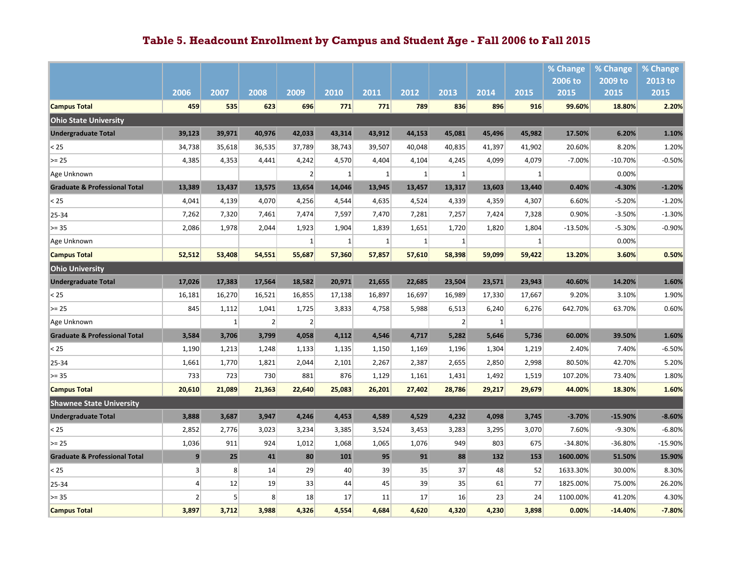# Table 5. Headcount Enrollment by Campus and Student Age - Fall 2006 to Fall 2015

| | 2006 | 2007 | 2008 | 2009 | 2010 | 2011 | 2012 | 2013 | 2014 | 2015 | % Change 2006 to 2015 | % Change 2009 to 2015 | % Change 2013 to 2015 |
|---|---|---|---|---|---|---|---|---|---|---|---|---|---|
| **Campus Total** | **459** | **535** | **623** | **696** | **771** | **771** | **789** | **836** | **896** | **916** | **99.60%** | **18.80%** | **2.20%** |
| **Ohio State University** | | | | | | | | | | | | | |
| **Undergraduate Total** | **39,123** | **39,971** | **40,976** | **42,033** | **43,314** | **43,912** | **44,153** | **45,081** | **45,496** | **45,982** | **17.50%** | **6.20%** | **1.10%** |
| < 25 | 34,738 | 35,618 | 36,535 | 37,789 | 38,743 | 39,507 | 40,048 | 40,835 | 41,397 | 41,902 | 20.60% | 8.20% | 1.20% |
| >= 25 | 4,385 | 4,353 | 4,441 | 4,242 | 4,570 | 4,404 | 4,104 | 4,245 | 4,099 | 4,079 | -7.00% | -10.70% | -0.50% |
| Age Unknown | | | | 2 | 1 | 1 | 1 | 1 | | 1 | | 0.00% | |
| **Graduate & Professional Total** | **13,389** | **13,437** | **13,575** | **13,654** | **14,046** | **13,945** | **13,457** | **13,317** | **13,603** | **13,440** | **0.40%** | **-4.30%** | **-1.20%** |
| < 25 | 4,041 | 4,139 | 4,070 | 4,256 | 4,544 | 4,635 | 4,524 | 4,339 | 4,359 | 4,307 | 6.60% | -5.20% | -1.20% |
| 25-34 | 7,262 | 7,320 | 7,461 | 7,474 | 7,597 | 7,470 | 7,281 | 7,257 | 7,424 | 7,328 | 0.90% | -3.50% | -1.30% |
| >= 35 | 2,086 | 1,978 | 2,044 | 1,923 | 1,904 | 1,839 | 1,651 | 1,720 | 1,820 | 1,804 | -13.50% | -5.30% | -0.90% |
| Age Unknown | | | | 1 | 1 | 1 | 1 | 1 | | 1 | | 0.00% | |
| **Campus Total** | **52,512** | **53,408** | **54,551** | **55,687** | **57,360** | **57,857** | **57,610** | **58,398** | **59,099** | **59,422** | **13.20%** | **3.60%** | **0.50%** |
| **Ohio University** | | | | | | | | | | | | | |
| **Undergraduate Total** | **17,026** | **17,383** | **17,564** | **18,582** | **20,971** | **21,655** | **22,685** | **23,504** | **23,571** | **23,943** | **40.60%** | **14.20%** | **1.60%** |
| < 25 | 16,181 | 16,270 | 16,521 | 16,855 | 17,138 | 16,897 | 16,697 | 16,989 | 17,330 | 17,667 | 9.20% | 3.10% | 1.90% |
| >= 25 | 845 | 1,112 | 1,041 | 1,725 | 3,833 | 4,758 | 5,988 | 6,513 | 6,240 | 6,276 | 642.70% | 63.70% | 0.60% |
| Age Unknown | | 1 | 2 | 2 | | | | 2 | 1 | | | | |
| **Graduate & Professional Total** | **3,584** | **3,706** | **3,799** | **4,058** | **4,112** | **4,546** | **4,717** | **5,282** | **5,646** | **5,736** | **60.00%** | **39.50%** | **1.60%** |
| < 25 | 1,190 | 1,213 | 1,248 | 1,133 | 1,135 | 1,150 | 1,169 | 1,196 | 1,304 | 1,219 | 2.40% | 7.40% | -6.50% |
| 25-34 | 1,661 | 1,770 | 1,821 | 2,044 | 2,101 | 2,267 | 2,387 | 2,655 | 2,850 | 2,998 | 80.50% | 42.70% | 5.20% |
| >= 35 | 733 | 723 | 730 | 881 | 876 | 1,129 | 1,161 | 1,431 | 1,492 | 1,519 | 107.20% | 73.40% | 1.80% |
| **Campus Total** | **20,610** | **21,089** | **21,363** | **22,640** | **25,083** | **26,201** | **27,402** | **28,786** | **29,217** | **29,679** | **44.00%** | **18.30%** | **1.60%** |
| **Shawnee State University** | | | | | | | | | | | | | |
| **Undergraduate Total** | **3,888** | **3,687** | **3,947** | **4,246** | **4,453** | **4,589** | **4,529** | **4,232** | **4,098** | **3,745** | **-3.70%** | **-15.90%** | **-8.60%** |
| < 25 | 2,852 | 2,776 | 3,023 | 3,234 | 3,385 | 3,524 | 3,453 | 3,283 | 3,295 | 3,070 | 7.60% | -9.30% | -6.80% |
| >= 25 | 1,036 | 911 | 924 | 1,012 | 1,068 | 1,065 | 1,076 | 949 | 803 | 675 | -34.80% | -36.80% | -15.90% |
| **Graduate & Professional Total** | **9** | **25** | **41** | **80** | **101** | **95** | **91** | **88** | **132** | **153** | **1600.00%** | **51.50%** | **15.90%** |
| < 25 | 3 | 8 | 14 | 29 | 40 | 39 | 35 | 37 | 48 | 52 | 1633.30% | 30.00% | 8.30% |
| 25-34 | 4 | 12 | 19 | 33 | 44 | 45 | 39 | 35 | 61 | 77 | 1825.00% | 75.00% | 26.20% |
| >= 35 | 2 | 5 | 8 | 18 | 17 | 11 | 17 | 16 | 23 | 24 | 1100.00% | 41.20% | 4.30% |
| **Campus Total** | **3,897** | **3,712** | **3,988** | **4,326** | **4,554** | **4,684** | **4,620** | **4,320** | **4,230** | **3,898** | **0.00%** | **-14.40%** | **-7.80%** |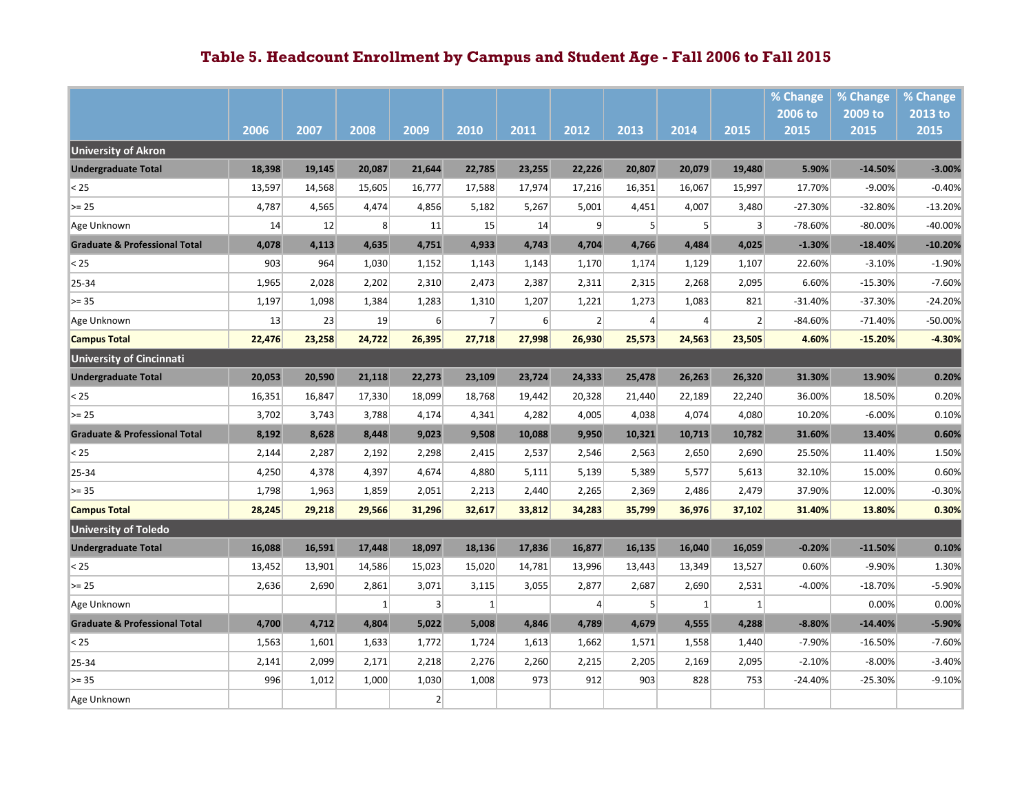# Table 5. Headcount Enrollment by Campus and Student Age - Fall 2006 to Fall 2015

| | 2006 | 2007 | 2008 | 2009 | 2010 | 2011 | 2012 | 2013 | 2014 | 2015 | % Change 2006 to 2015 | % Change 2009 to 2015 | % Change 2013 to 2015 |
|---|---|---|---|---|---|---|---|---|---|---|---|---|---|
| **University of Akron** | | | | | | | | | | | | | |
| **Undergraduate Total** | **18,398** | **19,145** | **20,087** | **21,644** | **22,785** | **23,255** | **22,226** | **20,807** | **20,079** | **19,480** | **5.90%** | **-14.50%** | **-3.00%** |
| < 25 | 13,597 | 14,568 | 15,605 | 16,777 | 17,588 | 17,974 | 17,216 | 16,351 | 16,067 | 15,997 | 17.70% | -9.00% | -0.40% |
| >= 25 | 4,787 | 4,565 | 4,474 | 4,856 | 5,182 | 5,267 | 5,001 | 4,451 | 4,007 | 3,480 | -27.30% | -32.80% | -13.20% |
| Age Unknown | 14 | 12 | 8 | 11 | 15 | 14 | 9 | 5 | 5 | 3 | -78.60% | -80.00% | -40.00% |
| **Graduate & Professional Total** | **4,078** | **4,113** | **4,635** | **4,751** | **4,933** | **4,743** | **4,704** | **4,766** | **4,484** | **4,025** | **-1.30%** | **-18.40%** | **-10.20%** |
| < 25 | 903 | 964 | 1,030 | 1,152 | 1,143 | 1,143 | 1,170 | 1,174 | 1,129 | 1,107 | 22.60% | -3.10% | -1.90% |
| 25-34 | 1,965 | 2,028 | 2,202 | 2,310 | 2,473 | 2,387 | 2,311 | 2,315 | 2,268 | 2,095 | 6.60% | -15.30% | -7.60% |
| >= 35 | 1,197 | 1,098 | 1,384 | 1,283 | 1,310 | 1,207 | 1,221 | 1,273 | 1,083 | 821 | -31.40% | -37.30% | -24.20% |
| Age Unknown | 13 | 23 | 19 | 6 | 7 | 6 | 2 | 4 | 4 | 2 | -84.60% | -71.40% | -50.00% |
| **Campus Total** | **22,476** | **23,258** | **24,722** | **26,395** | **27,718** | **27,998** | **26,930** | **25,573** | **24,563** | **23,505** | **4.60%** | **-15.20%** | **-4.30%** |
| **University of Cincinnati** | | | | | | | | | | | | | |
| **Undergraduate Total** | **20,053** | **20,590** | **21,118** | **22,273** | **23,109** | **23,724** | **24,333** | **25,478** | **26,263** | **26,320** | **31.30%** | **13.90%** | **0.20%** |
| < 25 | 16,351 | 16,847 | 17,330 | 18,099 | 18,768 | 19,442 | 20,328 | 21,440 | 22,189 | 22,240 | 36.00% | 18.50% | 0.20% |
| >= 25 | 3,702 | 3,743 | 3,788 | 4,174 | 4,341 | 4,282 | 4,005 | 4,038 | 4,074 | 4,080 | 10.20% | -6.00% | 0.10% |
| **Graduate & Professional Total** | **8,192** | **8,628** | **8,448** | **9,023** | **9,508** | **10,088** | **9,950** | **10,321** | **10,713** | **10,782** | **31.60%** | **13.40%** | **0.60%** |
| < 25 | 2,144 | 2,287 | 2,192 | 2,298 | 2,415 | 2,537 | 2,546 | 2,563 | 2,650 | 2,690 | 25.50% | 11.40% | 1.50% |
| 25-34 | 4,250 | 4,378 | 4,397 | 4,674 | 4,880 | 5,111 | 5,139 | 5,389 | 5,577 | 5,613 | 32.10% | 15.00% | 0.60% |
| >= 35 | 1,798 | 1,963 | 1,859 | 2,051 | 2,213 | 2,440 | 2,265 | 2,369 | 2,486 | 2,479 | 37.90% | 12.00% | -0.30% |
| **Campus Total** | **28,245** | **29,218** | **29,566** | **31,296** | **32,617** | **33,812** | **34,283** | **35,799** | **36,976** | **37,102** | **31.40%** | **13.80%** | **0.30%** |
| **University of Toledo** | | | | | | | | | | | | | |
| **Undergraduate Total** | **16,088** | **16,591** | **17,448** | **18,097** | **18,136** | **17,836** | **16,877** | **16,135** | **16,040** | **16,059** | **-0.20%** | **-11.50%** | **0.10%** |
| < 25 | 13,452 | 13,901 | 14,586 | 15,023 | 15,020 | 14,781 | 13,996 | 13,443 | 13,349 | 13,527 | 0.60% | -9.90% | 1.30% |
| >= 25 | 2,636 | 2,690 | 2,861 | 3,071 | 3,115 | 3,055 | 2,877 | 2,687 | 2,690 | 2,531 | -4.00% | -18.70% | -5.90% |
| Age Unknown | | | 1 | 3 | 1 | | 4 | 5 | 1 | 1 | | 0.00% | 0.00% |
| **Graduate & Professional Total** | **4,700** | **4,712** | **4,804** | **5,022** | **5,008** | **4,846** | **4,789** | **4,679** | **4,555** | **4,288** | **-8.80%** | **-14.40%** | **-5.90%** |
| < 25 | 1,563 | 1,601 | 1,633 | 1,772 | 1,724 | 1,613 | 1,662 | 1,571 | 1,558 | 1,440 | -7.90% | -16.50% | -7.60% |
| 25-34 | 2,141 | 2,099 | 2,171 | 2,218 | 2,276 | 2,260 | 2,215 | 2,205 | 2,169 | 2,095 | -2.10% | -8.00% | -3.40% |
| >= 35 | 996 | 1,012 | 1,000 | 1,030 | 1,008 | 973 | 912 | 903 | 828 | 753 | -24.40% | -25.30% | -9.10% |
| Age Unknown | | | | 2 | | | | | | | | | |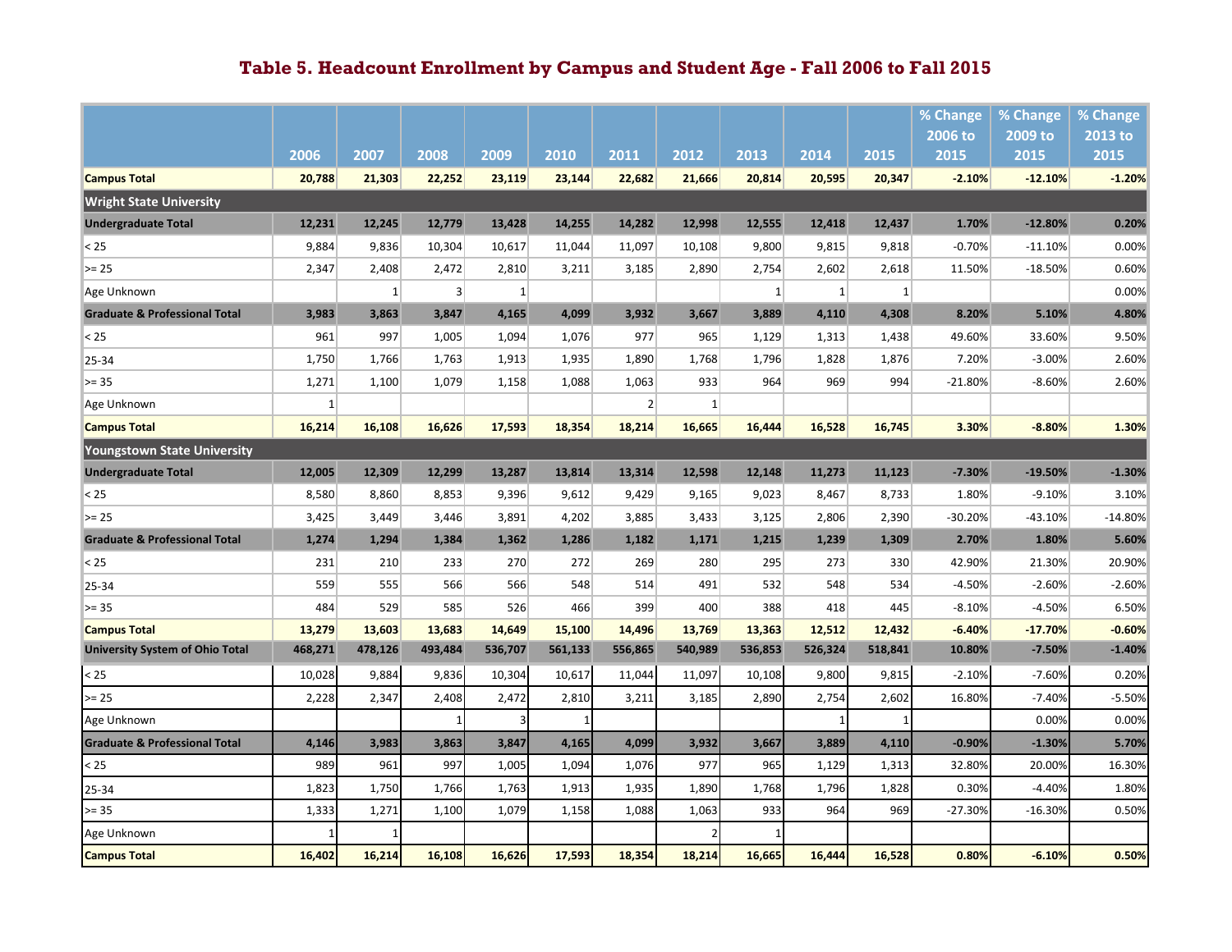# Table 5. Headcount Enrollment by Campus and Student Age - Fall 2006 to Fall 2015

| | 2006 | 2007 | 2008 | 2009 | 2010 | 2011 | 2012 | 2013 | 2014 | 2015 | % Change 2006 to 2015 | % Change 2009 to 2015 | % Change 2013 to 2015 |
|---|---|---|---|---|---|---|---|---|---|---|---|---|---|
| **Campus Total** | **20,788** | **21,303** | **22,252** | **23,119** | **23,144** | **22,682** | **21,666** | **20,814** | **20,595** | **20,347** | **-2.10%** | **-12.10%** | **-1.20%** |
| **Wright State University** | | | | | | | | | | | | | |
| **Undergraduate Total** | **12,231** | **12,245** | **12,779** | **13,428** | **14,255** | **14,282** | **12,998** | **12,555** | **12,418** | **12,437** | **1.70%** | **-12.80%** | **0.20%** |
| < 25 | 9,884 | 9,836 | 10,304 | 10,617 | 11,044 | 11,097 | 10,108 | 9,800 | 9,815 | 9,818 | -0.70% | -11.10% | 0.00% |
| >= 25 | 2,347 | 2,408 | 2,472 | 2,810 | 3,211 | 3,185 | 2,890 | 2,754 | 2,602 | 2,618 | 11.50% | -18.50% | 0.60% |
| Age Unknown | | 1 | 3 | 1 | | | | 1 | 1 | 1 | | | 0.00% |
| **Graduate & Professional Total** | **3,983** | **3,863** | **3,847** | **4,165** | **4,099** | **3,932** | **3,667** | **3,889** | **4,110** | **4,308** | **8.20%** | **5.10%** | **4.80%** |
| < 25 | 961 | 997 | 1,005 | 1,094 | 1,076 | 977 | 965 | 1,129 | 1,313 | 1,438 | 49.60% | 33.60% | 9.50% |
| 25-34 | 1,750 | 1,766 | 1,763 | 1,913 | 1,935 | 1,890 | 1,768 | 1,796 | 1,828 | 1,876 | 7.20% | -3.00% | 2.60% |
| >= 35 | 1,271 | 1,100 | 1,079 | 1,158 | 1,088 | 1,063 | 933 | 964 | 969 | 994 | -21.80% | -8.60% | 2.60% |
| Age Unknown | 1 | | | | | 2 | 1 | | | | | | |
| **Campus Total** | **16,214** | **16,108** | **16,626** | **17,593** | **18,354** | **18,214** | **16,665** | **16,444** | **16,528** | **16,745** | **3.30%** | **-8.80%** | **1.30%** |
| **Youngstown State University** | | | | | | | | | | | | | |
| **Undergraduate Total** | **12,005** | **12,309** | **12,299** | **13,287** | **13,814** | **13,314** | **12,598** | **12,148** | **11,273** | **11,123** | **-7.30%** | **-19.50%** | **-1.30%** |
| < 25 | 8,580 | 8,860 | 8,853 | 9,396 | 9,612 | 9,429 | 9,165 | 9,023 | 8,467 | 8,733 | 1.80% | -9.10% | 3.10% |
| >= 25 | 3,425 | 3,449 | 3,446 | 3,891 | 4,202 | 3,885 | 3,433 | 3,125 | 2,806 | 2,390 | -30.20% | -43.10% | -14.80% |
| **Graduate & Professional Total** | **1,274** | **1,294** | **1,384** | **1,362** | **1,286** | **1,182** | **1,171** | **1,215** | **1,239** | **1,309** | **2.70%** | **1.80%** | **5.60%** |
| < 25 | 231 | 210 | 233 | 270 | 272 | 269 | 280 | 295 | 273 | 330 | 42.90% | 21.30% | 20.90% |
| 25-34 | 559 | 555 | 566 | 566 | 548 | 514 | 491 | 532 | 548 | 534 | -4.50% | -2.60% | -2.60% |
| >= 35 | 484 | 529 | 585 | 526 | 466 | 399 | 400 | 388 | 418 | 445 | -8.10% | -4.50% | 6.50% |
| **Campus Total** | **13,279** | **13,603** | **13,683** | **14,649** | **15,100** | **14,496** | **13,769** | **13,363** | **12,512** | **12,432** | **-6.40%** | **-17.70%** | **-0.60%** |
| **University System of Ohio Total** | **468,271** | **478,126** | **493,484** | **536,707** | **561,133** | **556,865** | **540,989** | **536,853** | **526,324** | **518,841** | **10.80%** | **-7.50%** | **-1.40%** |
| < 25 | 10,028 | 9,884 | 9,836 | 10,304 | 10,617 | 11,044 | 11,097 | 10,108 | 9,800 | 9,815 | -2.10% | -7.60% | 0.20% |
| >= 25 | 2,228 | 2,347 | 2,408 | 2,472 | 2,810 | 3,211 | 3,185 | 2,890 | 2,754 | 2,602 | 16.80% | -7.40% | -5.50% |
| Age Unknown | | | 1 | 3 | 1 | | | | 1 | 1 | | 0.00% | 0.00% |
| **Graduate & Professional Total** | **4,146** | **3,983** | **3,863** | **3,847** | **4,165** | **4,099** | **3,932** | **3,667** | **3,889** | **4,110** | **-0.90%** | **-1.30%** | **5.70%** |
| < 25 | 989 | 961 | 997 | 1,005 | 1,094 | 1,076 | 977 | 965 | 1,129 | 1,313 | 32.80% | 20.00% | 16.30% |
| 25-34 | 1,823 | 1,750 | 1,766 | 1,763 | 1,913 | 1,935 | 1,890 | 1,768 | 1,796 | 1,828 | 0.30% | -4.40% | 1.80% |
| >= 35 | 1,333 | 1,271 | 1,100 | 1,079 | 1,158 | 1,088 | 1,063 | 933 | 964 | 969 | -27.30% | -16.30% | 0.50% |
| Age Unknown | 1 | 1 | | | | | 2 | 1 | | | | | |
| **Campus Total** | **16,402** | **16,214** | **16,108** | **16,626** | **17,593** | **18,354** | **18,214** | **16,665** | **16,444** | **16,528** | **0.80%** | **-6.10%** | **0.50%** |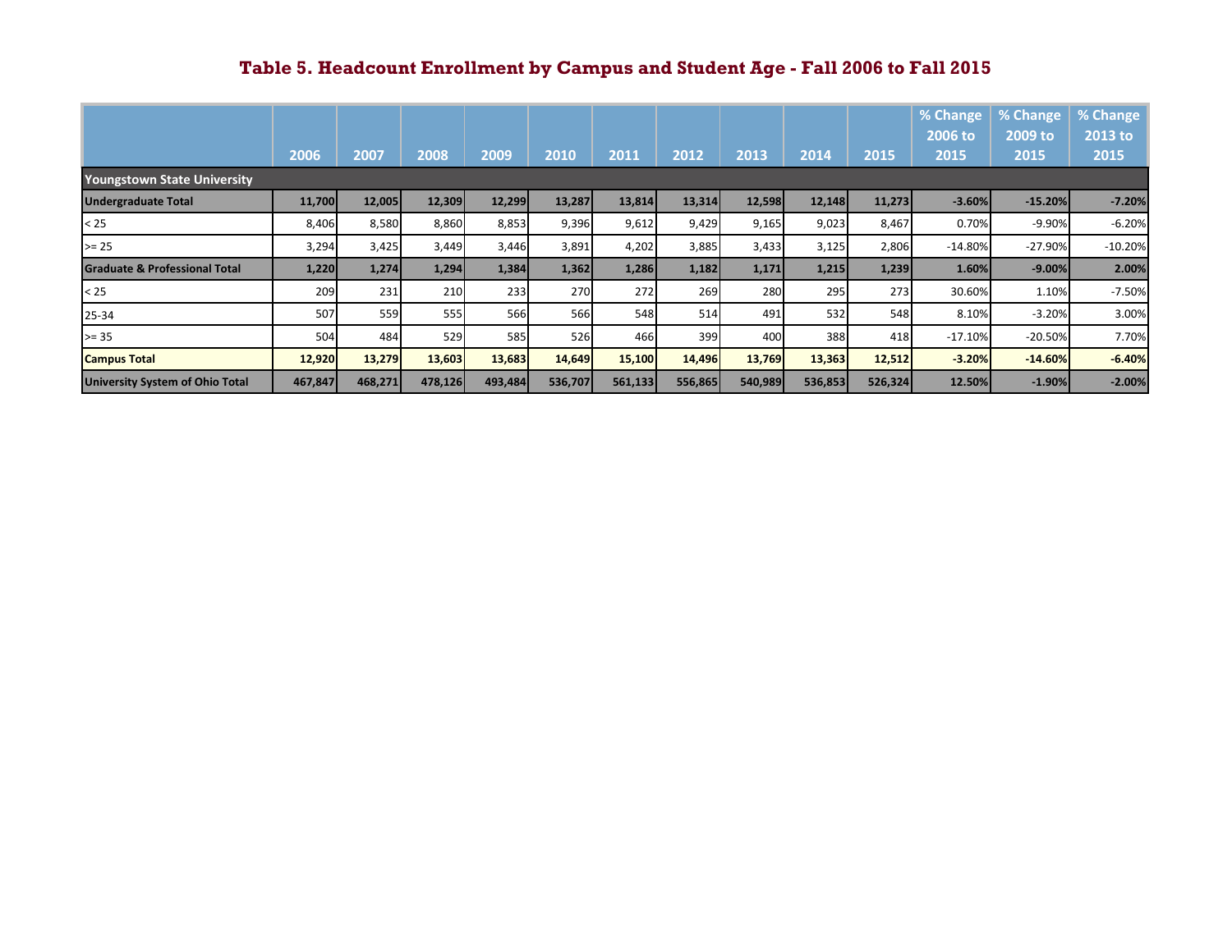# Table 5. Headcount Enrollment by Campus and Student Age - Fall 2006 to Fall 2015

| | 2006 | 2007 | 2008 | 2009 | 2010 | 2011 | 2012 | 2013 | 2014 | 2015 | % Change 2006 to 2015 | % Change 2009 to 2015 | % Change 2013 to 2015 |
|---|---|---|---|---|---|---|---|---|---|---|---|---|---|
| **Youngstown State University** | | | | | | | | | | | | | |
| **Undergraduate Total** | **11,700** | **12,005** | **12,309** | **12,299** | **13,287** | **13,814** | **13,314** | **12,598** | **12,148** | **11,273** | **-3.60%** | **-15.20%** | **-7.20%** |
| < 25 | 8,406 | 8,580 | 8,860 | 8,853 | 9,396 | 9,612 | 9,429 | 9,165 | 9,023 | 8,467 | 0.70% | -9.90% | -6.20% |
| >= 25 | 3,294 | 3,425 | 3,449 | 3,446 | 3,891 | 4,202 | 3,885 | 3,433 | 3,125 | 2,806 | -14.80% | -27.90% | -10.20% |
| **Graduate & Professional Total** | **1,220** | **1,274** | **1,294** | **1,384** | **1,362** | **1,286** | **1,182** | **1,171** | **1,215** | **1,239** | **1.60%** | **-9.00%** | **2.00%** |
| < 25 | 209 | 231 | 210 | 233 | 270 | 272 | 269 | 280 | 295 | 273 | 30.60% | 1.10% | -7.50% |
| 25-34 | 507 | 559 | 555 | 566 | 566 | 548 | 514 | 491 | 532 | 548 | 8.10% | -3.20% | 3.00% |
| >= 35 | 504 | 484 | 529 | 585 | 526 | 466 | 399 | 400 | 388 | 418 | -17.10% | -20.50% | 7.70% |
| **Campus Total** | **12,920** | **13,279** | **13,603** | **13,683** | **14,649** | **15,100** | **14,496** | **13,769** | **13,363** | **12,512** | **-3.20%** | **-14.60%** | **-6.40%** |
| **University System of Ohio Total** | **467,847** | **468,271** | **478,126** | **493,484** | **536,707** | **561,133** | **556,865** | **540,989** | **536,853** | **526,324** | **12.50%** | **-1.90%** | **-2.00%** |